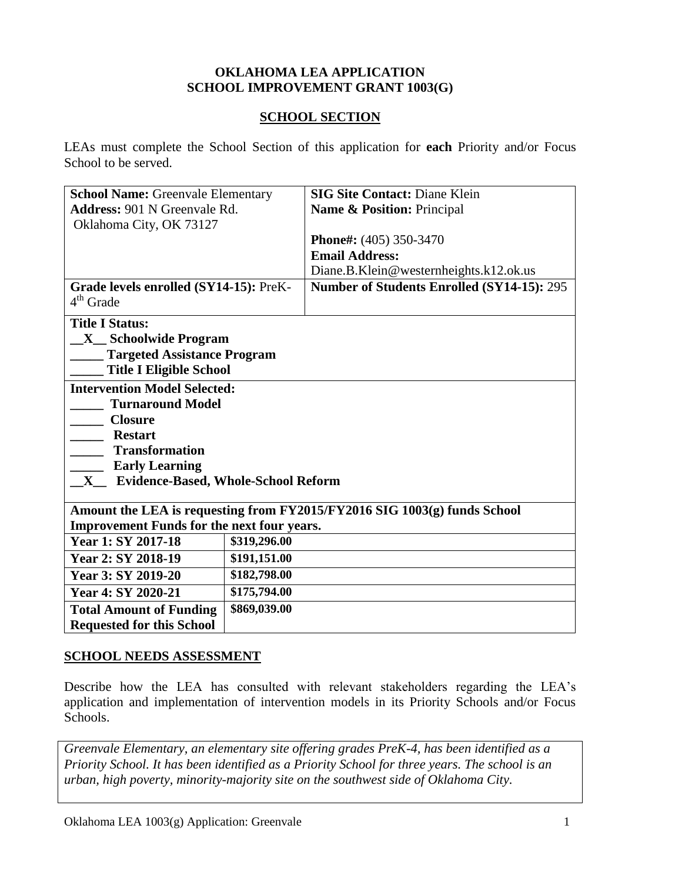# OKLAHOMA LEA APPLICATION
# SCHOOL IMPROVEMENT GRANT 1003(G)

## SCHOOL SECTION

LEAs must complete the School Section of this application for **each** Priority and/or Focus School to be served.

| **School Name:** Greenvale Elementary<br>**Address:** 901 N Greenvale Rd.<br>Oklahoma City, OK 73127 | **SIG Site Contact:** Diane Klein<br>**Name & Position:** Principal<br><br>**Phone#:** (405) 350-3470<br>**Email Address:**<br>Diane.B.Klein@westernheights.k12.ok.us |
|---|---|
| **Grade levels enrolled (SY14-15):** PreK-4th Grade | **Number of Students Enrolled (SY14-15):** 295 |

**Title I Status:**
__X__ **Schoolwide Program**
_____ **Targeted Assistance Program**
_____ **Title I Eligible School**

**Intervention Model Selected:**
_____ **Turnaround Model**
_____ **Closure**
_____ **Restart**
_____ **Transformation**
_____ **Early Learning**
__X__ **Evidence-Based, Whole-School Reform**

**Amount the LEA is requesting from FY2015/FY2016 SIG 1003(g) funds School Improvement Funds for the next four years.**

| | |
|---|---|
| **Year 1: SY 2017-18** | **$319,296.00** |
| **Year 2: SY 2018-19** | **$191,151.00** |
| **Year 3: SY 2019-20** | **$182,798.00** |
| **Year 4: SY 2020-21** | **$175,794.00** |
| **Total Amount of Funding Requested for this School** | **$869,039.00** |

## SCHOOL NEEDS ASSESSMENT

Describe how the LEA has consulted with relevant stakeholders regarding the LEA's application and implementation of intervention models in its Priority Schools and/or Focus Schools.

*Greenvale Elementary, an elementary site offering grades PreK-4, has been identified as a Priority School. It has been identified as a Priority School for three years. The school is an urban, high poverty, minority-majority site on the southwest side of Oklahoma City.*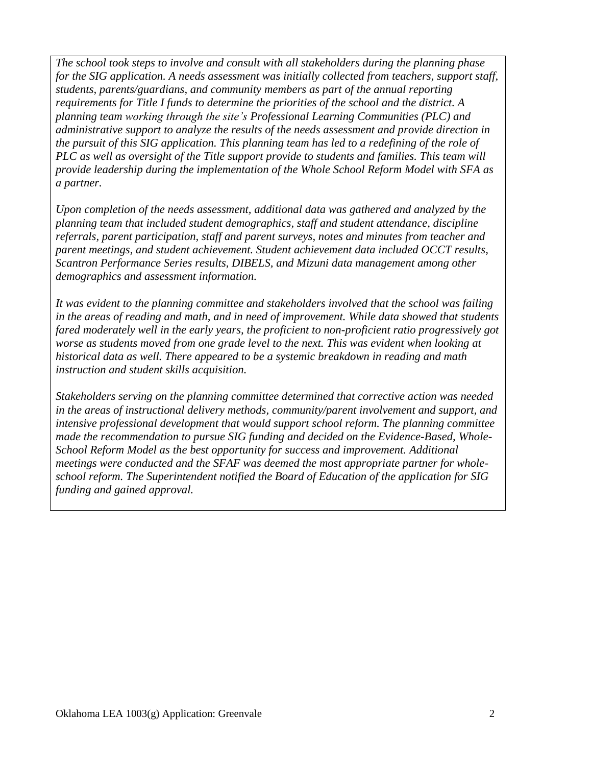*The school took steps to involve and consult with all stakeholders during the planning phase for the SIG application. A needs assessment was initially collected from teachers, support staff, students, parents/guardians, and community members as part of the annual reporting requirements for Title I funds to determine the priorities of the school and the district. A planning team working through the site's Professional Learning Communities (PLC) and administrative support to analyze the results of the needs assessment and provide direction in the pursuit of this SIG application. This planning team has led to a redefining of the role of PLC as well as oversight of the Title support provide to students and families. This team will provide leadership during the implementation of the Whole School Reform Model with SFA as a partner.*

*Upon completion of the needs assessment, additional data was gathered and analyzed by the planning team that included student demographics, staff and student attendance, discipline referrals, parent participation, staff and parent surveys, notes and minutes from teacher and parent meetings, and student achievement. Student achievement data included OCCT results, Scantron Performance Series results, DIBELS, and Mizuni data management among other demographics and assessment information.*

*It was evident to the planning committee and stakeholders involved that the school was failing in the areas of reading and math, and in need of improvement. While data showed that students fared moderately well in the early years, the proficient to non-proficient ratio progressively got worse as students moved from one grade level to the next. This was evident when looking at historical data as well. There appeared to be a systemic breakdown in reading and math instruction and student skills acquisition.*

*Stakeholders serving on the planning committee determined that corrective action was needed in the areas of instructional delivery methods, community/parent involvement and support, and intensive professional development that would support school reform. The planning committee made the recommendation to pursue SIG funding and decided on the Evidence-Based, Whole-School Reform Model as the best opportunity for success and improvement. Additional meetings were conducted and the SFAF was deemed the most appropriate partner for whole-school reform. The Superintendent notified the Board of Education of the application for SIG funding and gained approval.*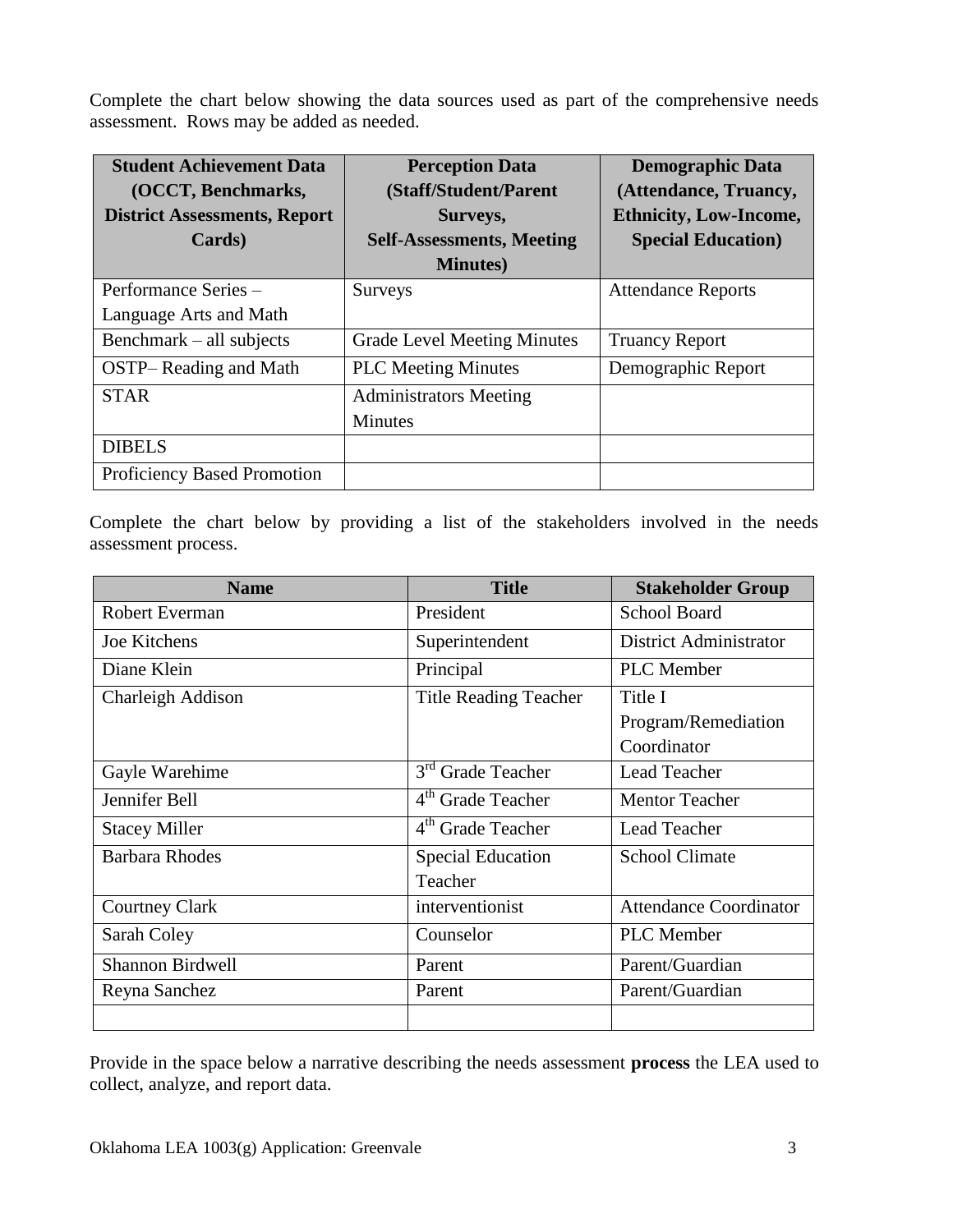Complete the chart below showing the data sources used as part of the comprehensive needs assessment. Rows may be added as needed.

| **Student Achievement Data (OCCT, Benchmarks, District Assessments, Report Cards)** | **Perception Data (Staff/Student/Parent Surveys, Self-Assessments, Meeting Minutes)** | **Demographic Data (Attendance, Truancy, Ethnicity, Low-Income, Special Education)** |
|---|---|---|
| Performance Series – Language Arts and Math | Surveys | Attendance Reports |
| Benchmark – all subjects | Grade Level Meeting Minutes | Truancy Report |
| OSTP– Reading and Math | PLC Meeting Minutes | Demographic Report |
| STAR | Administrators Meeting Minutes | |
| DIBELS | | |
| Proficiency Based Promotion | | |

Complete the chart below by providing a list of the stakeholders involved in the needs assessment process.

| **Name** | **Title** | **Stakeholder Group** |
|---|---|---|
| Robert Everman | President | School Board |
| Joe Kitchens | Superintendent | District Administrator |
| Diane Klein | Principal | PLC Member |
| Charleigh Addison | Title Reading Teacher | Title I Program/Remediation Coordinator |
| Gayle Warehime | 3rd Grade Teacher | Lead Teacher |
| Jennifer Bell | 4th Grade Teacher | Mentor Teacher |
| Stacey Miller | 4th Grade Teacher | Lead Teacher |
| Barbara Rhodes | Special Education Teacher | School Climate |
| Courtney Clark | interventionist | Attendance Coordinator |
| Sarah Coley | Counselor | PLC Member |
| Shannon Birdwell | Parent | Parent/Guardian |
| Reyna Sanchez | Parent | Parent/Guardian |
| | | |

Provide in the space below a narrative describing the needs assessment **process** the LEA used to collect, analyze, and report data.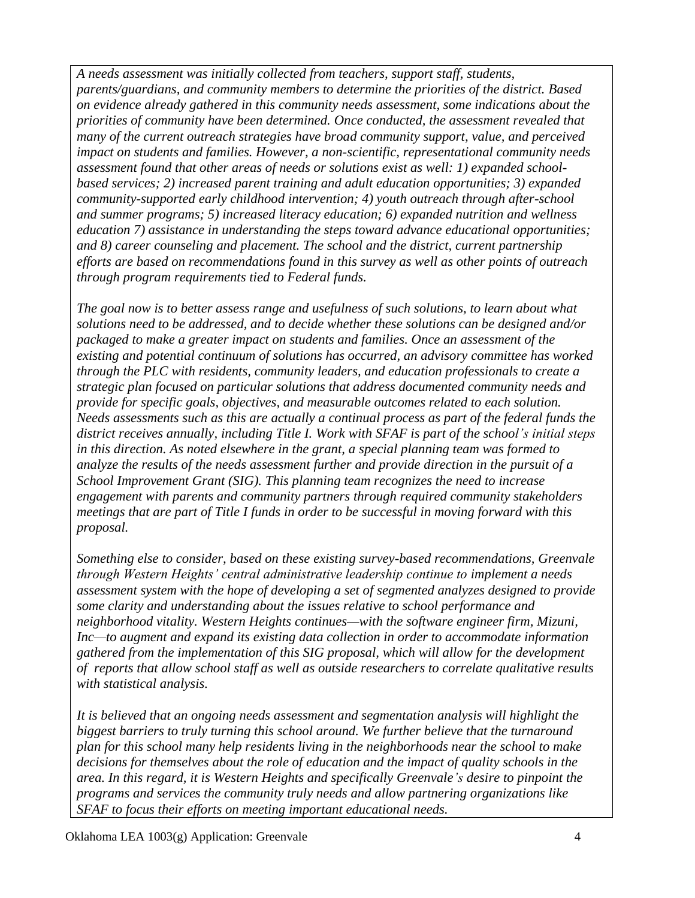*A needs assessment was initially collected from teachers, support staff, students, parents/guardians, and community members to determine the priorities of the district. Based on evidence already gathered in this community needs assessment, some indications about the priorities of community have been determined. Once conducted, the assessment revealed that many of the current outreach strategies have broad community support, value, and perceived impact on students and families. However, a non-scientific, representational community needs assessment found that other areas of needs or solutions exist as well: 1) expanded school-based services; 2) increased parent training and adult education opportunities; 3) expanded community-supported early childhood intervention; 4) youth outreach through after-school and summer programs; 5) increased literacy education; 6) expanded nutrition and wellness education 7) assistance in understanding the steps toward advance educational opportunities; and 8) career counseling and placement. The school and the district, current partnership efforts are based on recommendations found in this survey as well as other points of outreach through program requirements tied to Federal funds.*

*The goal now is to better assess range and usefulness of such solutions, to learn about what solutions need to be addressed, and to decide whether these solutions can be designed and/or packaged to make a greater impact on students and families. Once an assessment of the existing and potential continuum of solutions has occurred, an advisory committee has worked through the PLC with residents, community leaders, and education professionals to create a strategic plan focused on particular solutions that address documented community needs and provide for specific goals, objectives, and measurable outcomes related to each solution. Needs assessments such as this are actually a continual process as part of the federal funds the district receives annually, including Title I. Work with SFAF is part of the school's initial steps in this direction. As noted elsewhere in the grant, a special planning team was formed to analyze the results of the needs assessment further and provide direction in the pursuit of a School Improvement Grant (SIG). This planning team recognizes the need to increase engagement with parents and community partners through required community stakeholders meetings that are part of Title I funds in order to be successful in moving forward with this proposal.*

*Something else to consider, based on these existing survey-based recommendations, Greenvale through Western Heights' central administrative leadership continue to implement a needs assessment system with the hope of developing a set of segmented analyzes designed to provide some clarity and understanding about the issues relative to school performance and neighborhood vitality. Western Heights continues—with the software engineer firm, Mizuni, Inc—to augment and expand its existing data collection in order to accommodate information gathered from the implementation of this SIG proposal, which will allow for the development of reports that allow school staff as well as outside researchers to correlate qualitative results with statistical analysis.*

*It is believed that an ongoing needs assessment and segmentation analysis will highlight the biggest barriers to truly turning this school around. We further believe that the turnaround plan for this school many help residents living in the neighborhoods near the school to make decisions for themselves about the role of education and the impact of quality schools in the area. In this regard, it is Western Heights and specifically Greenvale's desire to pinpoint the programs and services the community truly needs and allow partnering organizations like SFAF to focus their efforts on meeting important educational needs.*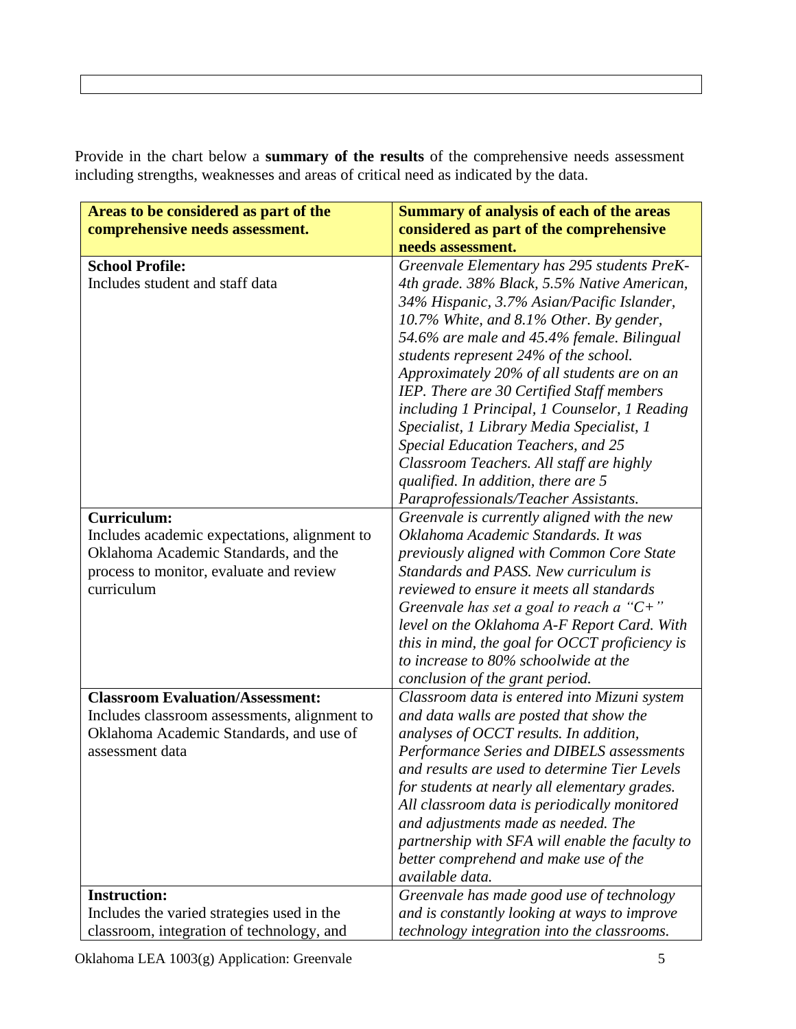Provide in the chart below a **summary of the results** of the comprehensive needs assessment including strengths, weaknesses and areas of critical need as indicated by the data.

| **Areas to be considered as part of the comprehensive needs assessment.** | **Summary of analysis of each of the areas considered as part of the comprehensive needs assessment.** |
|---|---|
| **School Profile:** Includes student and staff data | *Greenvale Elementary has 295 students PreK-4th grade. 38% Black, 5.5% Native American, 34% Hispanic, 3.7% Asian/Pacific Islander, 10.7% White, and 8.1% Other. By gender, 54.6% are male and 45.4% female. Bilingual students represent 24% of the school. Approximately 20% of all students are on an IEP. There are 30 Certified Staff members including 1 Principal, 1 Counselor, 1 Reading Specialist, 1 Library Media Specialist, 1 Special Education Teachers, and 25 Classroom Teachers. All staff are highly qualified. In addition, there are 5 Paraprofessionals/Teacher Assistants.* |
| **Curriculum:** Includes academic expectations, alignment to Oklahoma Academic Standards, and the process to monitor, evaluate and review curriculum | *Greenvale is currently aligned with the new Oklahoma Academic Standards. It was previously aligned with Common Core State Standards and PASS. New curriculum is reviewed to ensure it meets all standards Greenvale has set a goal to reach a "C+" level on the Oklahoma A-F Report Card. With this in mind, the goal for OCCT proficiency is to increase to 80% schoolwide at the conclusion of the grant period.* |
| **Classroom Evaluation/Assessment:** Includes classroom assessments, alignment to Oklahoma Academic Standards, and use of assessment data | *Classroom data is entered into Mizuni system and data walls are posted that show the analyses of OCCT results. In addition, Performance Series and DIBELS assessments and results are used to determine Tier Levels for students at nearly all elementary grades. All classroom data is periodically monitored and adjustments made as needed. The partnership with SFA will enable the faculty to better comprehend and make use of the available data.* |
| **Instruction:** Includes the varied strategies used in the classroom, integration of technology, and | *Greenvale has made good use of technology and is constantly looking at ways to improve technology integration into the classrooms.* |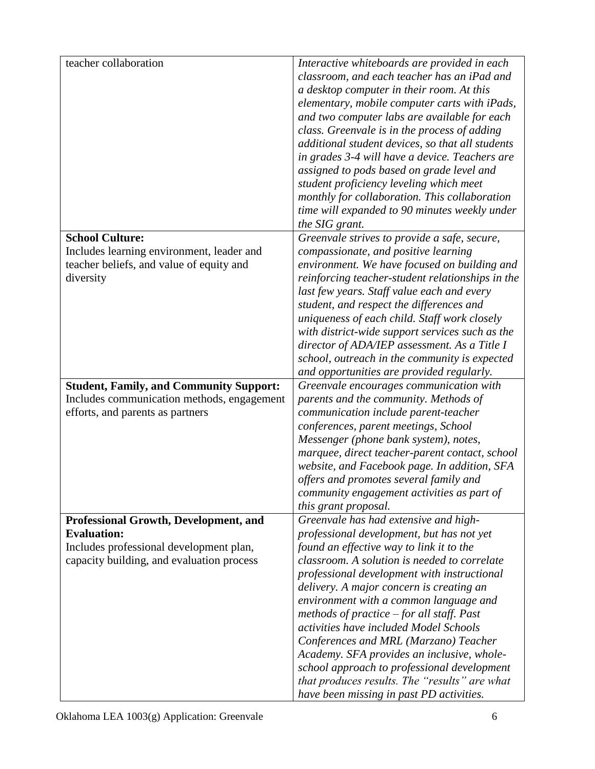| | |
|---|---|
| teacher collaboration | *Interactive whiteboards are provided in each classroom, and each teacher has an iPad and a desktop computer in their room. At this elementary, mobile computer carts with iPads, and two computer labs are available for each class. Greenvale is in the process of adding additional student devices, so that all students in grades 3-4 will have a device. Teachers are assigned to pods based on grade level and student proficiency leveling which meet monthly for collaboration. This collaboration time will expanded to 90 minutes weekly under the SIG grant.* |
| **School Culture:**<br>Includes learning environment, leader and teacher beliefs, and value of equity and diversity | *Greenvale strives to provide a safe, secure, compassionate, and positive learning environment. We have focused on building and reinforcing teacher-student relationships in the last few years. Staff value each and every student, and respect the differences and uniqueness of each child. Staff work closely with district-wide support services such as the director of ADA/IEP assessment. As a Title I school, outreach in the community is expected and opportunities are provided regularly.* |
| **Student, Family, and Community Support:**<br>Includes communication methods, engagement efforts, and parents as partners | *Greenvale encourages communication with parents and the community. Methods of communication include parent-teacher conferences, parent meetings, School Messenger (phone bank system), notes, marquee, direct teacher-parent contact, school website, and Facebook page. In addition, SFA offers and promotes several family and community engagement activities as part of this grant proposal.* |
| **Professional Growth, Development, and Evaluation:**<br>Includes professional development plan, capacity building, and evaluation process | *Greenvale has had extensive and high-professional development, but has not yet found an effective way to link it to the classroom. A solution is needed to correlate professional development with instructional delivery. A major concern is creating an environment with a common language and methods of practice – for all staff. Past activities have included Model Schools Conferences and MRL (Marzano) Teacher Academy. SFA provides an inclusive, whole-school approach to professional development that produces results. The "results" are what have been missing in past PD activities.* |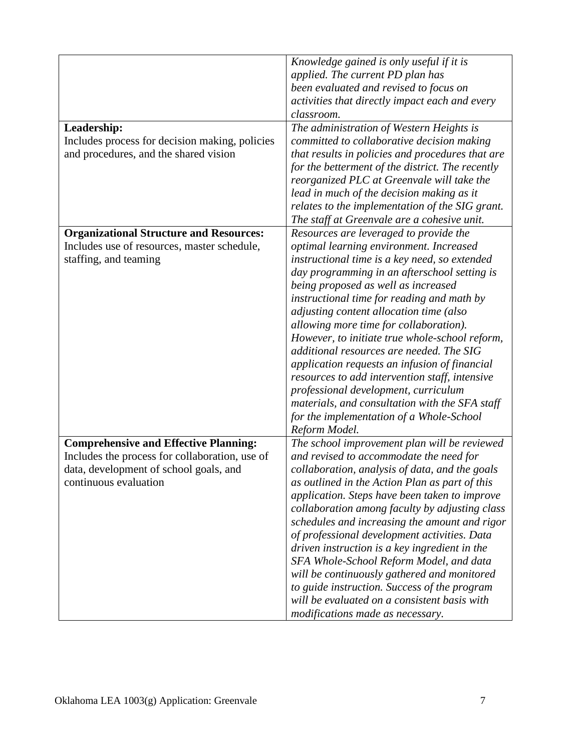| | |
|---|---|
| | *Knowledge gained is only useful if it is applied. The current PD plan has been evaluated and revised to focus on activities that directly impact each and every classroom.* |
| **Leadership:**<br>Includes process for decision making, policies and procedures, and the shared vision | *The administration of Western Heights is committed to collaborative decision making that results in policies and procedures that are for the betterment of the district. The recently reorganized PLC at Greenvale will take the lead in much of the decision making as it relates to the implementation of the SIG grant. The staff at Greenvale are a cohesive unit.* |
| **Organizational Structure and Resources:**<br>Includes use of resources, master schedule, staffing, and teaming | *Resources are leveraged to provide the optimal learning environment. Increased instructional time is a key need, so extended day programming in an afterschool setting is being proposed as well as increased instructional time for reading and math by adjusting content allocation time (also allowing more time for collaboration). However, to initiate true whole-school reform, additional resources are needed. The SIG application requests an infusion of financial resources to add intervention staff, intensive professional development, curriculum materials, and consultation with the SFA staff for the implementation of a Whole-School Reform Model.* |
| **Comprehensive and Effective Planning:**<br>Includes the process for collaboration, use of data, development of school goals, and continuous evaluation | *The school improvement plan will be reviewed and revised to accommodate the need for collaboration, analysis of data, and the goals as outlined in the Action Plan as part of this application. Steps have been taken to improve collaboration among faculty by adjusting class schedules and increasing the amount and rigor of professional development activities. Data driven instruction is a key ingredient in the SFA Whole-School Reform Model, and data will be continuously gathered and monitored to guide instruction. Success of the program will be evaluated on a consistent basis with modifications made as necessary.* |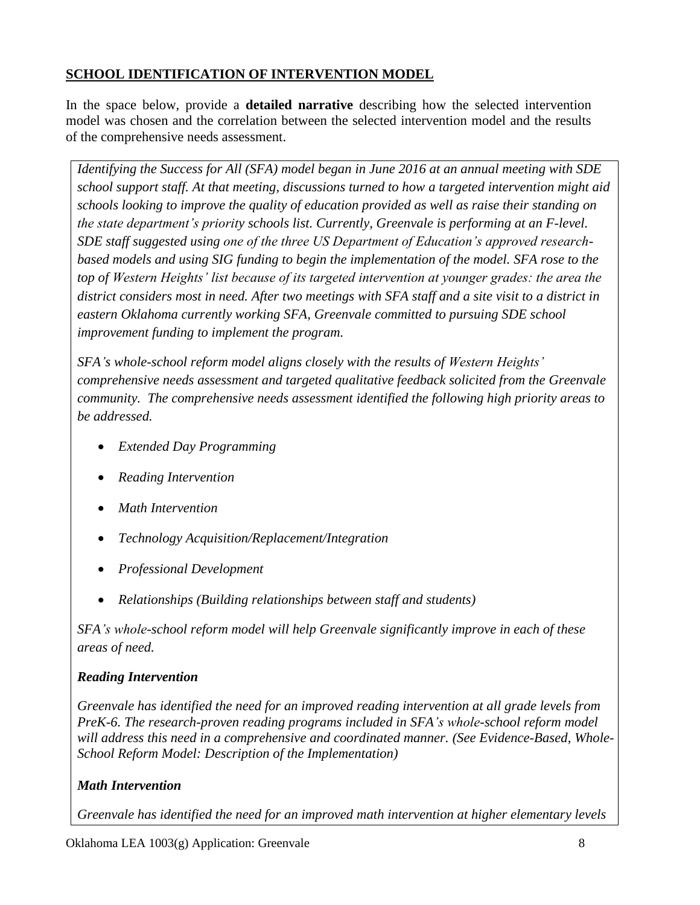**SCHOOL IDENTIFICATION OF INTERVENTION MODEL**

In the space below, provide a **detailed narrative** describing how the selected intervention model was chosen and the correlation between the selected intervention model and the results of the comprehensive needs assessment.

*Identifying the Success for All (SFA) model began in June 2016 at an annual meeting with SDE school support staff. At that meeting, discussions turned to how a targeted intervention might aid schools looking to improve the quality of education provided as well as raise their standing on the state department's priority schools list. Currently, Greenvale is performing at an F-level. SDE staff suggested using one of the three US Department of Education's approved research-based models and using SIG funding to begin the implementation of the model. SFA rose to the top of Western Heights' list because of its targeted intervention at younger grades: the area the district considers most in need. After two meetings with SFA staff and a site visit to a district in eastern Oklahoma currently working SFA, Greenvale committed to pursuing SDE school improvement funding to implement the program.*

*SFA's whole-school reform model aligns closely with the results of Western Heights' comprehensive needs assessment and targeted qualitative feedback solicited from the Greenvale community. The comprehensive needs assessment identified the following high priority areas to be addressed.*

- *Extended Day Programming*
- *Reading Intervention*
- *Math Intervention*
- *Technology Acquisition/Replacement/Integration*
- *Professional Development*
- *Relationships (Building relationships between staff and students)*

*SFA's whole-school reform model will help Greenvale significantly improve in each of these areas of need.*

***Reading Intervention***

*Greenvale has identified the need for an improved reading intervention at all grade levels from PreK-6. The research-proven reading programs included in SFA's whole-school reform model will address this need in a comprehensive and coordinated manner. (See Evidence-Based, Whole-School Reform Model: Description of the Implementation)*

***Math Intervention***

*Greenvale has identified the need for an improved math intervention at higher elementary levels*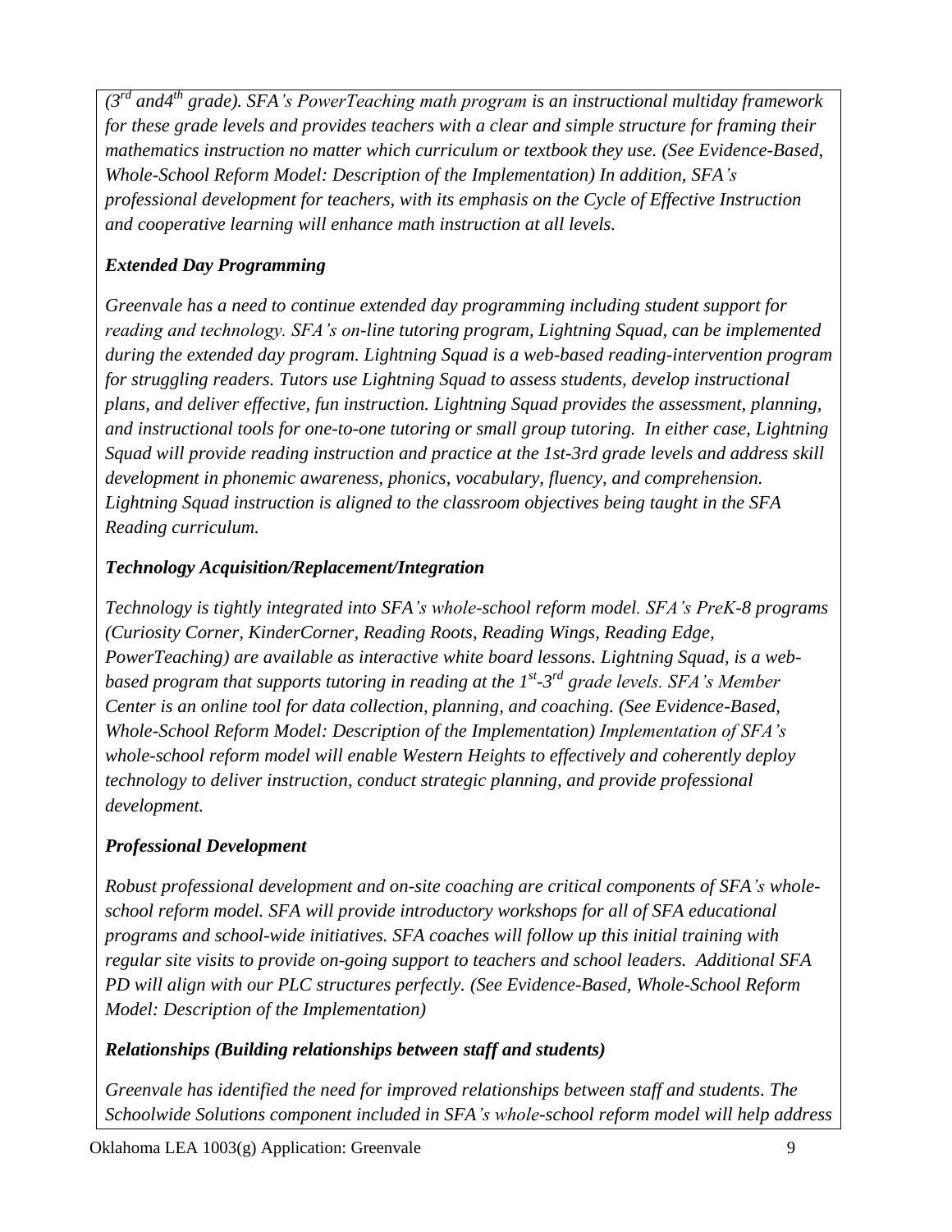*(3rd and4th grade). SFA's PowerTeaching math program is an instructional multiday framework for these grade levels and provides teachers with a clear and simple structure for framing their mathematics instruction no matter which curriculum or textbook they use. (See Evidence-Based, Whole-School Reform Model: Description of the Implementation) In addition, SFA's professional development for teachers, with its emphasis on the Cycle of Effective Instruction and cooperative learning will enhance math instruction at all levels.*

***Extended Day Programming***

*Greenvale has a need to continue extended day programming including student support for reading and technology. SFA's on-line tutoring program, Lightning Squad, can be implemented during the extended day program. Lightning Squad is a web-based reading-intervention program for struggling readers. Tutors use Lightning Squad to assess students, develop instructional plans, and deliver effective, fun instruction. Lightning Squad provides the assessment, planning, and instructional tools for one-to-one tutoring or small group tutoring. In either case, Lightning Squad will provide reading instruction and practice at the 1st-3rd grade levels and address skill development in phonemic awareness, phonics, vocabulary, fluency, and comprehension. Lightning Squad instruction is aligned to the classroom objectives being taught in the SFA Reading curriculum.*

***Technology Acquisition/Replacement/Integration***

*Technology is tightly integrated into SFA's whole-school reform model. SFA's PreK-8 programs (Curiosity Corner, KinderCorner, Reading Roots, Reading Wings, Reading Edge, PowerTeaching) are available as interactive white board lessons. Lightning Squad, is a web-based program that supports tutoring in reading at the 1st-3rd grade levels. SFA's Member Center is an online tool for data collection, planning, and coaching. (See Evidence-Based, Whole-School Reform Model: Description of the Implementation) Implementation of SFA's whole-school reform model will enable Western Heights to effectively and coherently deploy technology to deliver instruction, conduct strategic planning, and provide professional development.*

***Professional Development***

*Robust professional development and on-site coaching are critical components of SFA's whole-school reform model. SFA will provide introductory workshops for all of SFA educational programs and school-wide initiatives. SFA coaches will follow up this initial training with regular site visits to provide on-going support to teachers and school leaders. Additional SFA PD will align with our PLC structures perfectly. (See Evidence-Based, Whole-School Reform Model: Description of the Implementation)*

***Relationships (Building relationships between staff and students)***

*Greenvale has identified the need for improved relationships between staff and students. The Schoolwide Solutions component included in SFA's whole-school reform model will help address*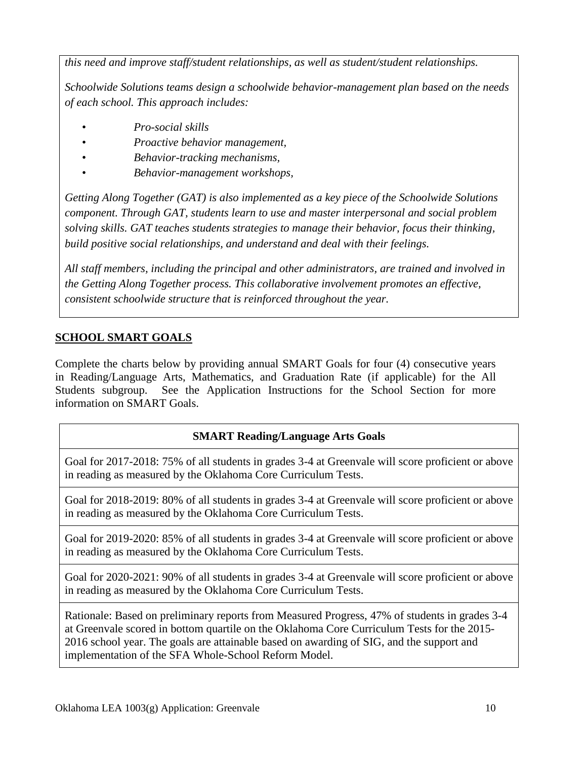*this need and improve staff/student relationships, as well as student/student relationships.*

*Schoolwide Solutions teams design a schoolwide behavior-management plan based on the needs of each school. This approach includes:*

- *Pro-social skills*
- *Proactive behavior management,*
- *Behavior-tracking mechanisms,*
- *Behavior-management workshops,*

*Getting Along Together (GAT) is also implemented as a key piece of the Schoolwide Solutions component. Through GAT, students learn to use and master interpersonal and social problem solving skills. GAT teaches students strategies to manage their behavior, focus their thinking, build positive social relationships, and understand and deal with their feelings.*

*All staff members, including the principal and other administrators, are trained and involved in the Getting Along Together process. This collaborative involvement promotes an effective, consistent schoolwide structure that is reinforced throughout the year.*

## SCHOOL SMART GOALS

Complete the charts below by providing annual SMART Goals for four (4) consecutive years in Reading/Language Arts, Mathematics, and Graduation Rate (if applicable) for the All Students subgroup. See the Application Instructions for the School Section for more information on SMART Goals.

| **SMART Reading/Language Arts Goals** |
|---|
| Goal for 2017-2018: 75% of all students in grades 3-4 at Greenvale will score proficient or above in reading as measured by the Oklahoma Core Curriculum Tests. |
| Goal for 2018-2019: 80% of all students in grades 3-4 at Greenvale will score proficient or above in reading as measured by the Oklahoma Core Curriculum Tests. |
| Goal for 2019-2020: 85% of all students in grades 3-4 at Greenvale will score proficient or above in reading as measured by the Oklahoma Core Curriculum Tests. |
| Goal for 2020-2021: 90% of all students in grades 3-4 at Greenvale will score proficient or above in reading as measured by the Oklahoma Core Curriculum Tests. |
| Rationale: Based on preliminary reports from Measured Progress, 47% of students in grades 3-4 at Greenvale scored in bottom quartile on the Oklahoma Core Curriculum Tests for the 2015-2016 school year. The goals are attainable based on awarding of SIG, and the support and implementation of the SFA Whole-School Reform Model. |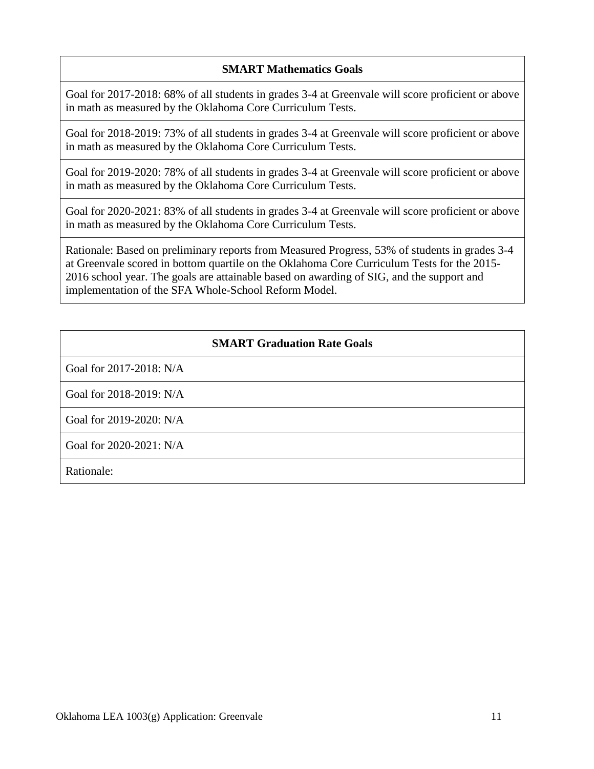| SMART Mathematics Goals |
| --- |
| Goal for 2017-2018: 68% of all students in grades 3-4 at Greenvale will score proficient or above in math as measured by the Oklahoma Core Curriculum Tests. |
| Goal for 2018-2019: 73% of all students in grades 3-4 at Greenvale will score proficient or above in math as measured by the Oklahoma Core Curriculum Tests. |
| Goal for 2019-2020: 78% of all students in grades 3-4 at Greenvale will score proficient or above in math as measured by the Oklahoma Core Curriculum Tests. |
| Goal for 2020-2021: 83% of all students in grades 3-4 at Greenvale will score proficient or above in math as measured by the Oklahoma Core Curriculum Tests. |
| Rationale: Based on preliminary reports from Measured Progress, 53% of students in grades 3-4 at Greenvale scored in bottom quartile on the Oklahoma Core Curriculum Tests for the 2015-2016 school year. The goals are attainable based on awarding of SIG, and the support and implementation of the SFA Whole-School Reform Model. |

| SMART Graduation Rate Goals |
| --- |
| Goal for 2017-2018: N/A |
| Goal for 2018-2019: N/A |
| Goal for 2019-2020: N/A |
| Goal for 2020-2021: N/A |
| Rationale: |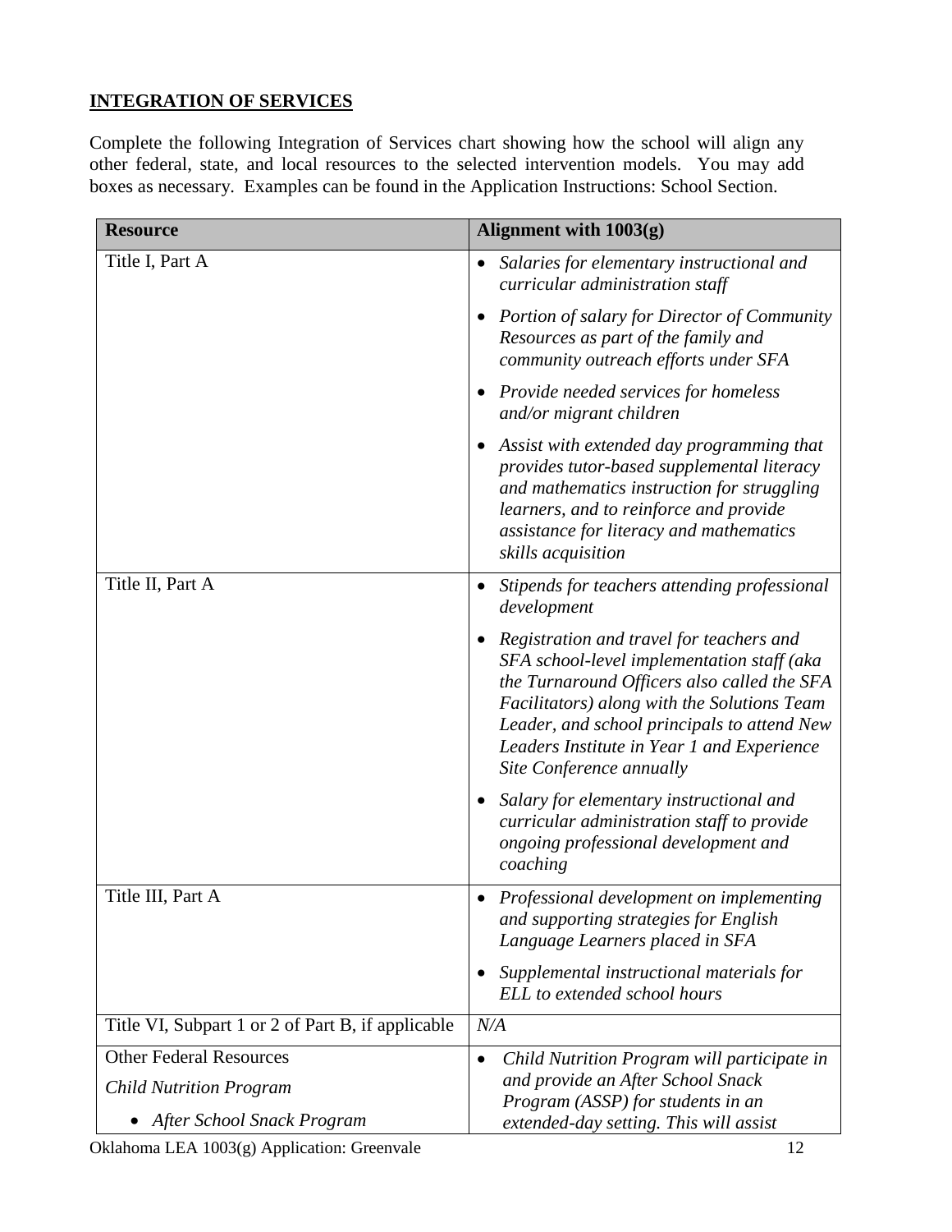## INTEGRATION OF SERVICES

Complete the following Integration of Services chart showing how the school will align any other federal, state, and local resources to the selected intervention models. You may add boxes as necessary. Examples can be found in the Application Instructions: School Section.

| Resource | Alignment with 1003(g) |
|---|---|
| Title I, Part A | • *Salaries for elementary instructional and curricular administration staff*<br>• *Portion of salary for Director of Community Resources as part of the family and community outreach efforts under SFA*<br>• *Provide needed services for homeless and/or migrant children*<br>• *Assist with extended day programming that provides tutor-based supplemental literacy and mathematics instruction for struggling learners, and to reinforce and provide assistance for literacy and mathematics skills acquisition* |
| Title II, Part A | • *Stipends for teachers attending professional development*<br>• *Registration and travel for teachers and SFA school-level implementation staff (aka the Turnaround Officers also called the SFA Facilitators) along with the Solutions Team Leader, and school principals to attend New Leaders Institute in Year 1 and Experience Site Conference annually*<br>• *Salary for elementary instructional and curricular administration staff to provide ongoing professional development and coaching* |
| Title III, Part A | • *Professional development on implementing and supporting strategies for English Language Learners placed in SFA*<br>• *Supplemental instructional materials for ELL to extended school hours* |
| Title VI, Subpart 1 or 2 of Part B, if applicable | *N/A* |
| Other Federal Resources<br>*Child Nutrition Program*<br>• *After School Snack Program* | • *Child Nutrition Program will participate in and provide an After School Snack Program (ASSP) for students in an extended-day setting. This will assist* |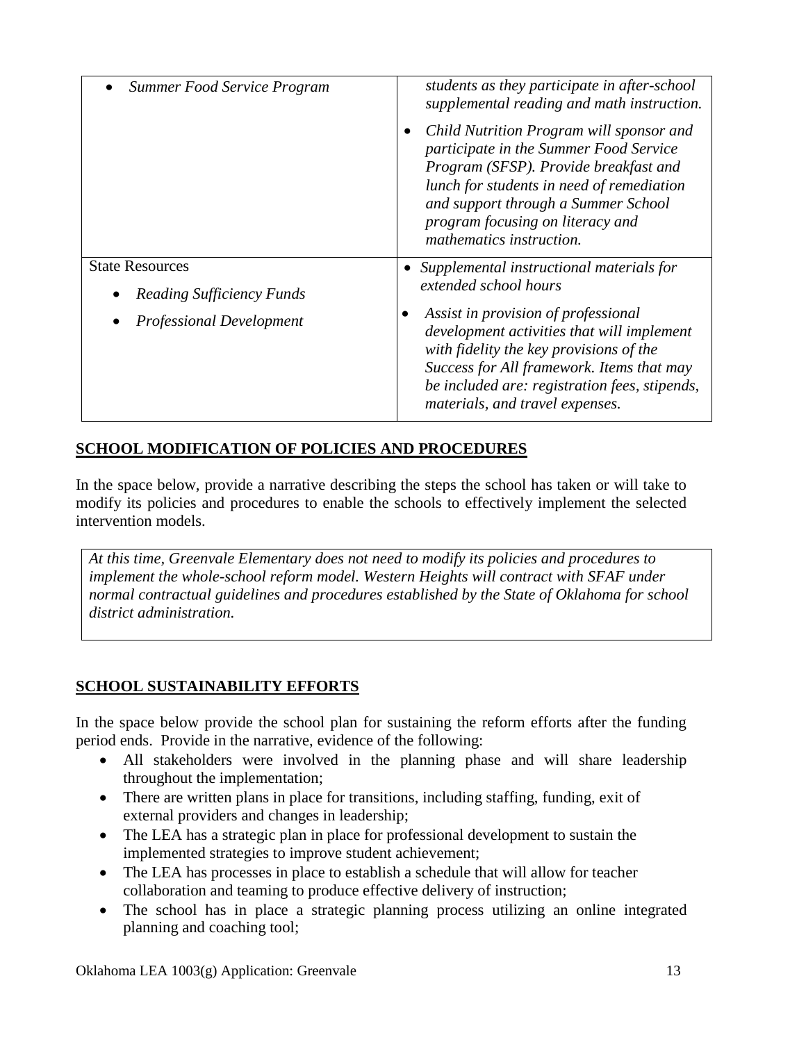| | |
|---|---|
| • *Summer Food Service Program* | *students as they participate in after-school supplemental reading and math instruction.*<br>• *Child Nutrition Program will sponsor and participate in the Summer Food Service Program (SFSP). Provide breakfast and lunch for students in need of remediation and support through a Summer School program focusing on literacy and mathematics instruction.* |
| State Resources<br>• *Reading Sufficiency Funds*<br>• *Professional Development* | • *Supplemental instructional materials for extended school hours*<br>• *Assist in provision of professional development activities that will implement with fidelity the key provisions of the Success for All framework. Items that may be included are: registration fees, stipends, materials, and travel expenses.* |

## SCHOOL MODIFICATION OF POLICIES AND PROCEDURES

In the space below, provide a narrative describing the steps the school has taken or will take to modify its policies and procedures to enable the schools to effectively implement the selected intervention models.

*At this time, Greenvale Elementary does not need to modify its policies and procedures to implement the whole-school reform model. Western Heights will contract with SFAF under normal contractual guidelines and procedures established by the State of Oklahoma for school district administration.*

## SCHOOL SUSTAINABILITY EFFORTS

In the space below provide the school plan for sustaining the reform efforts after the funding period ends. Provide in the narrative, evidence of the following:

- All stakeholders were involved in the planning phase and will share leadership throughout the implementation;
- There are written plans in place for transitions, including staffing, funding, exit of external providers and changes in leadership;
- The LEA has a strategic plan in place for professional development to sustain the implemented strategies to improve student achievement;
- The LEA has processes in place to establish a schedule that will allow for teacher collaboration and teaming to produce effective delivery of instruction;
- The school has in place a strategic planning process utilizing an online integrated planning and coaching tool;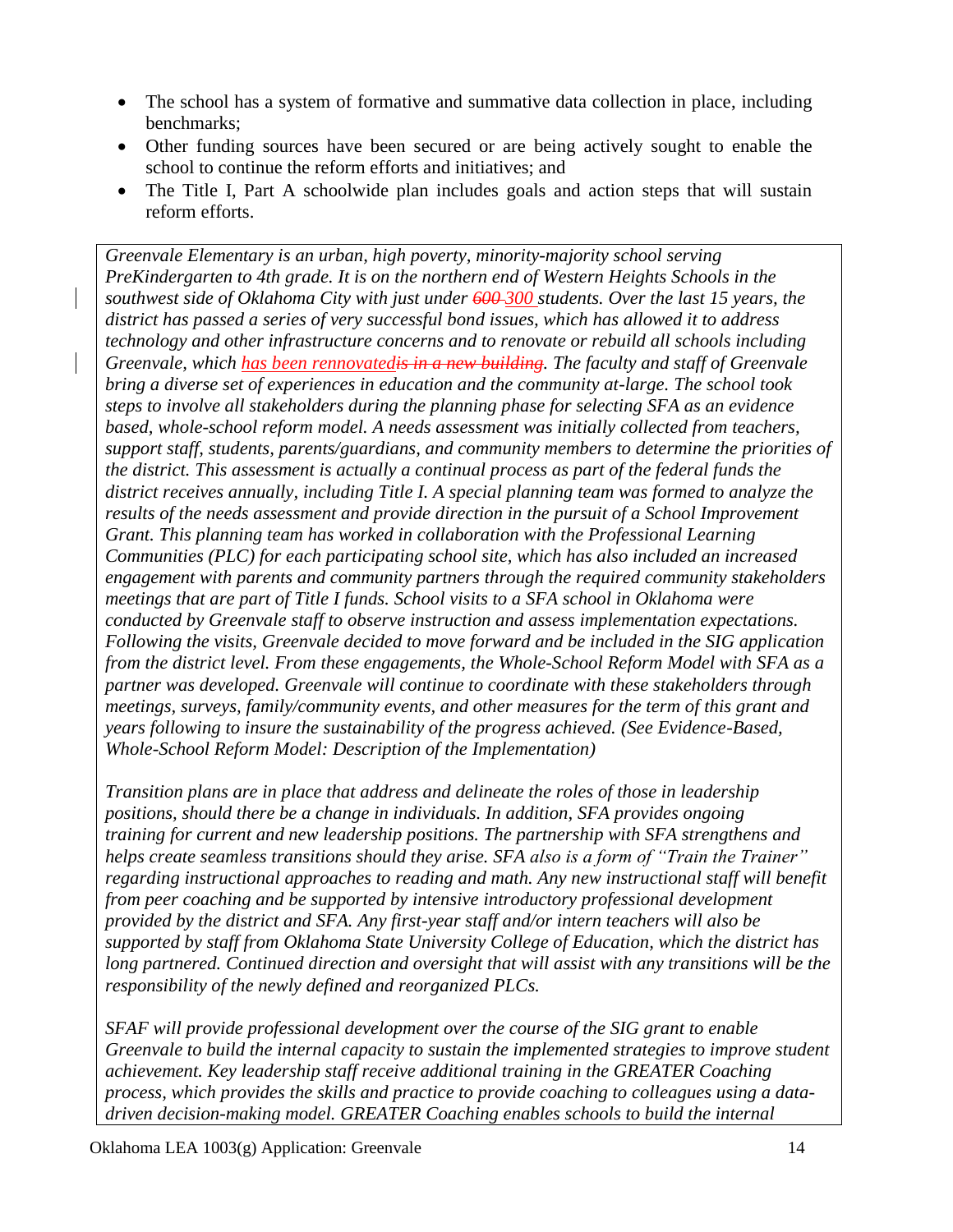- The school has a system of formative and summative data collection in place, including benchmarks;
- Other funding sources have been secured or are being actively sought to enable the school to continue the reform efforts and initiatives; and
- The Title I, Part A schoolwide plan includes goals and action steps that will sustain reform efforts.

*Greenvale Elementary is an urban, high poverty, minority-majority school serving PreKindergarten to 4th grade. It is on the northern end of Western Heights Schools in the southwest side of Oklahoma City with just under ~~600~~ 300 students. Over the last 15 years, the district has passed a series of very successful bond issues, which has allowed it to address technology and other infrastructure concerns and to renovate or rebuild all schools including Greenvale, which has been rennovated~~is in a new building~~. The faculty and staff of Greenvale bring a diverse set of experiences in education and the community at-large. The school took steps to involve all stakeholders during the planning phase for selecting SFA as an evidence based, whole-school reform model. A needs assessment was initially collected from teachers, support staff, students, parents/guardians, and community members to determine the priorities of the district. This assessment is actually a continual process as part of the federal funds the district receives annually, including Title I. A special planning team was formed to analyze the results of the needs assessment and provide direction in the pursuit of a School Improvement Grant. This planning team has worked in collaboration with the Professional Learning Communities (PLC) for each participating school site, which has also included an increased engagement with parents and community partners through the required community stakeholders meetings that are part of Title I funds. School visits to a SFA school in Oklahoma were conducted by Greenvale staff to observe instruction and assess implementation expectations. Following the visits, Greenvale decided to move forward and be included in the SIG application from the district level. From these engagements, the Whole-School Reform Model with SFA as a partner was developed. Greenvale will continue to coordinate with these stakeholders through meetings, surveys, family/community events, and other measures for the term of this grant and years following to insure the sustainability of the progress achieved. (See Evidence-Based, Whole-School Reform Model: Description of the Implementation)*

*Transition plans are in place that address and delineate the roles of those in leadership positions, should there be a change in individuals. In addition, SFA provides ongoing training for current and new leadership positions. The partnership with SFA strengthens and helps create seamless transitions should they arise. SFA also is a form of "Train the Trainer" regarding instructional approaches to reading and math. Any new instructional staff will benefit from peer coaching and be supported by intensive introductory professional development provided by the district and SFA. Any first-year staff and/or intern teachers will also be supported by staff from Oklahoma State University College of Education, which the district has long partnered. Continued direction and oversight that will assist with any transitions will be the responsibility of the newly defined and reorganized PLCs.*

*SFAF will provide professional development over the course of the SIG grant to enable Greenvale to build the internal capacity to sustain the implemented strategies to improve student achievement. Key leadership staff receive additional training in the GREATER Coaching process, which provides the skills and practice to provide coaching to colleagues using a data-driven decision-making model. GREATER Coaching enables schools to build the internal*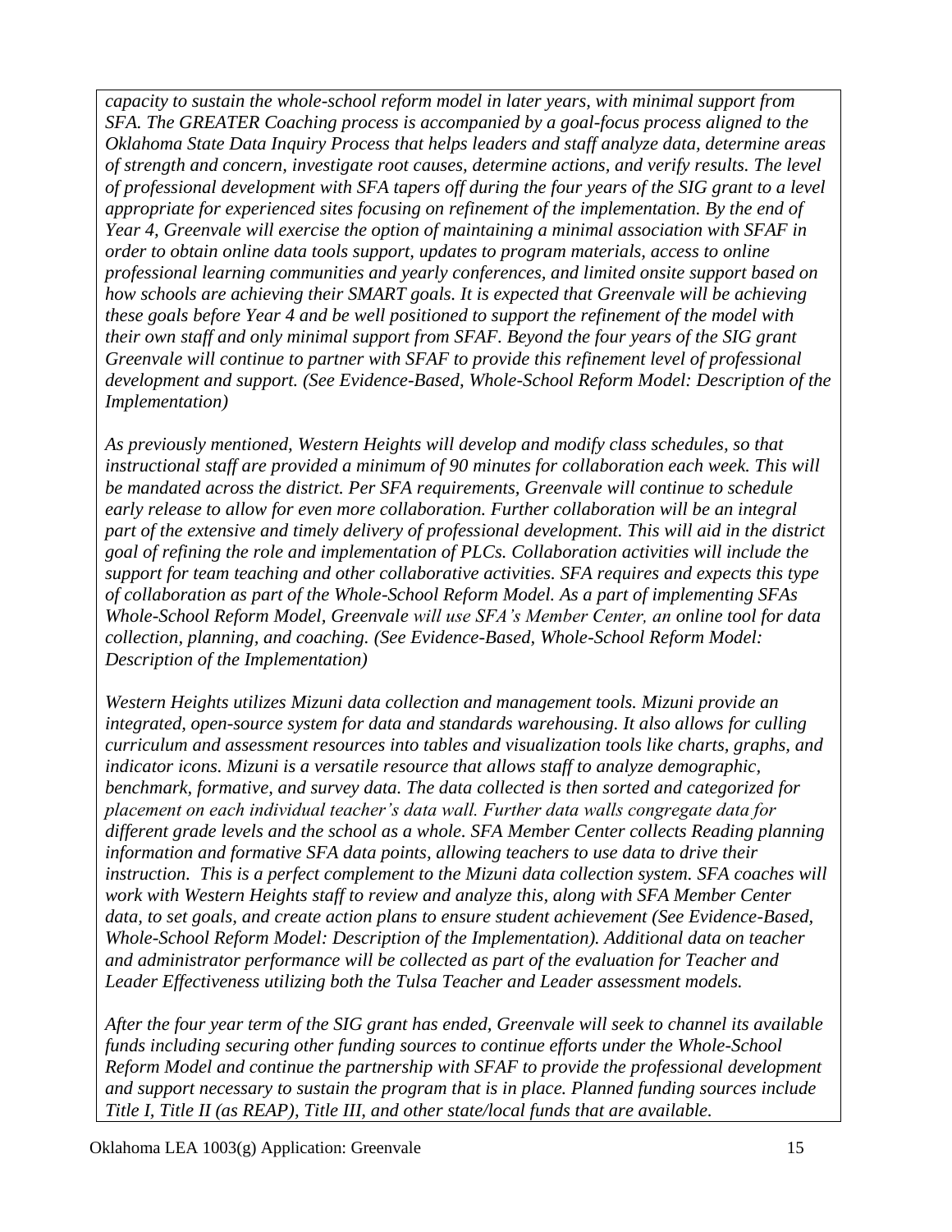*capacity to sustain the whole-school reform model in later years, with minimal support from SFA. The GREATER Coaching process is accompanied by a goal-focus process aligned to the Oklahoma State Data Inquiry Process that helps leaders and staff analyze data, determine areas of strength and concern, investigate root causes, determine actions, and verify results. The level of professional development with SFA tapers off during the four years of the SIG grant to a level appropriate for experienced sites focusing on refinement of the implementation. By the end of Year 4, Greenvale will exercise the option of maintaining a minimal association with SFAF in order to obtain online data tools support, updates to program materials, access to online professional learning communities and yearly conferences, and limited onsite support based on how schools are achieving their SMART goals. It is expected that Greenvale will be achieving these goals before Year 4 and be well positioned to support the refinement of the model with their own staff and only minimal support from SFAF. Beyond the four years of the SIG grant Greenvale will continue to partner with SFAF to provide this refinement level of professional development and support. (See Evidence-Based, Whole-School Reform Model: Description of the Implementation)*

*As previously mentioned, Western Heights will develop and modify class schedules, so that instructional staff are provided a minimum of 90 minutes for collaboration each week. This will be mandated across the district. Per SFA requirements, Greenvale will continue to schedule early release to allow for even more collaboration. Further collaboration will be an integral part of the extensive and timely delivery of professional development. This will aid in the district goal of refining the role and implementation of PLCs. Collaboration activities will include the support for team teaching and other collaborative activities. SFA requires and expects this type of collaboration as part of the Whole-School Reform Model. As a part of implementing SFAs Whole-School Reform Model, Greenvale will use SFA's Member Center, an online tool for data collection, planning, and coaching. (See Evidence-Based, Whole-School Reform Model: Description of the Implementation)*

*Western Heights utilizes Mizuni data collection and management tools. Mizuni provide an integrated, open-source system for data and standards warehousing. It also allows for culling curriculum and assessment resources into tables and visualization tools like charts, graphs, and indicator icons. Mizuni is a versatile resource that allows staff to analyze demographic, benchmark, formative, and survey data. The data collected is then sorted and categorized for placement on each individual teacher's data wall. Further data walls congregate data for different grade levels and the school as a whole. SFA Member Center collects Reading planning information and formative SFA data points, allowing teachers to use data to drive their instruction. This is a perfect complement to the Mizuni data collection system. SFA coaches will work with Western Heights staff to review and analyze this, along with SFA Member Center data, to set goals, and create action plans to ensure student achievement (See Evidence-Based, Whole-School Reform Model: Description of the Implementation). Additional data on teacher and administrator performance will be collected as part of the evaluation for Teacher and Leader Effectiveness utilizing both the Tulsa Teacher and Leader assessment models.*

*After the four year term of the SIG grant has ended, Greenvale will seek to channel its available funds including securing other funding sources to continue efforts under the Whole-School Reform Model and continue the partnership with SFAF to provide the professional development and support necessary to sustain the program that is in place. Planned funding sources include Title I, Title II (as REAP), Title III, and other state/local funds that are available.*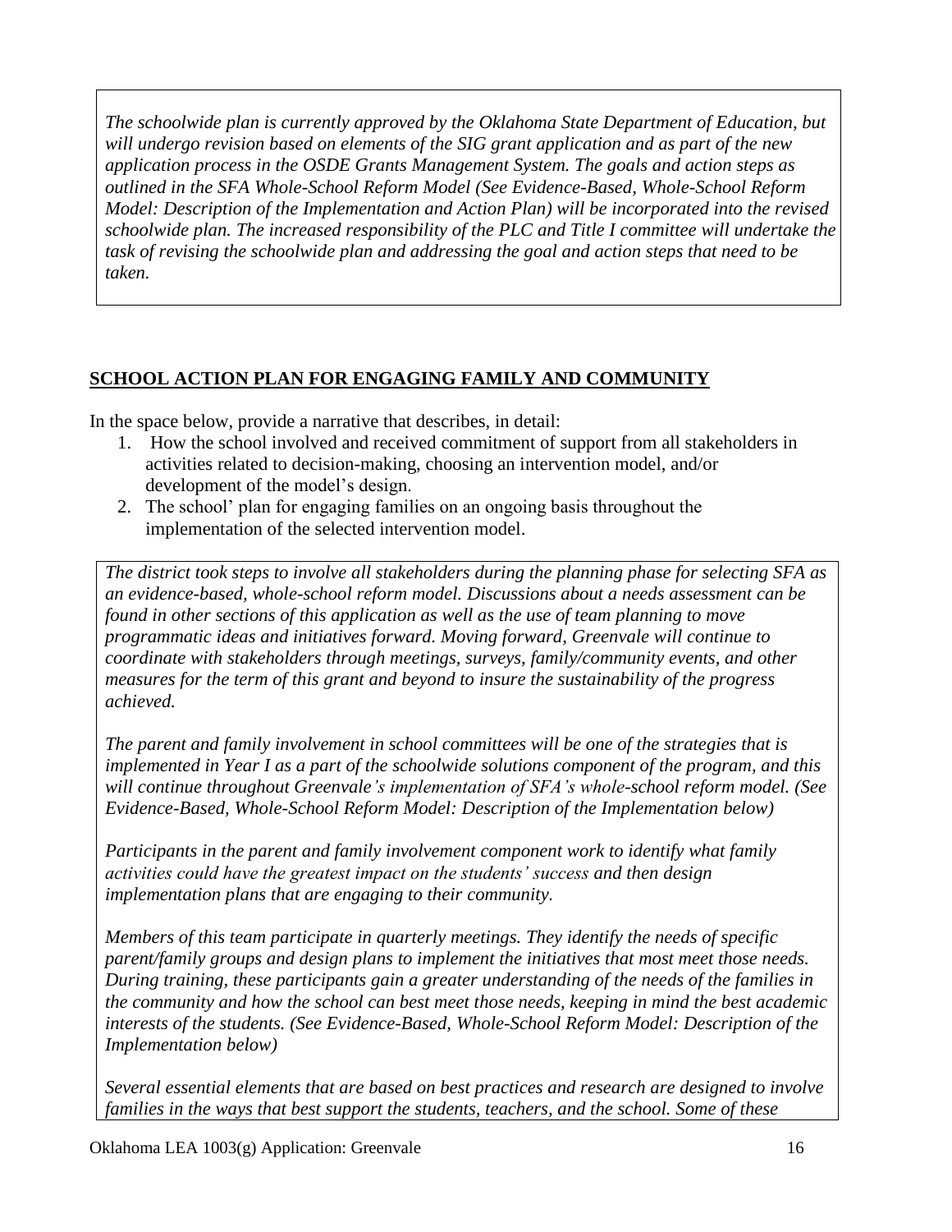*The schoolwide plan is currently approved by the Oklahoma State Department of Education, but will undergo revision based on elements of the SIG grant application and as part of the new application process in the OSDE Grants Management System. The goals and action steps as outlined in the SFA Whole-School Reform Model (See Evidence-Based, Whole-School Reform Model: Description of the Implementation and Action Plan) will be incorporated into the revised schoolwide plan. The increased responsibility of the PLC and Title I committee will undertake the task of revising the schoolwide plan and addressing the goal and action steps that need to be taken.*

## SCHOOL ACTION PLAN FOR ENGAGING FAMILY AND COMMUNITY

In the space below, provide a narrative that describes, in detail:

1. How the school involved and received commitment of support from all stakeholders in activities related to decision-making, choosing an intervention model, and/or development of the model's design.
2. The school' plan for engaging families on an ongoing basis throughout the implementation of the selected intervention model.

*The district took steps to involve all stakeholders during the planning phase for selecting SFA as an evidence-based, whole-school reform model. Discussions about a needs assessment can be found in other sections of this application as well as the use of team planning to move programmatic ideas and initiatives forward. Moving forward, Greenvale will continue to coordinate with stakeholders through meetings, surveys, family/community events, and other measures for the term of this grant and beyond to insure the sustainability of the progress achieved.*

*The parent and family involvement in school committees will be one of the strategies that is implemented in Year I as a part of the schoolwide solutions component of the program, and this will continue throughout Greenvale's implementation of SFA's whole-school reform model. (See Evidence-Based, Whole-School Reform Model: Description of the Implementation below)*

*Participants in the parent and family involvement component work to identify what family activities could have the greatest impact on the students' success and then design implementation plans that are engaging to their community.*

*Members of this team participate in quarterly meetings. They identify the needs of specific parent/family groups and design plans to implement the initiatives that most meet those needs. During training, these participants gain a greater understanding of the needs of the families in the community and how the school can best meet those needs, keeping in mind the best academic interests of the students. (See Evidence-Based, Whole-School Reform Model: Description of the Implementation below)*

*Several essential elements that are based on best practices and research are designed to involve families in the ways that best support the students, teachers, and the school. Some of these*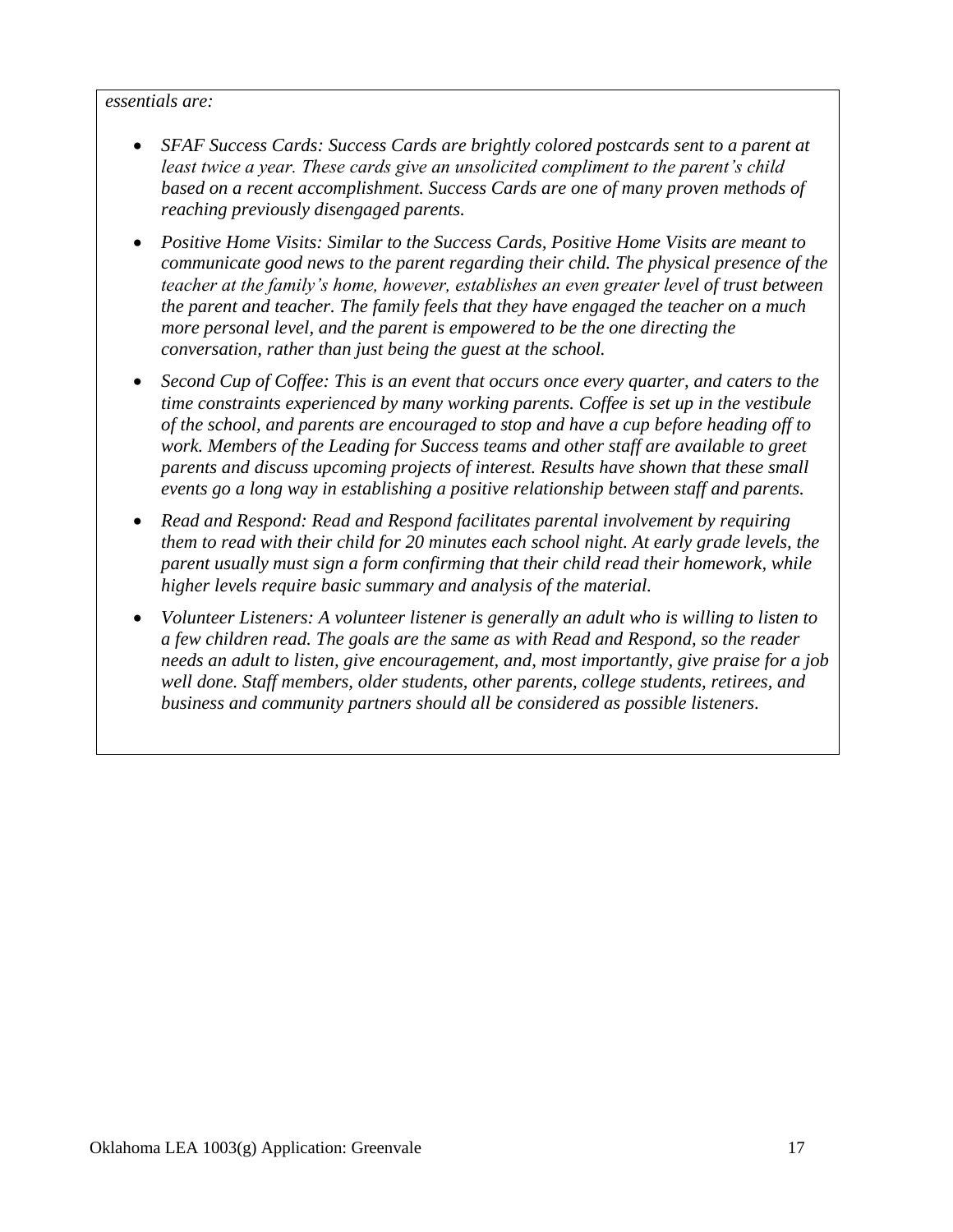*essentials are:*

- *SFAF Success Cards: Success Cards are brightly colored postcards sent to a parent at least twice a year. These cards give an unsolicited compliment to the parent's child based on a recent accomplishment. Success Cards are one of many proven methods of reaching previously disengaged parents.*
- *Positive Home Visits: Similar to the Success Cards, Positive Home Visits are meant to communicate good news to the parent regarding their child. The physical presence of the teacher at the family's home, however, establishes an even greater level of trust between the parent and teacher. The family feels that they have engaged the teacher on a much more personal level, and the parent is empowered to be the one directing the conversation, rather than just being the guest at the school.*
- *Second Cup of Coffee: This is an event that occurs once every quarter, and caters to the time constraints experienced by many working parents. Coffee is set up in the vestibule of the school, and parents are encouraged to stop and have a cup before heading off to work. Members of the Leading for Success teams and other staff are available to greet parents and discuss upcoming projects of interest. Results have shown that these small events go a long way in establishing a positive relationship between staff and parents.*
- *Read and Respond: Read and Respond facilitates parental involvement by requiring them to read with their child for 20 minutes each school night. At early grade levels, the parent usually must sign a form confirming that their child read their homework, while higher levels require basic summary and analysis of the material.*
- *Volunteer Listeners: A volunteer listener is generally an adult who is willing to listen to a few children read. The goals are the same as with Read and Respond, so the reader needs an adult to listen, give encouragement, and, most importantly, give praise for a job well done. Staff members, older students, other parents, college students, retirees, and business and community partners should all be considered as possible listeners.*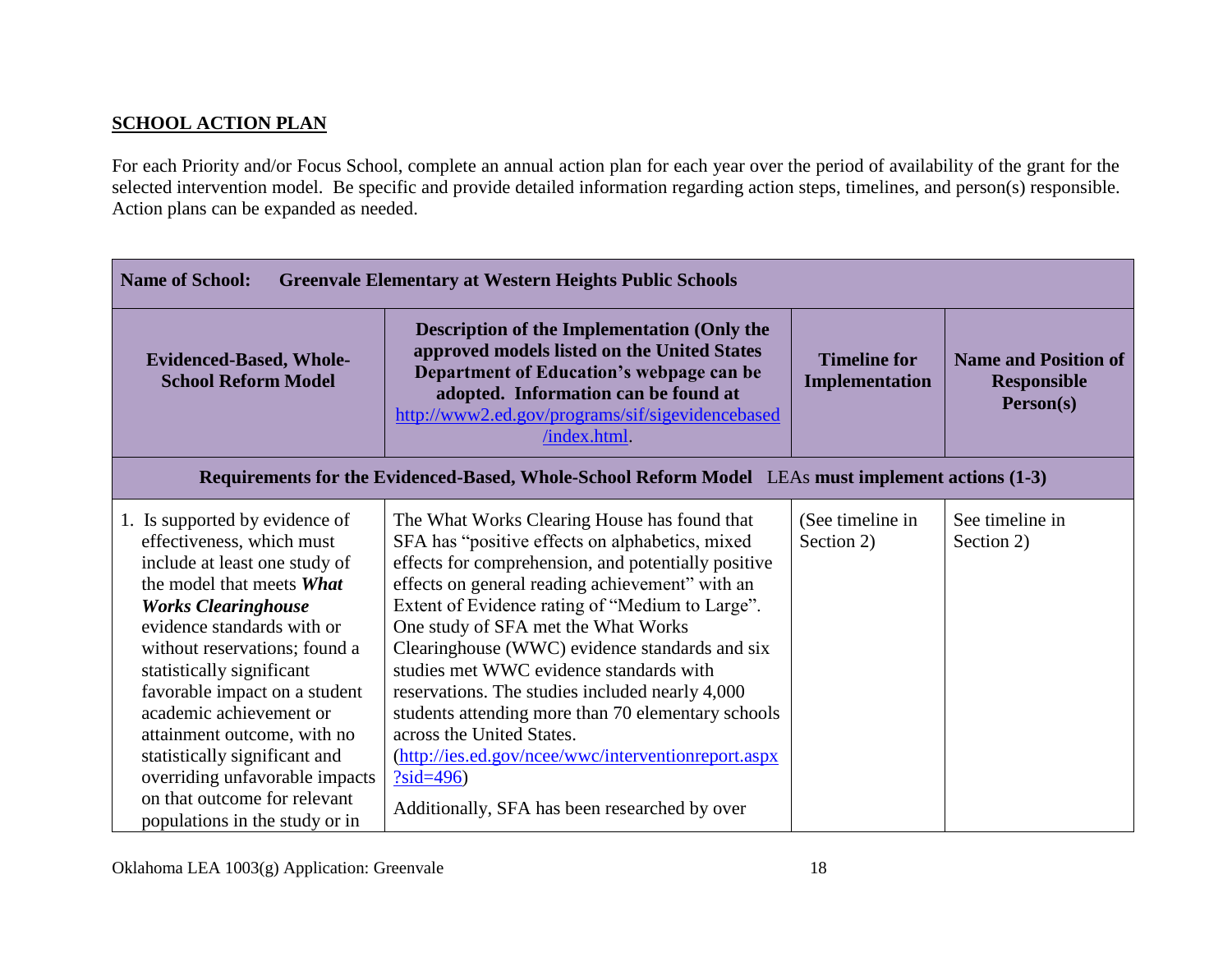**SCHOOL ACTION PLAN**

For each Priority and/or Focus School, complete an annual action plan for each year over the period of availability of the grant for the selected intervention model. Be specific and provide detailed information regarding action steps, timelines, and person(s) responsible. Action plans can be expanded as needed.

| **Name of School:** **Greenvale Elementary at Western Heights Public Schools** | | | |
|---|---|---|---|
| **Evidenced-Based, Whole-School Reform Model** | **Description of the Implementation (Only the approved models listed on the United States Department of Education's webpage can be adopted. Information can be found at [http://www2.ed.gov/programs/sif/sigevidencebased/index.html](http://www2.ed.gov/programs/sif/sigevidencebased/index.html).** | **Timeline for Implementation** | **Name and Position of Responsible Person(s)** |
| **Requirements for the Evidenced-Based, Whole-School Reform Model** LEAs **must implement actions (1-3)** | | | |
| 1. Is supported by evidence of effectiveness, which must include at least one study of the model that meets ***What Works Clearinghouse*** evidence standards with or without reservations; found a statistically significant favorable impact on a student academic achievement or attainment outcome, with no statistically significant and overriding unfavorable impacts on that outcome for relevant populations in the study or in | The What Works Clearing House has found that SFA has "positive effects on alphabetics, mixed effects for comprehension, and potentially positive effects on general reading achievement" with an Extent of Evidence rating of "Medium to Large". One study of SFA met the What Works Clearinghouse (WWC) evidence standards and six studies met WWC evidence standards with reservations. The studies included nearly 4,000 students attending more than 70 elementary schools across the United States. ([http://ies.ed.gov/ncee/wwc/interventionreport.aspx?sid=496](http://ies.ed.gov/ncee/wwc/interventionreport.aspx?sid=496)) <br><br> Additionally, SFA has been researched by over | (See timeline in Section 2) | See timeline in Section 2) |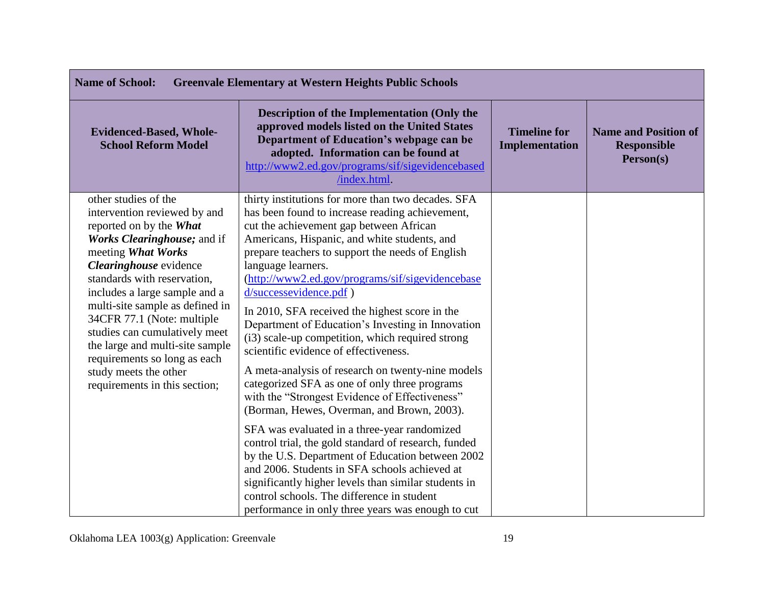| Name of School: Greenvale Elementary at Western Heights Public Schools | | | |
|---|---|---|---|
| **Evidenced-Based, Whole-School Reform Model** | **Description of the Implementation (Only the approved models listed on the United States Department of Education's webpage can be adopted. Information can be found at [http://www2.ed.gov/programs/sif/sigevidencebased/index.html](http://www2.ed.gov/programs/sif/sigevidencebased/index.html).** | **Timeline for Implementation** | **Name and Position of Responsible Person(s)** |
| other studies of the intervention reviewed by and reported on by the ***What Works Clearinghouse;*** and if meeting ***What Works Clearinghouse*** evidence standards with reservation, includes a large sample and a multi-site sample as defined in 34CFR 77.1 (Note: multiple studies can cumulatively meet the large and multi-site sample requirements so long as each study meets the other requirements in this section; | thirty institutions for more than two decades. SFA has been found to increase reading achievement, cut the achievement gap between African Americans, Hispanic, and white students, and prepare teachers to support the needs of English language learners. ([http://www2.ed.gov/programs/sif/sigevidencebased/successevidence.pdf](http://www2.ed.gov/programs/sif/sigevidencebased/successevidence.pdf) )<br><br>In 2010, SFA received the highest score in the Department of Education's Investing in Innovation (i3) scale-up competition, which required strong scientific evidence of effectiveness.<br><br>A meta-analysis of research on twenty-nine models categorized SFA as one of only three programs with the "Strongest Evidence of Effectiveness" (Borman, Hewes, Overman, and Brown, 2003).<br><br>SFA was evaluated in a three-year randomized control trial, the gold standard of research, funded by the U.S. Department of Education between 2002 and 2006. Students in SFA schools achieved at significantly higher levels than similar students in control schools. The difference in student performance in only three years was enough to cut | | |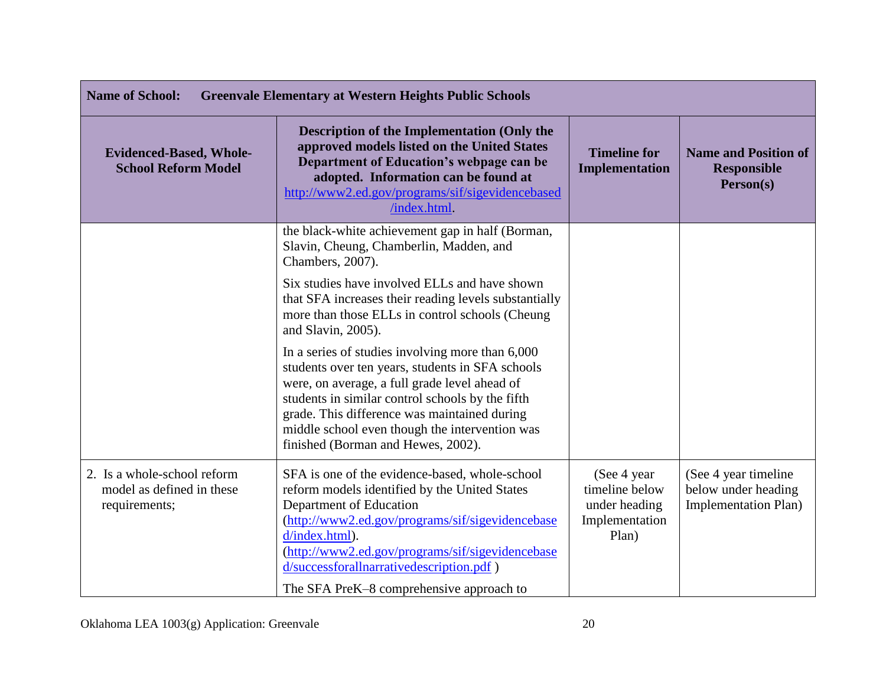| **Name of School:** **Greenvale Elementary at Western Heights Public Schools** | | | |
|---|---|---|---|
| **Evidenced-Based, Whole-School Reform Model** | **Description of the Implementation (Only the approved models listed on the United States Department of Education's webpage can be adopted. Information can be found at http://www2.ed.gov/programs/sif/sigevidencebased/index.html.** | **Timeline for Implementation** | **Name and Position of Responsible Person(s)** |
| | the black-white achievement gap in half (Borman, Slavin, Cheung, Chamberlin, Madden, and Chambers, 2007).<br><br>Six studies have involved ELLs and have shown that SFA increases their reading levels substantially more than those ELLs in control schools (Cheung and Slavin, 2005).<br><br>In a series of studies involving more than 6,000 students over ten years, students in SFA schools were, on average, a full grade level ahead of students in similar control schools by the fifth grade. This difference was maintained during middle school even though the intervention was finished (Borman and Hewes, 2002). | | |
| 2. Is a whole-school reform model as defined in these requirements; | SFA is one of the evidence-based, whole-school reform models identified by the United States Department of Education (http://www2.ed.gov/programs/sif/sigevidencebased/index.html). (http://www2.ed.gov/programs/sif/sigevidencebased/successforallnarrativedescription.pdf )<br><br>The SFA PreK–8 comprehensive approach to | (See 4 year timeline below under heading Implementation Plan) | (See 4 year timeline below under heading Implementation Plan) |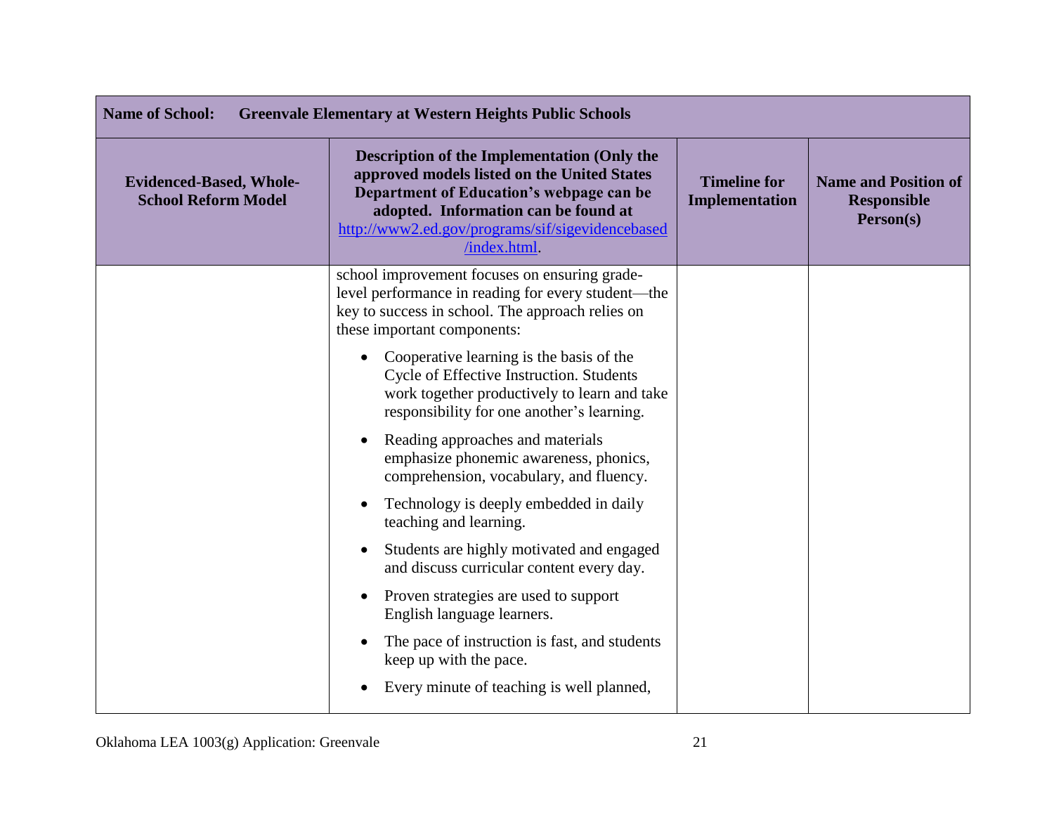| Name of School: Greenvale Elementary at Western Heights Public Schools | | | |
|---|---|---|---|
| **Evidenced-Based, Whole-School Reform Model** | **Description of the Implementation (Only the approved models listed on the United States Department of Education's webpage can be adopted. Information can be found at [http://www2.ed.gov/programs/sif/sigevidencebased/index.html](http://www2.ed.gov/programs/sif/sigevidencebased/index.html).** | **Timeline for Implementation** | **Name and Position of Responsible Person(s)** |
| | school improvement focuses on ensuring grade-level performance in reading for every student—the key to success in school. The approach relies on these important components:<br><br>• Cooperative learning is the basis of the Cycle of Effective Instruction. Students work together productively to learn and take responsibility for one another's learning.<br>• Reading approaches and materials emphasize phonemic awareness, phonics, comprehension, vocabulary, and fluency.<br>• Technology is deeply embedded in daily teaching and learning.<br>• Students are highly motivated and engaged and discuss curricular content every day.<br>• Proven strategies are used to support English language learners.<br>• The pace of instruction is fast, and students keep up with the pace.<br>• Every minute of teaching is well planned, | | |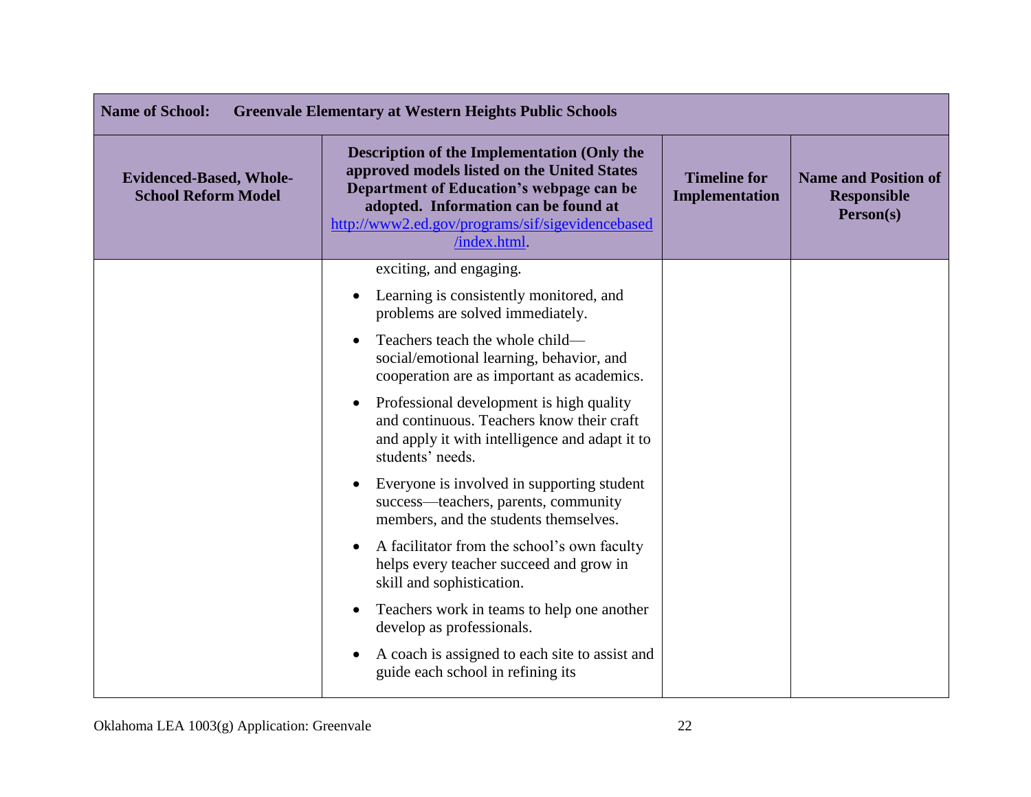| **Name of School:** **Greenvale Elementary at Western Heights Public Schools** | | | |
|---|---|---|---|
| **Evidenced-Based, Whole-School Reform Model** | **Description of the Implementation (Only the approved models listed on the United States Department of Education's webpage can be adopted. Information can be found at [http://www2.ed.gov/programs/sif/sigevidencebased/index.html](http://www2.ed.gov/programs/sif/sigevidencebased/index.html).** | **Timeline for Implementation** | **Name and Position of Responsible Person(s)** |
| | exciting, and engaging.<br>• Learning is consistently monitored, and problems are solved immediately.<br>• Teachers teach the whole child—social/emotional learning, behavior, and cooperation are as important as academics.<br>• Professional development is high quality and continuous. Teachers know their craft and apply it with intelligence and adapt it to students' needs.<br>• Everyone is involved in supporting student success—teachers, parents, community members, and the students themselves.<br>• A facilitator from the school's own faculty helps every teacher succeed and grow in skill and sophistication.<br>• Teachers work in teams to help one another develop as professionals.<br>• A coach is assigned to each site to assist and guide each school in refining its | | |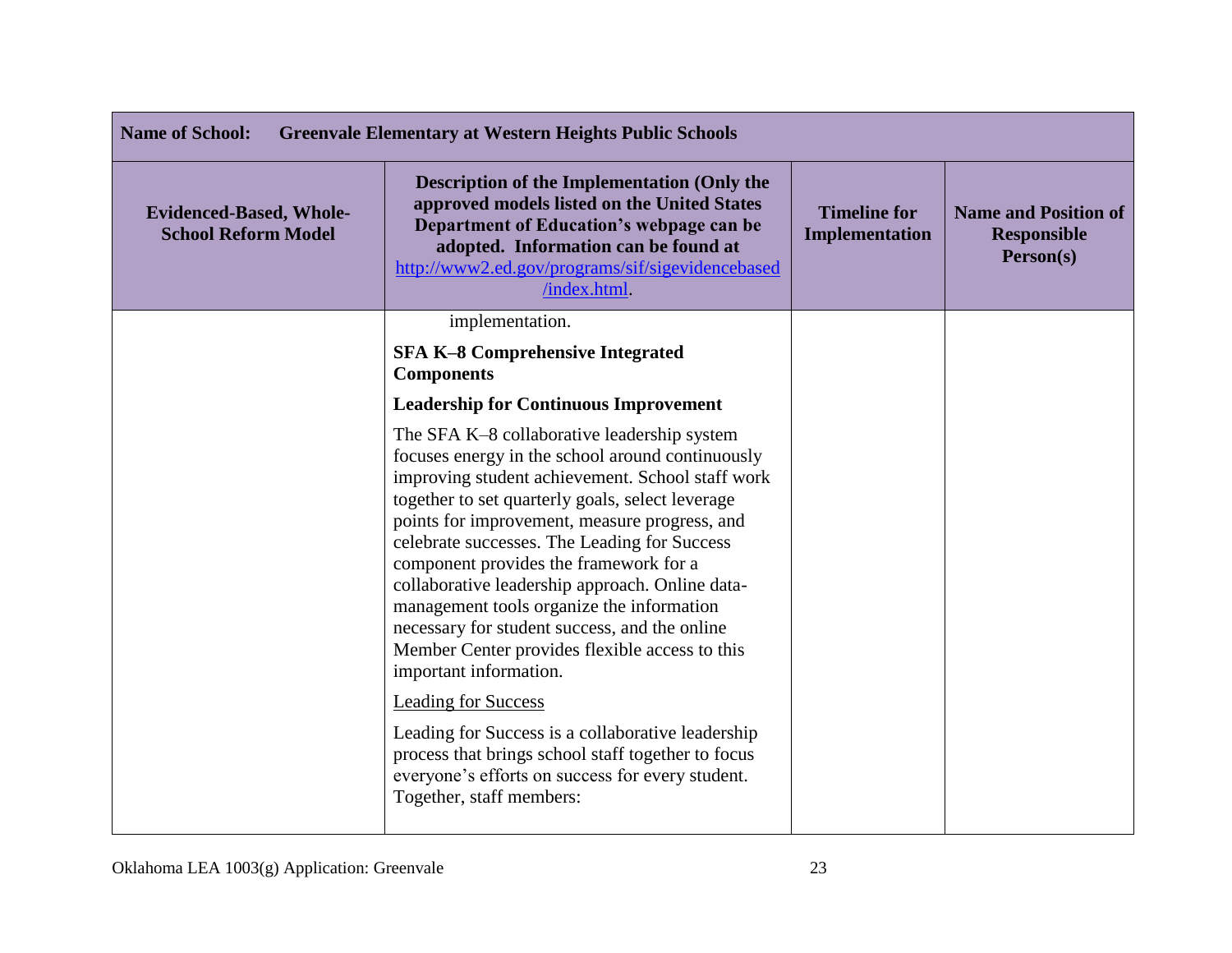| Name of School: Greenvale Elementary at Western Heights Public Schools | | | |
|---|---|---|---|
| **Evidenced-Based, Whole-School Reform Model** | **Description of the Implementation (Only the approved models listed on the United States Department of Education's webpage can be adopted. Information can be found at [http://www2.ed.gov/programs/sif/sigevidencebased/index.html](http://www2.ed.gov/programs/sif/sigevidencebased/index.html).** | **Timeline for Implementation** | **Name and Position of Responsible Person(s)** |
| | implementation.<br><br>**SFA K–8 Comprehensive Integrated Components**<br><br>**Leadership for Continuous Improvement**<br><br>The SFA K–8 collaborative leadership system focuses energy in the school around continuously improving student achievement. School staff work together to set quarterly goals, select leverage points for improvement, measure progress, and celebrate successes. The Leading for Success component provides the framework for a collaborative leadership approach. Online data-management tools organize the information necessary for student success, and the online Member Center provides flexible access to this important information.<br><br><u>Leading for Success</u><br><br>Leading for Success is a collaborative leadership process that brings school staff together to focus everyone's efforts on success for every student. Together, staff members: | | |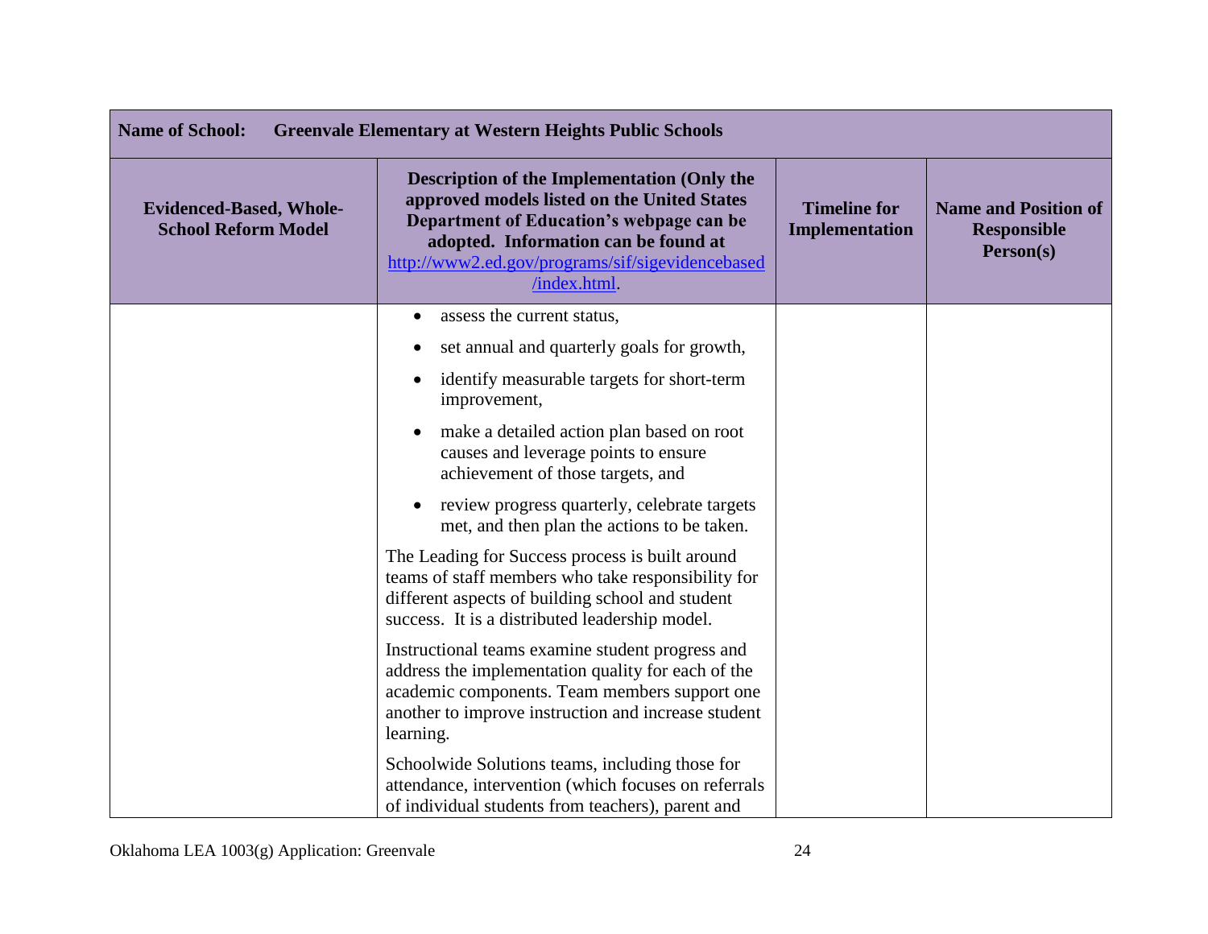| **Name of School:** **Greenvale Elementary at Western Heights Public Schools** | | | |
|---|---|---|---|
| **Evidenced-Based, Whole-School Reform Model** | **Description of the Implementation (Only the approved models listed on the United States Department of Education's webpage can be adopted. Information can be found at [http://www2.ed.gov/programs/sif/sigevidencebased/index.html](http://www2.ed.gov/programs/sif/sigevidencebased/index.html).** | **Timeline for Implementation** | **Name and Position of Responsible Person(s)** |
| | • assess the current status,<br>• set annual and quarterly goals for growth,<br>• identify measurable targets for short-term improvement,<br>• make a detailed action plan based on root causes and leverage points to ensure achievement of those targets, and<br>• review progress quarterly, celebrate targets met, and then plan the actions to be taken.<br><br>The Leading for Success process is built around teams of staff members who take responsibility for different aspects of building school and student success. It is a distributed leadership model.<br><br>Instructional teams examine student progress and address the implementation quality for each of the academic components. Team members support one another to improve instruction and increase student learning.<br><br>Schoolwide Solutions teams, including those for attendance, intervention (which focuses on referrals of individual students from teachers), parent and | | |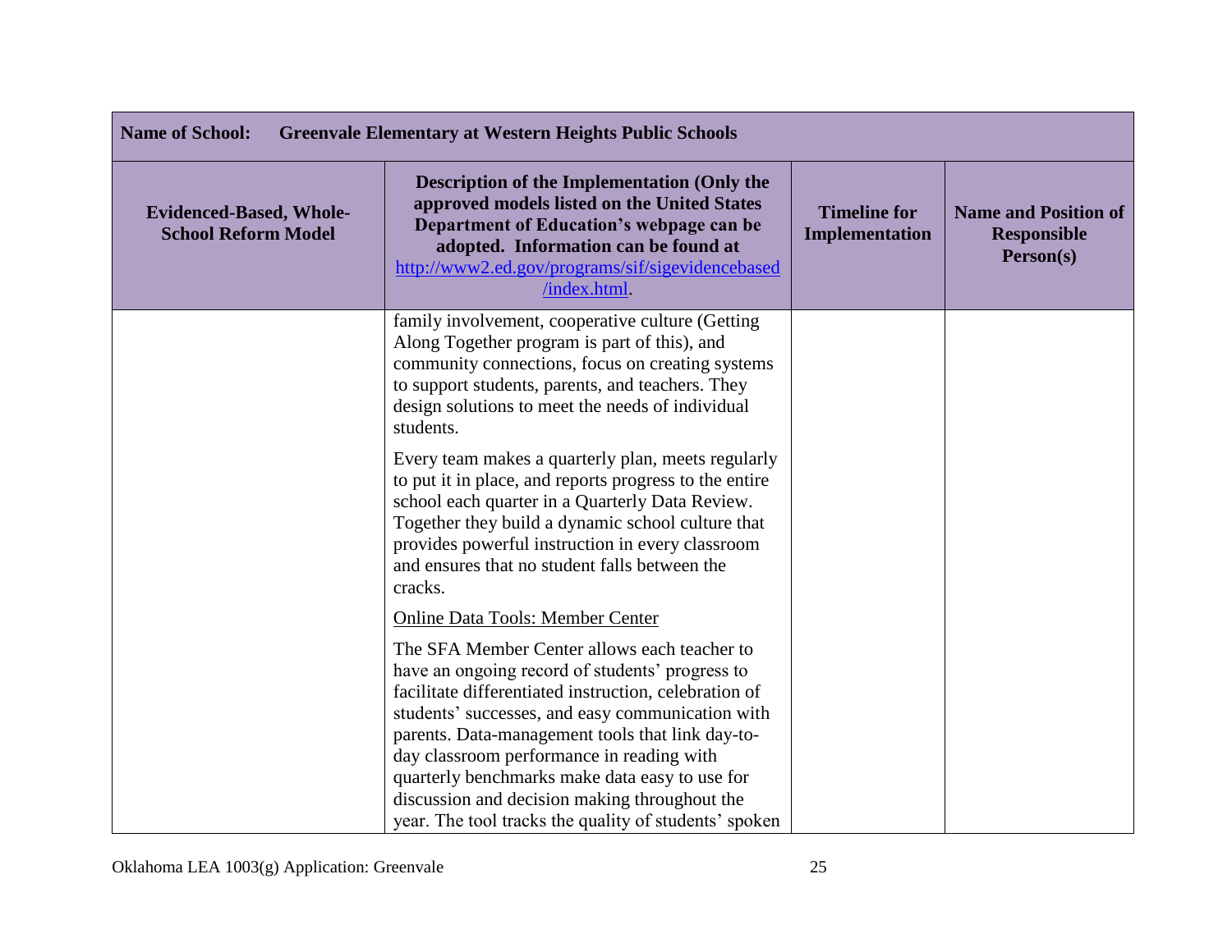| **Name of School: Greenvale Elementary at Western Heights Public Schools** | | | |
|---|---|---|---|
| **Evidenced-Based, Whole-School Reform Model** | **Description of the Implementation (Only the approved models listed on the United States Department of Education's webpage can be adopted. Information can be found at http://www2.ed.gov/programs/sif/sigevidencebased/index.html.** | **Timeline for Implementation** | **Name and Position of Responsible Person(s)** |
| | family involvement, cooperative culture (Getting Along Together program is part of this), and community connections, focus on creating systems to support students, parents, and teachers. They design solutions to meet the needs of individual students.<br><br>Every team makes a quarterly plan, meets regularly to put it in place, and reports progress to the entire school each quarter in a Quarterly Data Review. Together they build a dynamic school culture that provides powerful instruction in every classroom and ensures that no student falls between the cracks.<br><br><u>Online Data Tools: Member Center</u><br><br>The SFA Member Center allows each teacher to have an ongoing record of students' progress to facilitate differentiated instruction, celebration of students' successes, and easy communication with parents. Data-management tools that link day-to-day classroom performance in reading with quarterly benchmarks make data easy to use for discussion and decision making throughout the year. The tool tracks the quality of students' spoken | | |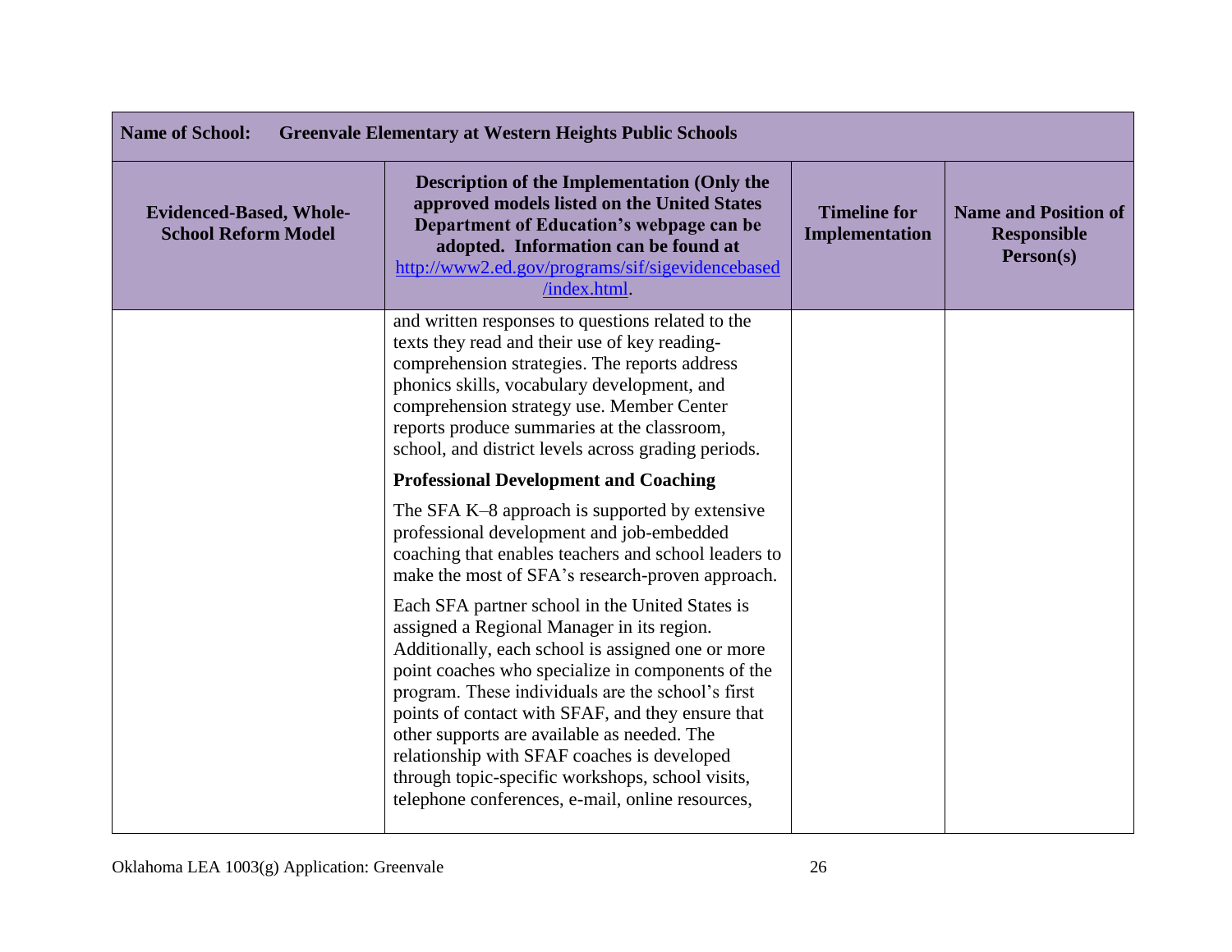| Name of School: Greenvale Elementary at Western Heights Public Schools | | | |
|---|---|---|---|
| **Evidenced-Based, Whole-School Reform Model** | **Description of the Implementation (Only the approved models listed on the United States Department of Education's webpage can be adopted. Information can be found at http://www2.ed.gov/programs/sif/sigevidencebased/index.html.** | **Timeline for Implementation** | **Name and Position of Responsible Person(s)** |
| | and written responses to questions related to the texts they read and their use of key reading-comprehension strategies. The reports address phonics skills, vocabulary development, and comprehension strategy use. Member Center reports produce summaries at the classroom, school, and district levels across grading periods.<br><br>**Professional Development and Coaching**<br><br>The SFA K–8 approach is supported by extensive professional development and job-embedded coaching that enables teachers and school leaders to make the most of SFA's research-proven approach.<br><br>Each SFA partner school in the United States is assigned a Regional Manager in its region. Additionally, each school is assigned one or more point coaches who specialize in components of the program. These individuals are the school's first points of contact with SFAF, and they ensure that other supports are available as needed. The relationship with SFAF coaches is developed through topic-specific workshops, school visits, telephone conferences, e-mail, online resources, | | |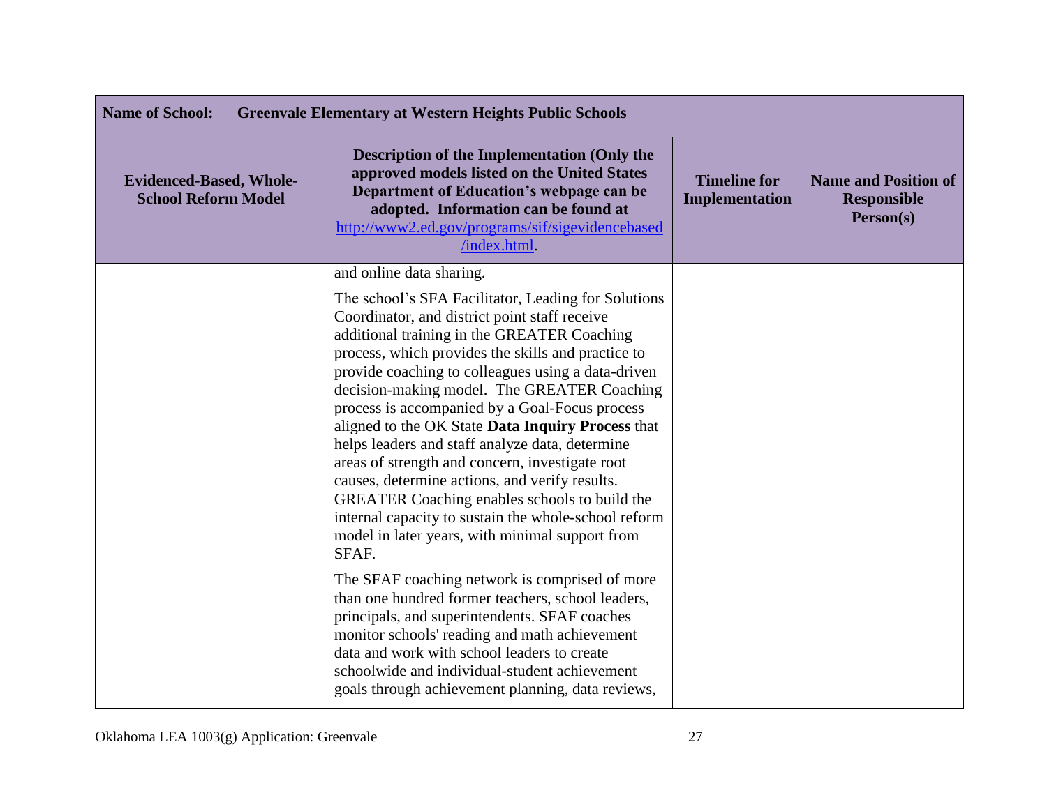| **Name of School:** **Greenvale Elementary at Western Heights Public Schools** | | | |
|---|---|---|---|
| **Evidenced-Based, Whole-School Reform Model** | **Description of the Implementation (Only the approved models listed on the United States Department of Education's webpage can be adopted. Information can be found at [http://www2.ed.gov/programs/sif/sigevidencebased/index.html](http://www2.ed.gov/programs/sif/sigevidencebased/index.html).** | **Timeline for Implementation** | **Name and Position of Responsible Person(s)** |
| | and online data sharing.<br><br>The school's SFA Facilitator, Leading for Solutions Coordinator, and district point staff receive additional training in the GREATER Coaching process, which provides the skills and practice to provide coaching to colleagues using a data-driven decision-making model. The GREATER Coaching process is accompanied by a Goal-Focus process aligned to the OK State **Data Inquiry Process** that helps leaders and staff analyze data, determine areas of strength and concern, investigate root causes, determine actions, and verify results. GREATER Coaching enables schools to build the internal capacity to sustain the whole-school reform model in later years, with minimal support from SFAF.<br><br>The SFAF coaching network is comprised of more than one hundred former teachers, school leaders, principals, and superintendents. SFAF coaches monitor schools' reading and math achievement data and work with school leaders to create schoolwide and individual-student achievement goals through achievement planning, data reviews, | | |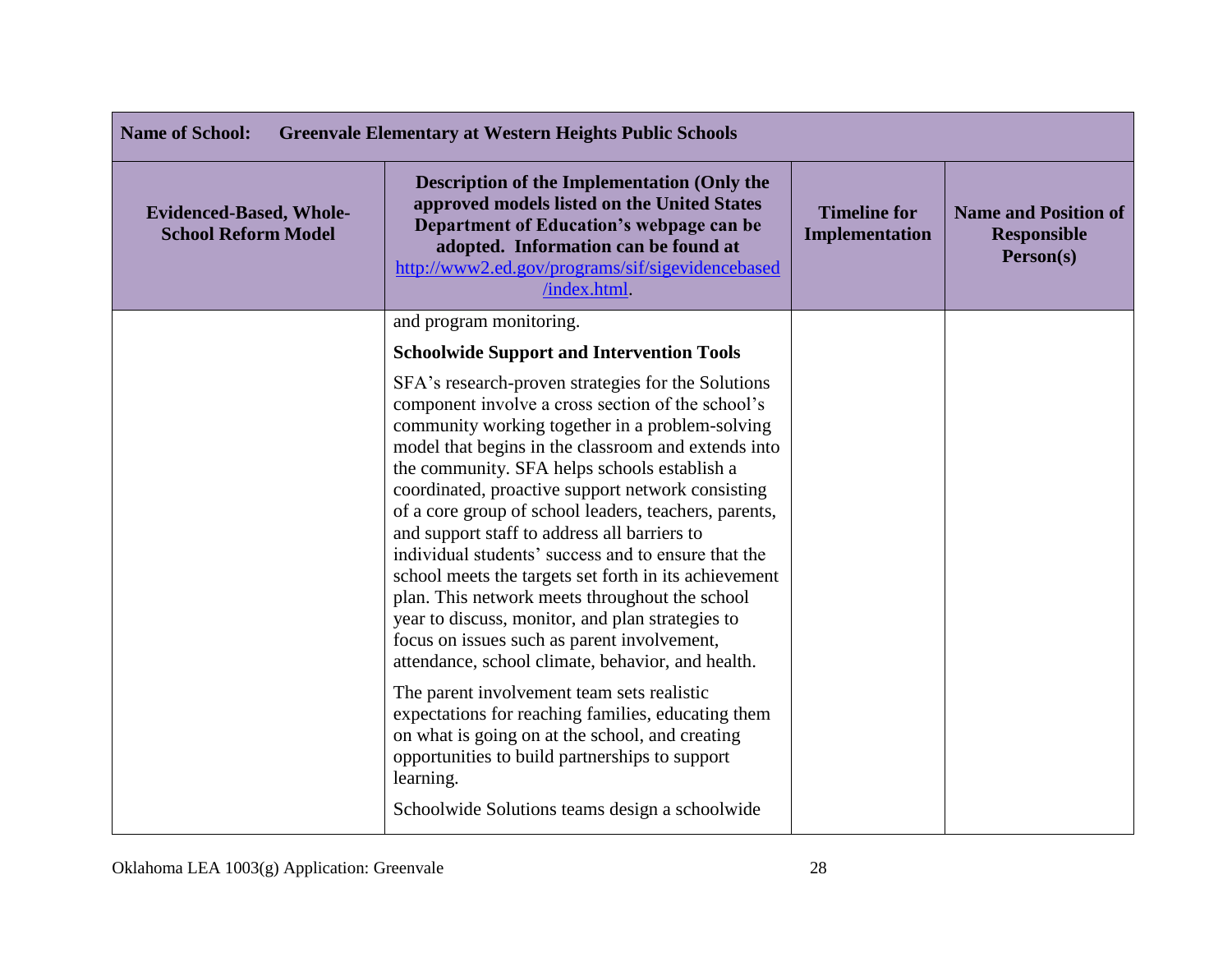| Name of School: Greenvale Elementary at Western Heights Public Schools | | | |
|---|---|---|---|
| **Evidenced-Based, Whole-School Reform Model** | **Description of the Implementation (Only the approved models listed on the United States Department of Education's webpage can be adopted. Information can be found at http://www2.ed.gov/programs/sif/sigevidencebased/index.html.** | **Timeline for Implementation** | **Name and Position of Responsible Person(s)** |
| | and program monitoring.<br><br>**Schoolwide Support and Intervention Tools**<br><br>SFA's research-proven strategies for the Solutions component involve a cross section of the school's community working together in a problem-solving model that begins in the classroom and extends into the community. SFA helps schools establish a coordinated, proactive support network consisting of a core group of school leaders, teachers, parents, and support staff to address all barriers to individual students' success and to ensure that the school meets the targets set forth in its achievement plan. This network meets throughout the school year to discuss, monitor, and plan strategies to focus on issues such as parent involvement, attendance, school climate, behavior, and health.<br><br>The parent involvement team sets realistic expectations for reaching families, educating them on what is going on at the school, and creating opportunities to build partnerships to support learning.<br><br>Schoolwide Solutions teams design a schoolwide | | |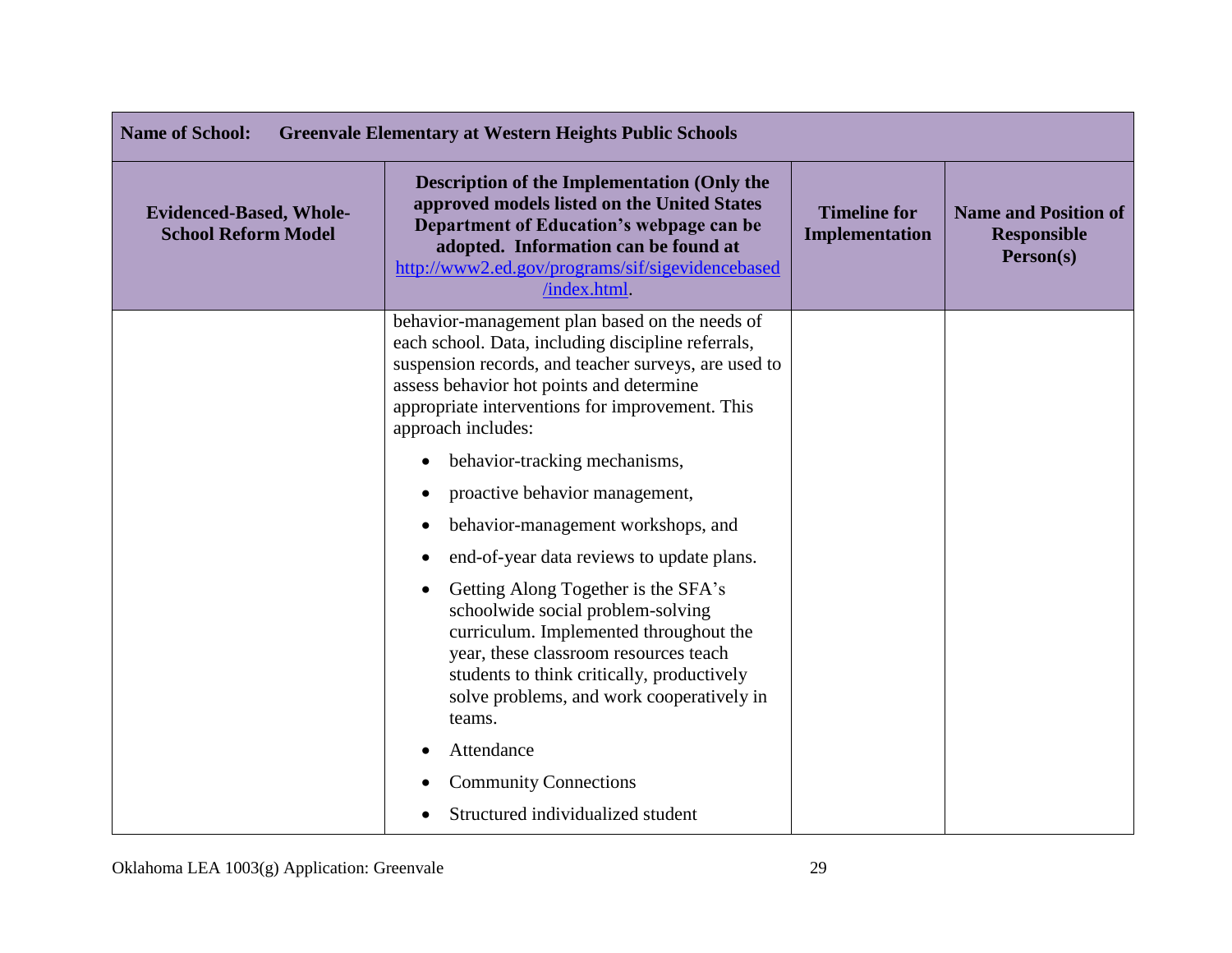| Name of School: Greenvale Elementary at Western Heights Public Schools | | | |
|---|---|---|---|
| **Evidenced-Based, Whole-School Reform Model** | **Description of the Implementation (Only the approved models listed on the United States Department of Education's webpage can be adopted. Information can be found at http://www2.ed.gov/programs/sif/sigevidencebased/index.html.** | **Timeline for Implementation** | **Name and Position of Responsible Person(s)** |
| | behavior-management plan based on the needs of each school. Data, including discipline referrals, suspension records, and teacher surveys, are used to assess behavior hot points and determine appropriate interventions for improvement. This approach includes:<br>• behavior-tracking mechanisms,<br>• proactive behavior management,<br>• behavior-management workshops, and<br>• end-of-year data reviews to update plans.<br>• Getting Along Together is the SFA's schoolwide social problem-solving curriculum. Implemented throughout the year, these classroom resources teach students to think critically, productively solve problems, and work cooperatively in teams.<br>• Attendance<br>• Community Connections<br>• Structured individualized student | | |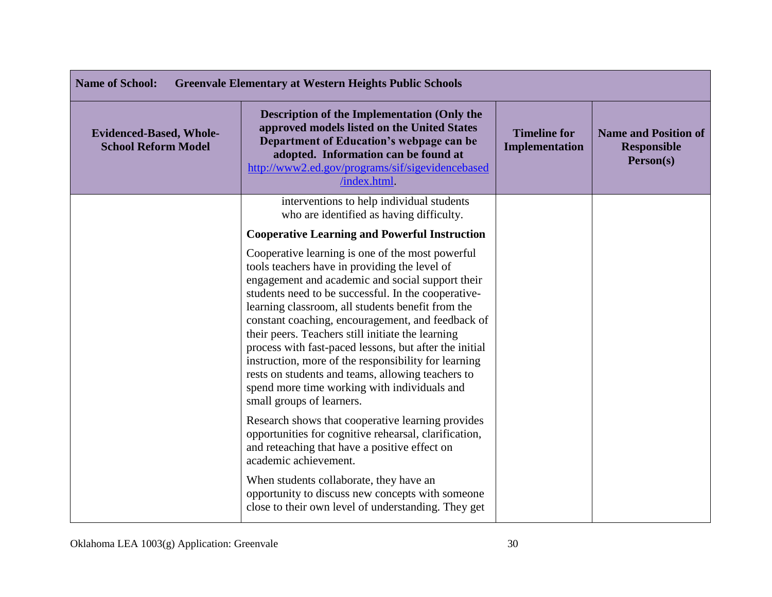| Name of School: Greenvale Elementary at Western Heights Public Schools | | | |
|---|---|---|---|
| **Evidenced-Based, Whole-School Reform Model** | **Description of the Implementation (Only the approved models listed on the United States Department of Education's webpage can be adopted. Information can be found at http://www2.ed.gov/programs/sif/sigevidencebased/index.html.** | **Timeline for Implementation** | **Name and Position of Responsible Person(s)** |
| | interventions to help individual students who are identified as having difficulty.<br><br>**Cooperative Learning and Powerful Instruction**<br><br>Cooperative learning is one of the most powerful tools teachers have in providing the level of engagement and academic and social support their students need to be successful. In the cooperative-learning classroom, all students benefit from the constant coaching, encouragement, and feedback of their peers. Teachers still initiate the learning process with fast-paced lessons, but after the initial instruction, more of the responsibility for learning rests on students and teams, allowing teachers to spend more time working with individuals and small groups of learners.<br><br>Research shows that cooperative learning provides opportunities for cognitive rehearsal, clarification, and reteaching that have a positive effect on academic achievement.<br><br>When students collaborate, they have an opportunity to discuss new concepts with someone close to their own level of understanding. They get | | |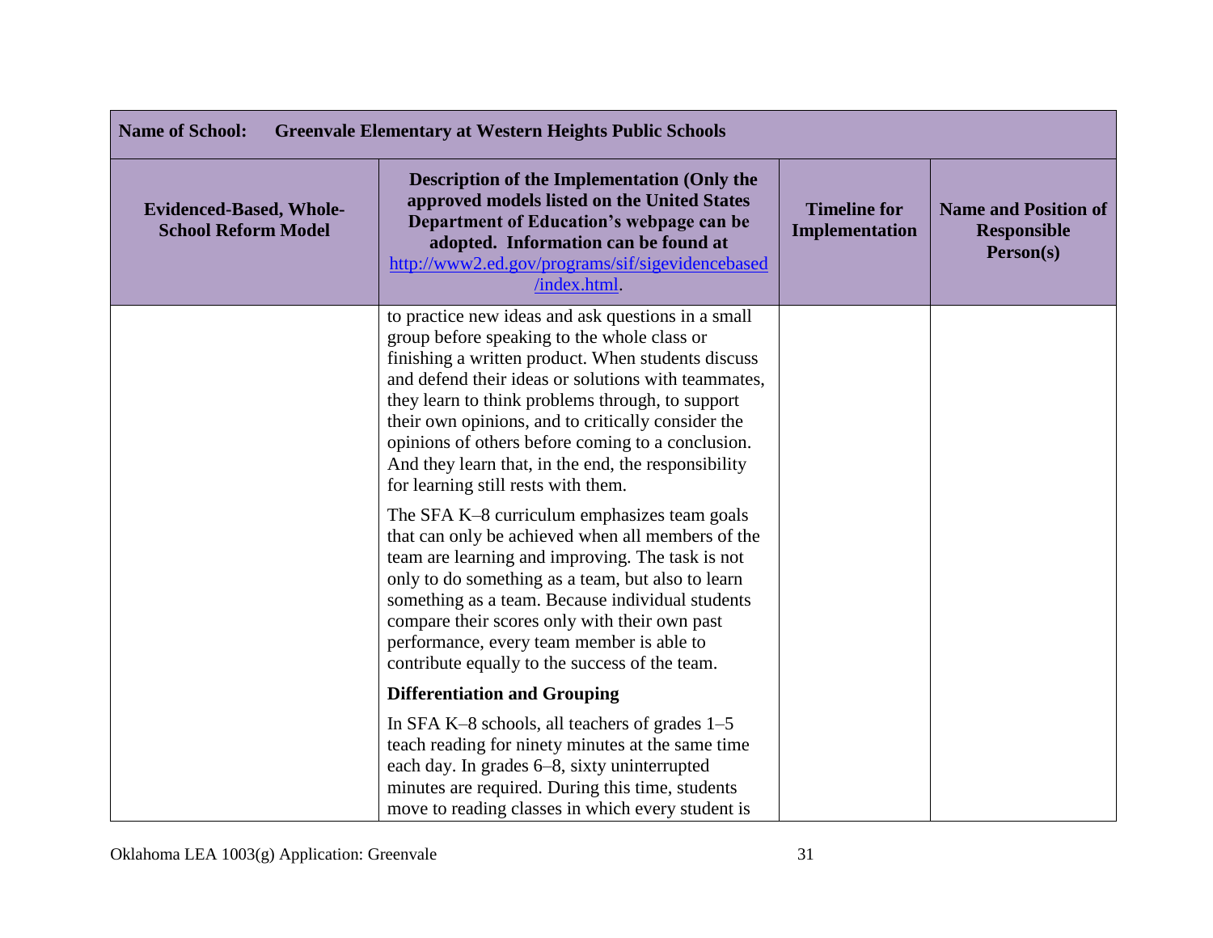| Name of School: Greenvale Elementary at Western Heights Public Schools | | | |
|---|---|---|---|
| **Evidenced-Based, Whole-School Reform Model** | **Description of the Implementation (Only the approved models listed on the United States Department of Education's webpage can be adopted. Information can be found at [http://www2.ed.gov/programs/sif/sigevidencebased/index.html](http://www2.ed.gov/programs/sif/sigevidencebased/index.html).** | **Timeline for Implementation** | **Name and Position of Responsible Person(s)** |
| | to practice new ideas and ask questions in a small group before speaking to the whole class or finishing a written product. When students discuss and defend their ideas or solutions with teammates, they learn to think problems through, to support their own opinions, and to critically consider the opinions of others before coming to a conclusion. And they learn that, in the end, the responsibility for learning still rests with them.<br><br>The SFA K–8 curriculum emphasizes team goals that can only be achieved when all members of the team are learning and improving. The task is not only to do something as a team, but also to learn something as a team. Because individual students compare their scores only with their own past performance, every team member is able to contribute equally to the success of the team.<br><br>**Differentiation and Grouping**<br><br>In SFA K–8 schools, all teachers of grades 1–5 teach reading for ninety minutes at the same time each day. In grades 6–8, sixty uninterrupted minutes are required. During this time, students move to reading classes in which every student is | | |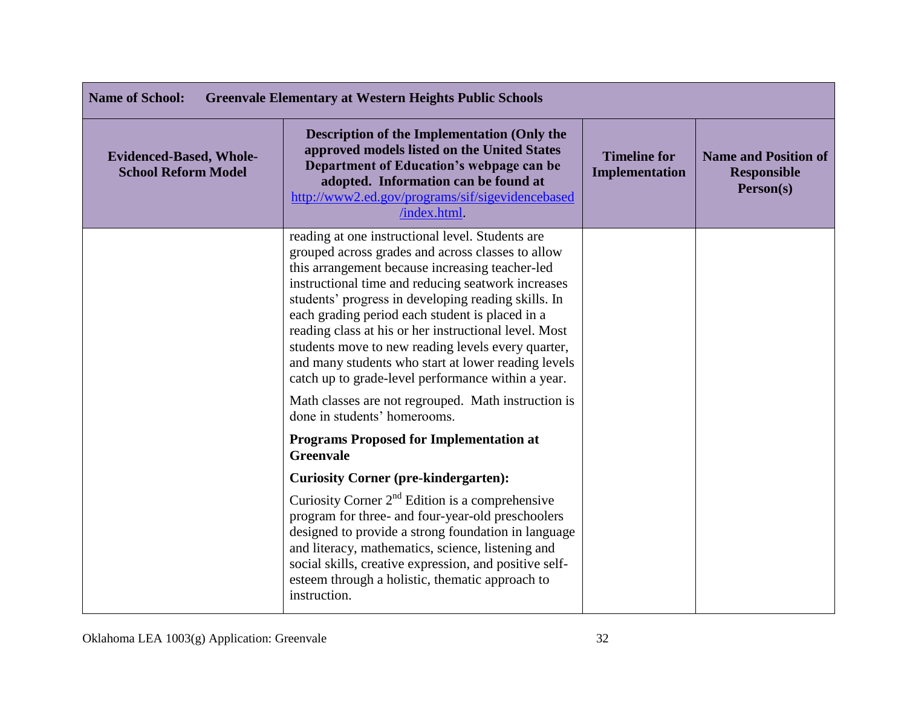| Name of School: Greenvale Elementary at Western Heights Public Schools | | | |
|---|---|---|---|
| **Evidenced-Based, Whole-School Reform Model** | **Description of the Implementation (Only the approved models listed on the United States Department of Education's webpage can be adopted. Information can be found at http://www2.ed.gov/programs/sif/sigevidencebased/index.html.** | **Timeline for Implementation** | **Name and Position of Responsible Person(s)** |
| | reading at one instructional level. Students are grouped across grades and across classes to allow this arrangement because increasing teacher-led instructional time and reducing seatwork increases students' progress in developing reading skills. In each grading period each student is placed in a reading class at his or her instructional level. Most students move to new reading levels every quarter, and many students who start at lower reading levels catch up to grade-level performance within a year.<br><br>Math classes are not regrouped. Math instruction is done in students' homerooms.<br><br>**Programs Proposed for Implementation at Greenvale**<br><br>**Curiosity Corner (pre-kindergarten):**<br><br>Curiosity Corner 2nd Edition is a comprehensive program for three- and four-year-old preschoolers designed to provide a strong foundation in language and literacy, mathematics, science, listening and social skills, creative expression, and positive self-esteem through a holistic, thematic approach to instruction. | | |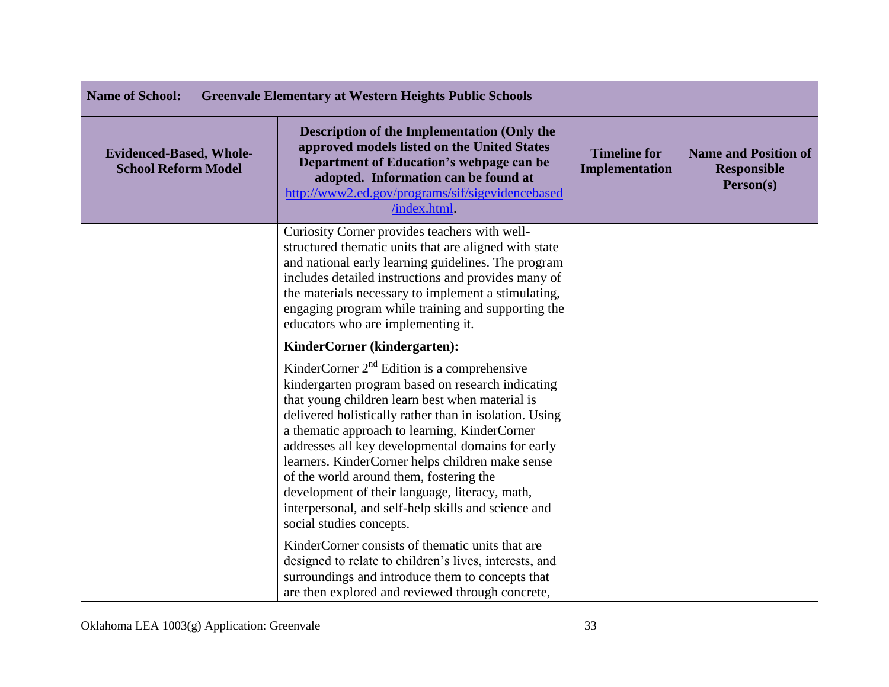| Name of School: Greenvale Elementary at Western Heights Public Schools | | | |
|---|---|---|---|
| **Evidenced-Based, Whole-School Reform Model** | **Description of the Implementation (Only the approved models listed on the United States Department of Education's webpage can be adopted. Information can be found at [http://www2.ed.gov/programs/sif/sigevidencebased/index.html](http://www2.ed.gov/programs/sif/sigevidencebased/index.html).** | **Timeline for Implementation** | **Name and Position of Responsible Person(s)** |
| | Curiosity Corner provides teachers with well-structured thematic units that are aligned with state and national early learning guidelines. The program includes detailed instructions and provides many of the materials necessary to implement a stimulating, engaging program while training and supporting the educators who are implementing it.<br><br>**KinderCorner (kindergarten):**<br><br>KinderCorner 2nd Edition is a comprehensive kindergarten program based on research indicating that young children learn best when material is delivered holistically rather than in isolation. Using a thematic approach to learning, KinderCorner addresses all key developmental domains for early learners. KinderCorner helps children make sense of the world around them, fostering the development of their language, literacy, math, interpersonal, and self-help skills and science and social studies concepts.<br><br>KinderCorner consists of thematic units that are designed to relate to children's lives, interests, and surroundings and introduce them to concepts that are then explored and reviewed through concrete, | | |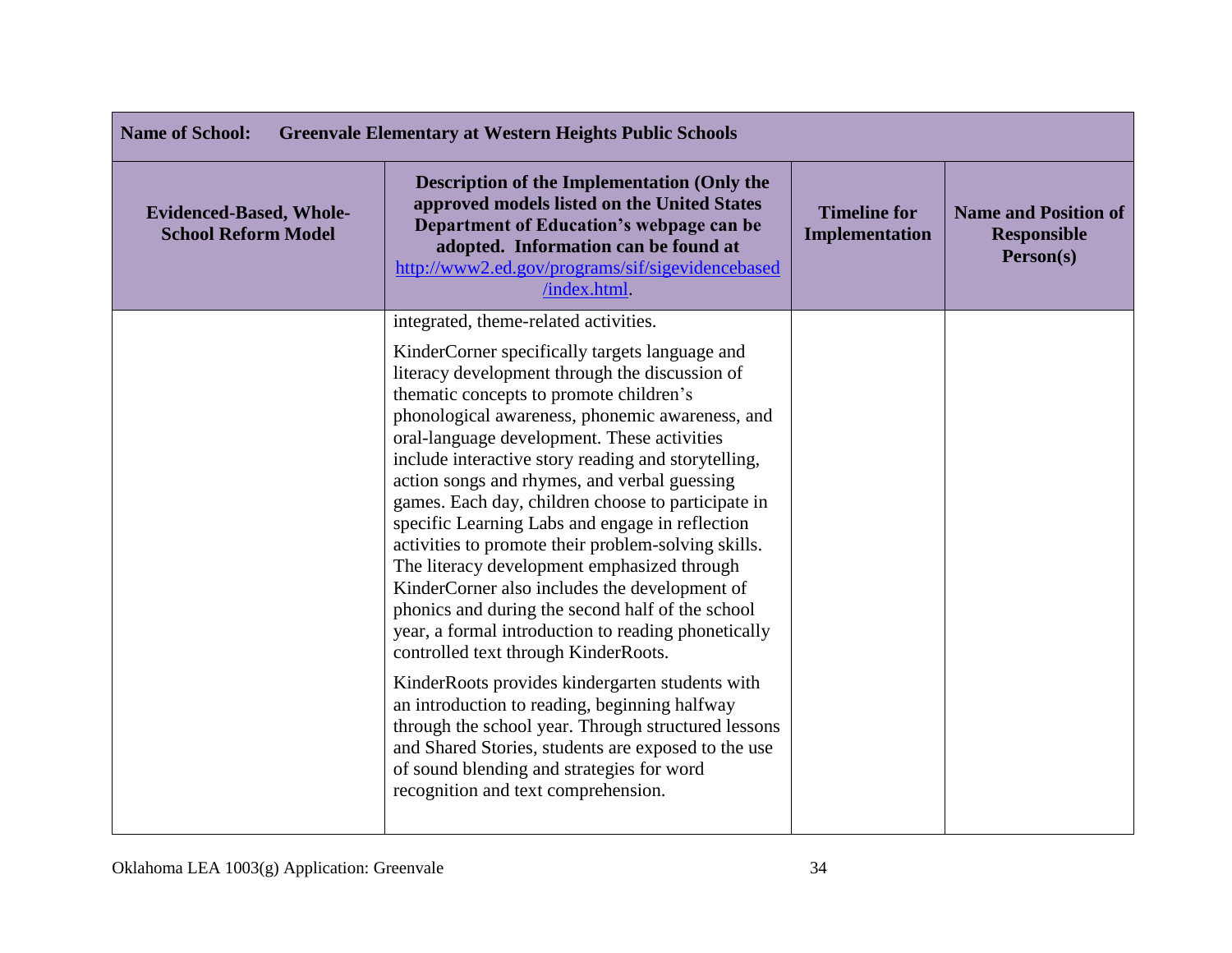| Name of School: Greenvale Elementary at Western Heights Public Schools | | | |
|---|---|---|---|
| **Evidenced-Based, Whole-School Reform Model** | **Description of the Implementation (Only the approved models listed on the United States Department of Education's webpage can be adopted. Information can be found at [http://www2.ed.gov/programs/sif/sigevidencebased/index.html](http://www2.ed.gov/programs/sif/sigevidencebased/index.html).** | **Timeline for Implementation** | **Name and Position of Responsible Person(s)** |
| | integrated, theme-related activities.<br><br>KinderCorner specifically targets language and literacy development through the discussion of thematic concepts to promote children's phonological awareness, phonemic awareness, and oral-language development. These activities include interactive story reading and storytelling, action songs and rhymes, and verbal guessing games. Each day, children choose to participate in specific Learning Labs and engage in reflection activities to promote their problem-solving skills. The literacy development emphasized through KinderCorner also includes the development of phonics and during the second half of the school year, a formal introduction to reading phonetically controlled text through KinderRoots.<br><br>KinderRoots provides kindergarten students with an introduction to reading, beginning halfway through the school year. Through structured lessons and Shared Stories, students are exposed to the use of sound blending and strategies for word recognition and text comprehension. | | |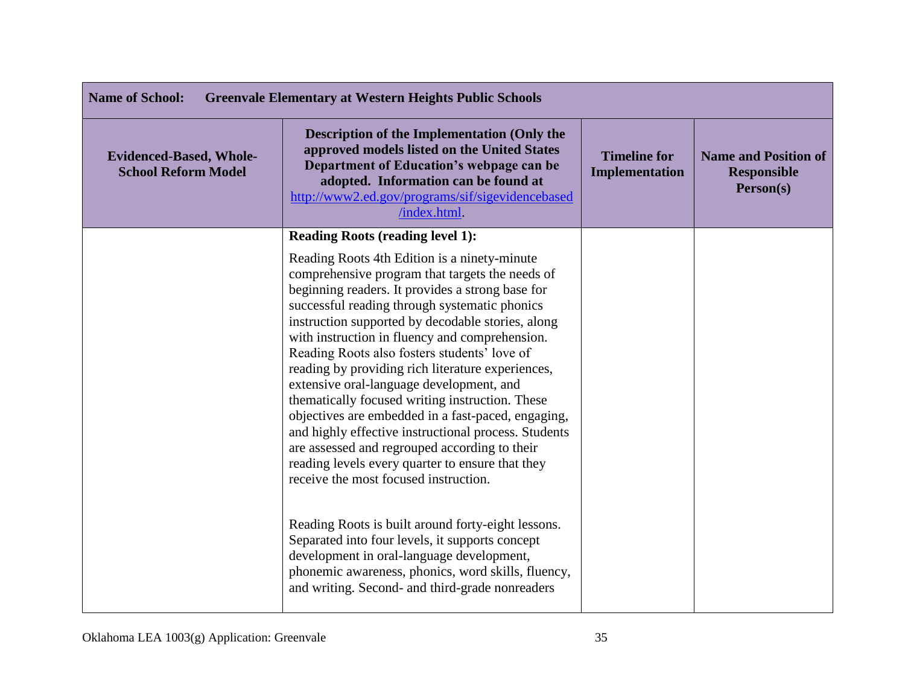| **Name of School: Greenvale Elementary at Western Heights Public Schools** | | | |
|---|---|---|---|
| **Evidenced-Based, Whole-School Reform Model** | **Description of the Implementation (Only the approved models listed on the United States Department of Education's webpage can be adopted. Information can be found at [http://www2.ed.gov/programs/sif/sigevidencebased/index.html](http://www2.ed.gov/programs/sif/sigevidencebased/index.html).** | **Timeline for Implementation** | **Name and Position of Responsible Person(s)** |
| | **Reading Roots (reading level 1):**<br><br>Reading Roots 4th Edition is a ninety-minute comprehensive program that targets the needs of beginning readers. It provides a strong base for successful reading through systematic phonics instruction supported by decodable stories, along with instruction in fluency and comprehension. Reading Roots also fosters students' love of reading by providing rich literature experiences, extensive oral-language development, and thematically focused writing instruction. These objectives are embedded in a fast-paced, engaging, and highly effective instructional process. Students are assessed and regrouped according to their reading levels every quarter to ensure that they receive the most focused instruction.<br><br>Reading Roots is built around forty-eight lessons. Separated into four levels, it supports concept development in oral-language development, phonemic awareness, phonics, word skills, fluency, and writing. Second- and third-grade nonreaders | | |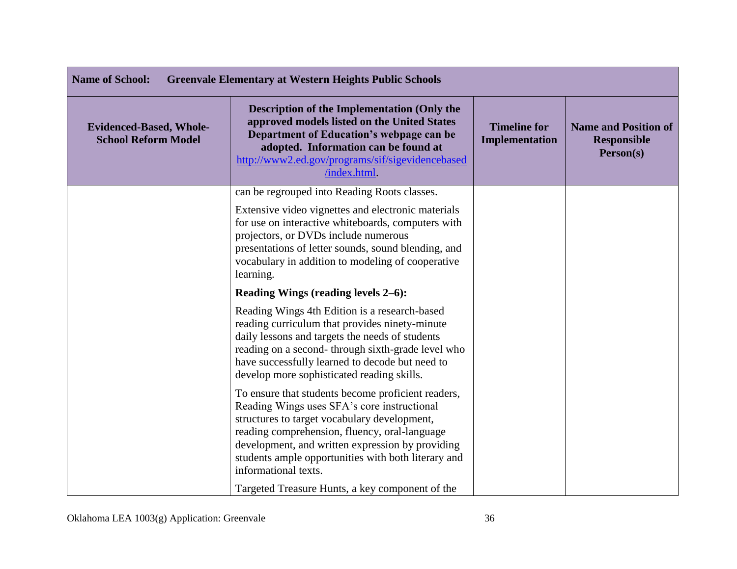| Name of School: Greenvale Elementary at Western Heights Public Schools | | | |
|---|---|---|---|
| **Evidenced-Based, Whole-School Reform Model** | **Description of the Implementation (Only the approved models listed on the United States Department of Education's webpage can be adopted. Information can be found at [http://www2.ed.gov/programs/sif/sigevidencebased/index.html](http://www2.ed.gov/programs/sif/sigevidencebased/index.html).** | **Timeline for Implementation** | **Name and Position of Responsible Person(s)** |
| | can be regrouped into Reading Roots classes.<br><br>Extensive video vignettes and electronic materials for use on interactive whiteboards, computers with projectors, or DVDs include numerous presentations of letter sounds, sound blending, and vocabulary in addition to modeling of cooperative learning.<br><br>**Reading Wings (reading levels 2–6):**<br><br>Reading Wings 4th Edition is a research-based reading curriculum that provides ninety-minute daily lessons and targets the needs of students reading on a second- through sixth-grade level who have successfully learned to decode but need to develop more sophisticated reading skills.<br><br>To ensure that students become proficient readers, Reading Wings uses SFA's core instructional structures to target vocabulary development, reading comprehension, fluency, oral-language development, and written expression by providing students ample opportunities with both literary and informational texts.<br><br>Targeted Treasure Hunts, a key component of the | | |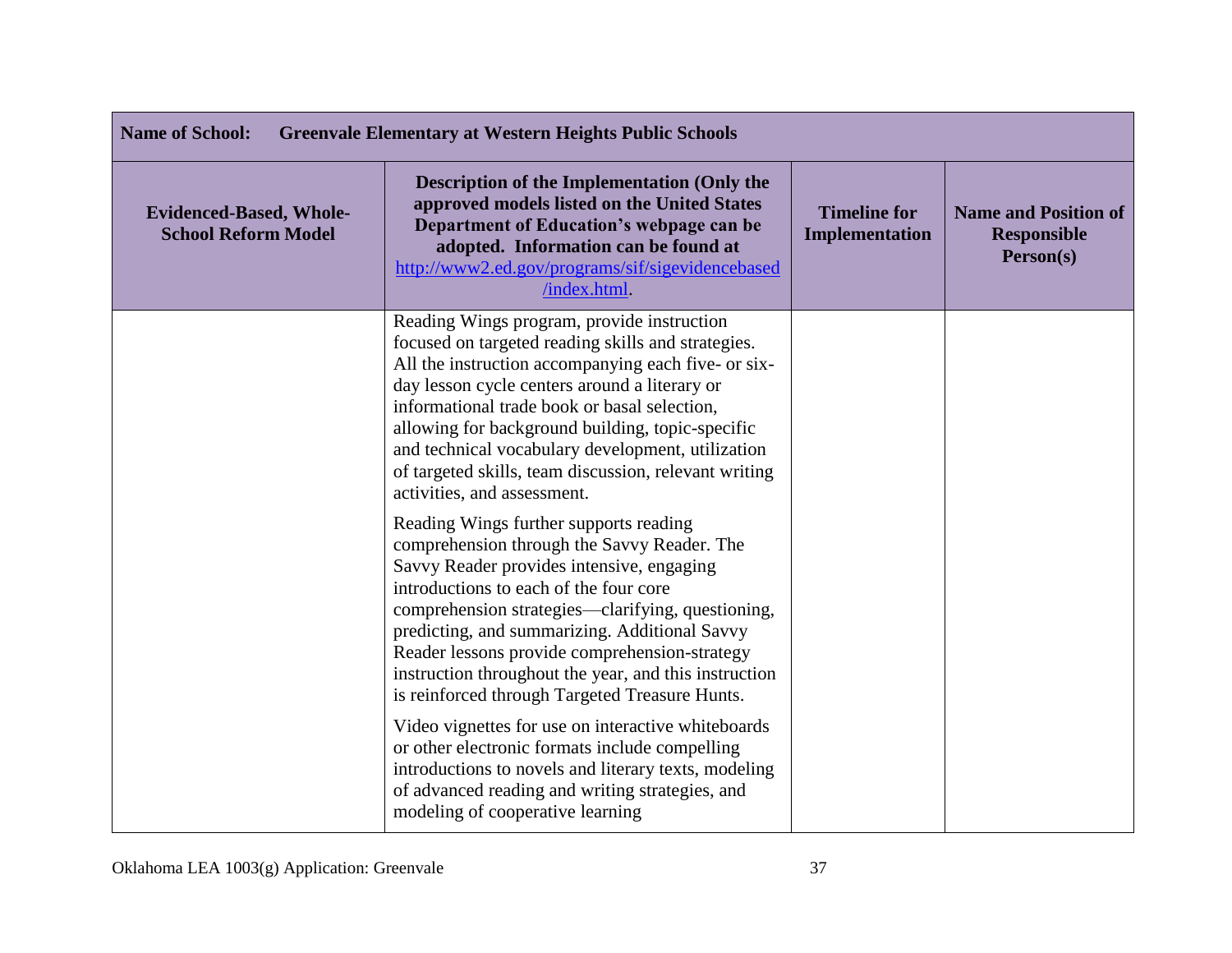| Name of School: Greenvale Elementary at Western Heights Public Schools | | | |
|---|---|---|---|
| **Evidenced-Based, Whole-School Reform Model** | **Description of the Implementation (Only the approved models listed on the United States Department of Education's webpage can be adopted. Information can be found at [http://www2.ed.gov/programs/sif/sigevidencebased/index.html](http://www2.ed.gov/programs/sif/sigevidencebased/index.html).** | **Timeline for Implementation** | **Name and Position of Responsible Person(s)** |
| | Reading Wings program, provide instruction focused on targeted reading skills and strategies. All the instruction accompanying each five- or six-day lesson cycle centers around a literary or informational trade book or basal selection, allowing for background building, topic-specific and technical vocabulary development, utilization of targeted skills, team discussion, relevant writing activities, and assessment.<br><br>Reading Wings further supports reading comprehension through the Savvy Reader. The Savvy Reader provides intensive, engaging introductions to each of the four core comprehension strategies—clarifying, questioning, predicting, and summarizing. Additional Savvy Reader lessons provide comprehension-strategy instruction throughout the year, and this instruction is reinforced through Targeted Treasure Hunts.<br><br>Video vignettes for use on interactive whiteboards or other electronic formats include compelling introductions to novels and literary texts, modeling of advanced reading and writing strategies, and modeling of cooperative learning | | |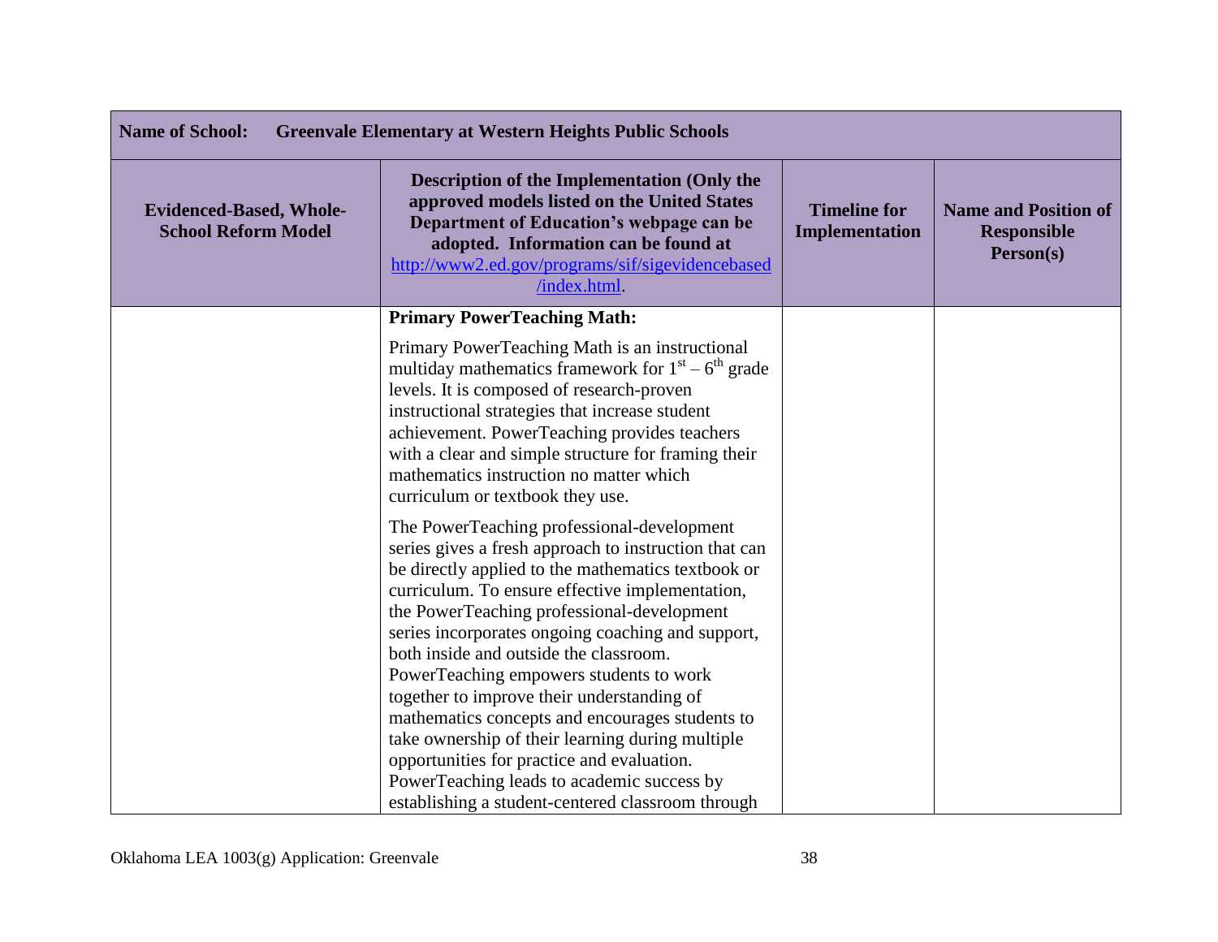| Name of School: Greenvale Elementary at Western Heights Public Schools | | | |
|---|---|---|---|
| **Evidenced-Based, Whole-School Reform Model** | **Description of the Implementation (Only the approved models listed on the United States Department of Education's webpage can be adopted. Information can be found at [http://www2.ed.gov/programs/sif/sigevidencebased/index.html](http://www2.ed.gov/programs/sif/sigevidencebased/index.html).** | **Timeline for Implementation** | **Name and Position of Responsible Person(s)** |
| | **Primary PowerTeaching Math:** Primary PowerTeaching Math is an instructional multiday mathematics framework for 1st – 6th grade levels. It is composed of research-proven instructional strategies that increase student achievement. PowerTeaching provides teachers with a clear and simple structure for framing their mathematics instruction no matter which curriculum or textbook they use. The PowerTeaching professional-development series gives a fresh approach to instruction that can be directly applied to the mathematics textbook or curriculum. To ensure effective implementation, the PowerTeaching professional-development series incorporates ongoing coaching and support, both inside and outside the classroom. PowerTeaching empowers students to work together to improve their understanding of mathematics concepts and encourages students to take ownership of their learning during multiple opportunities for practice and evaluation. PowerTeaching leads to academic success by establishing a student-centered classroom through | | |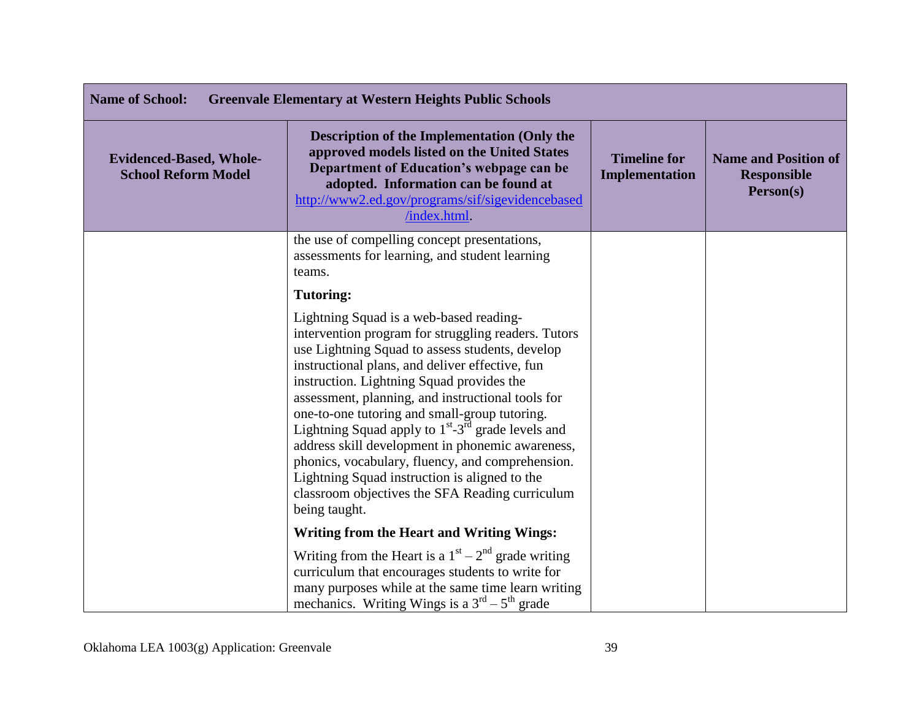| Name of School: Greenvale Elementary at Western Heights Public Schools | | | |
|---|---|---|---|
| **Evidenced-Based, Whole-School Reform Model** | **Description of the Implementation (Only the approved models listed on the United States Department of Education's webpage can be adopted. Information can be found at [http://www2.ed.gov/programs/sif/sigevidencebased/index.html](http://www2.ed.gov/programs/sif/sigevidencebased/index.html).** | **Timeline for Implementation** | **Name and Position of Responsible Person(s)** |
| | the use of compelling concept presentations, assessments for learning, and student learning teams.<br><br>**Tutoring:**<br><br>Lightning Squad is a web-based reading-intervention program for struggling readers. Tutors use Lightning Squad to assess students, develop instructional plans, and deliver effective, fun instruction. Lightning Squad provides the assessment, planning, and instructional tools for one-to-one tutoring and small-group tutoring. Lightning Squad apply to 1st-3rd grade levels and address skill development in phonemic awareness, phonics, vocabulary, fluency, and comprehension. Lightning Squad instruction is aligned to the classroom objectives the SFA Reading curriculum being taught.<br><br>**Writing from the Heart and Writing Wings:**<br><br>Writing from the Heart is a 1st – 2nd grade writing curriculum that encourages students to write for many purposes while at the same time learn writing mechanics. Writing Wings is a 3rd – 5th grade | | |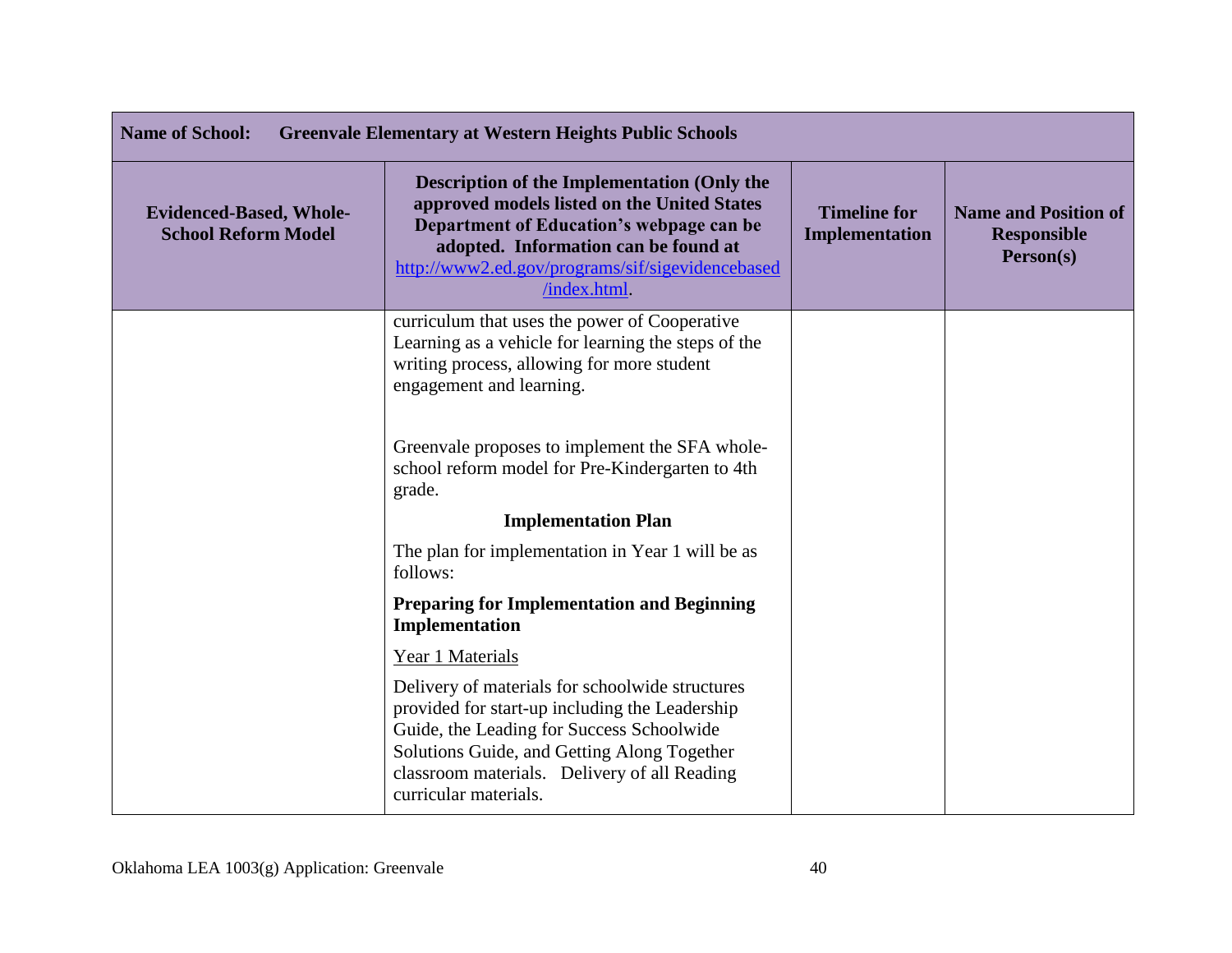| Name of School: Greenvale Elementary at Western Heights Public Schools | | | |
|---|---|---|---|
| **Evidenced-Based, Whole-School Reform Model** | **Description of the Implementation (Only the approved models listed on the United States Department of Education's webpage can be adopted. Information can be found at [http://www2.ed.gov/programs/sif/sigevidencebased/index.html](http://www2.ed.gov/programs/sif/sigevidencebased/index.html).** | **Timeline for Implementation** | **Name and Position of Responsible Person(s)** |
| | curriculum that uses the power of Cooperative Learning as a vehicle for learning the steps of the writing process, allowing for more student engagement and learning.<br><br>Greenvale proposes to implement the SFA whole-school reform model for Pre-Kindergarten to 4th grade.<br><br>**Implementation Plan**<br><br>The plan for implementation in Year 1 will be as follows:<br><br>**Preparing for Implementation and Beginning Implementation**<br><br><u>Year 1 Materials</u><br><br>Delivery of materials for schoolwide structures provided for start-up including the Leadership Guide, the Leading for Success Schoolwide Solutions Guide, and Getting Along Together classroom materials. Delivery of all Reading curricular materials. | | |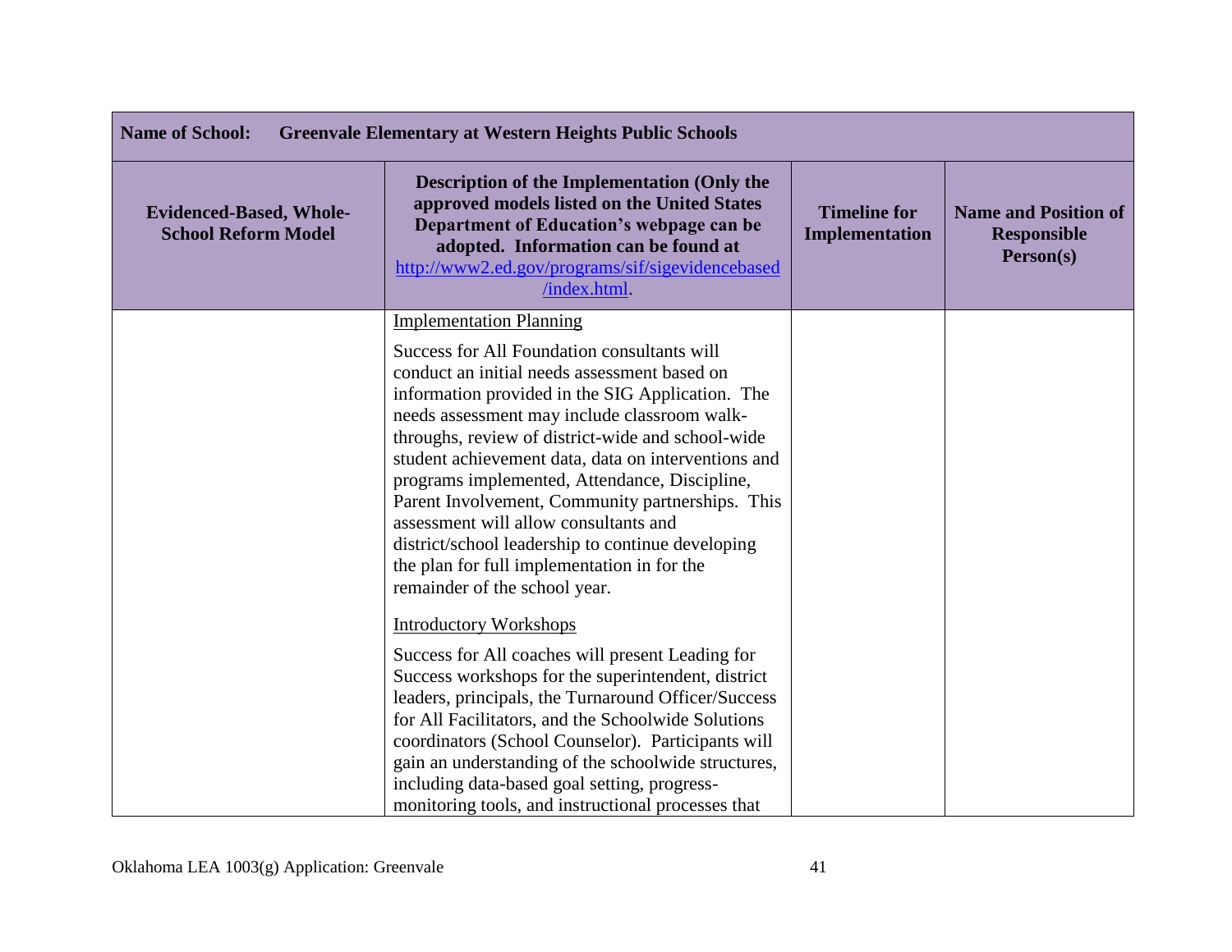| Name of School: Greenvale Elementary at Western Heights Public Schools | | | |
|---|---|---|---|
| **Evidenced-Based, Whole-School Reform Model** | **Description of the Implementation (Only the approved models listed on the United States Department of Education's webpage can be adopted. Information can be found at [http://www2.ed.gov/programs/sif/sigevidencebased/index.html](http://www2.ed.gov/programs/sif/sigevidencebased/index.html).** | **Timeline for Implementation** | **Name and Position of Responsible Person(s)** |
| | <u>Implementation Planning</u><br><br>Success for All Foundation consultants will conduct an initial needs assessment based on information provided in the SIG Application. The needs assessment may include classroom walk-throughs, review of district-wide and school-wide student achievement data, data on interventions and programs implemented, Attendance, Discipline, Parent Involvement, Community partnerships. This assessment will allow consultants and district/school leadership to continue developing the plan for full implementation in for the remainder of the school year.<br><br><u>Introductory Workshops</u><br><br>Success for All coaches will present Leading for Success workshops for the superintendent, district leaders, principals, the Turnaround Officer/Success for All Facilitators, and the Schoolwide Solutions coordinators (School Counselor). Participants will gain an understanding of the schoolwide structures, including data-based goal setting, progress-monitoring tools, and instructional processes that | | |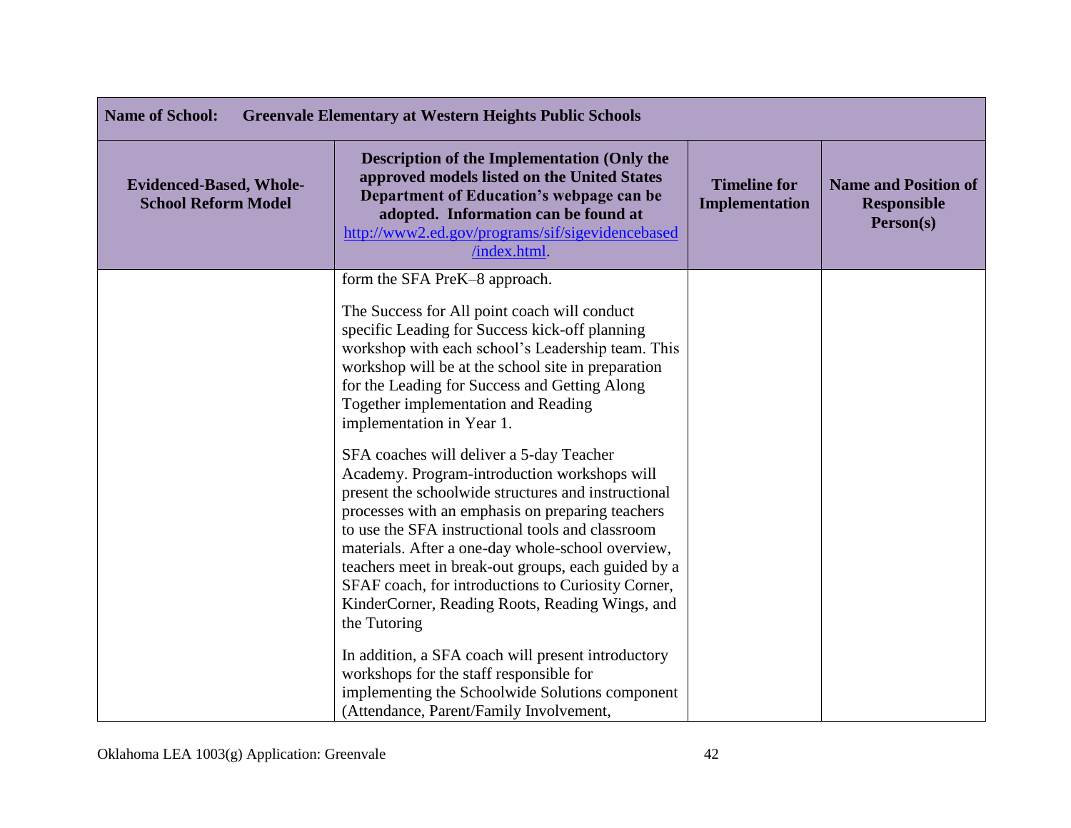| **Name of School:** **Greenvale Elementary at Western Heights Public Schools** | | | |
|---|---|---|---|
| **Evidenced-Based, Whole-School Reform Model** | **Description of the Implementation (Only the approved models listed on the United States Department of Education's webpage can be adopted. Information can be found at [http://www2.ed.gov/programs/sif/sigevidencebased/index.html](http://www2.ed.gov/programs/sif/sigevidencebased/index.html).** | **Timeline for Implementation** | **Name and Position of Responsible Person(s)** |
| | form the SFA PreK–8 approach.<br><br>The Success for All point coach will conduct specific Leading for Success kick-off planning workshop with each school's Leadership team. This workshop will be at the school site in preparation for the Leading for Success and Getting Along Together implementation and Reading implementation in Year 1.<br><br>SFA coaches will deliver a 5-day Teacher Academy. Program-introduction workshops will present the schoolwide structures and instructional processes with an emphasis on preparing teachers to use the SFA instructional tools and classroom materials. After a one-day whole-school overview, teachers meet in break-out groups, each guided by a SFAF coach, for introductions to Curiosity Corner, KinderCorner, Reading Roots, Reading Wings, and the Tutoring<br><br>In addition, a SFA coach will present introductory workshops for the staff responsible for implementing the Schoolwide Solutions component (Attendance, Parent/Family Involvement, | | |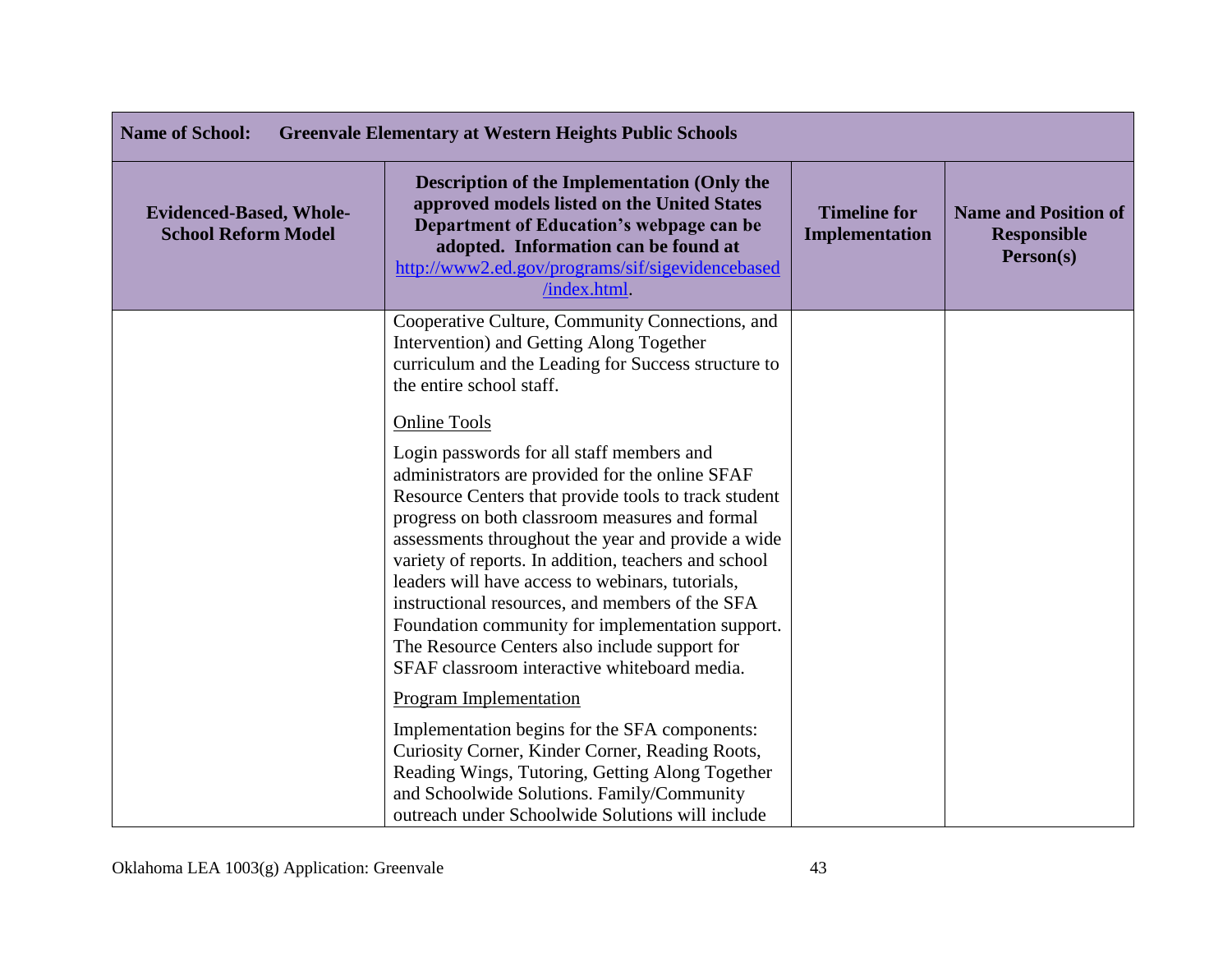| Name of School: Greenvale Elementary at Western Heights Public Schools | | | |
|---|---|---|---|
| **Evidenced-Based, Whole-School Reform Model** | **Description of the Implementation (Only the approved models listed on the United States Department of Education's webpage can be adopted. Information can be found at http://www2.ed.gov/programs/sif/sigevidencebased/index.html.** | **Timeline for Implementation** | **Name and Position of Responsible Person(s)** |
| | Cooperative Culture, Community Connections, and Intervention) and Getting Along Together curriculum and the Leading for Success structure to the entire school staff.<br><br>Online Tools<br><br>Login passwords for all staff members and administrators are provided for the online SFAF Resource Centers that provide tools to track student progress on both classroom measures and formal assessments throughout the year and provide a wide variety of reports. In addition, teachers and school leaders will have access to webinars, tutorials, instructional resources, and members of the SFA Foundation community for implementation support. The Resource Centers also include support for SFAF classroom interactive whiteboard media.<br><br>Program Implementation<br><br>Implementation begins for the SFA components: Curiosity Corner, Kinder Corner, Reading Roots, Reading Wings, Tutoring, Getting Along Together and Schoolwide Solutions. Family/Community outreach under Schoolwide Solutions will include | | |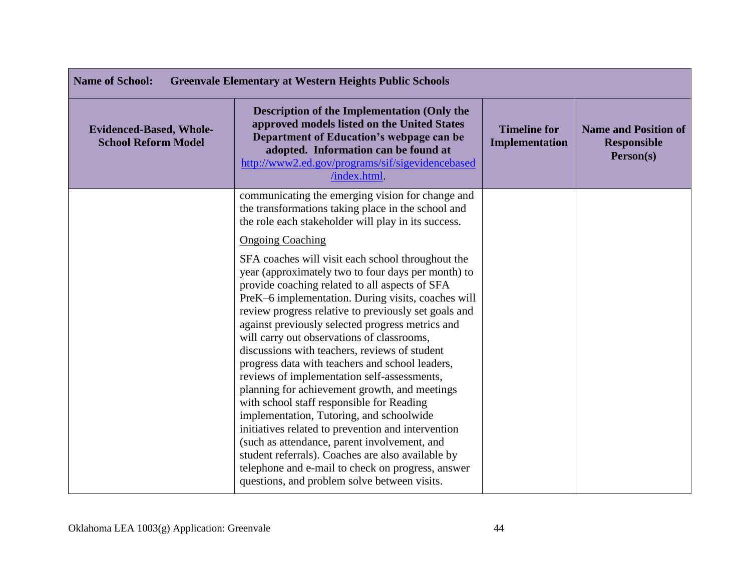| Name of School: Greenvale Elementary at Western Heights Public Schools | | | |
|---|---|---|---|
| **Evidenced-Based, Whole-School Reform Model** | **Description of the Implementation (Only the approved models listed on the United States Department of Education's webpage can be adopted. Information can be found at [http://www2.ed.gov/programs/sif/sigevidencebased/index.html](http://www2.ed.gov/programs/sif/sigevidencebased/index.html).** | **Timeline for Implementation** | **Name and Position of Responsible Person(s)** |
| | communicating the emerging vision for change and the transformations taking place in the school and the role each stakeholder will play in its success.<br><br><u>Ongoing Coaching</u><br><br>SFA coaches will visit each school throughout the year (approximately two to four days per month) to provide coaching related to all aspects of SFA PreK–6 implementation. During visits, coaches will review progress relative to previously set goals and against previously selected progress metrics and will carry out observations of classrooms, discussions with teachers, reviews of student progress data with teachers and school leaders, reviews of implementation self-assessments, planning for achievement growth, and meetings with school staff responsible for Reading implementation, Tutoring, and schoolwide initiatives related to prevention and intervention (such as attendance, parent involvement, and student referrals). Coaches are also available by telephone and e-mail to check on progress, answer questions, and problem solve between visits. | | |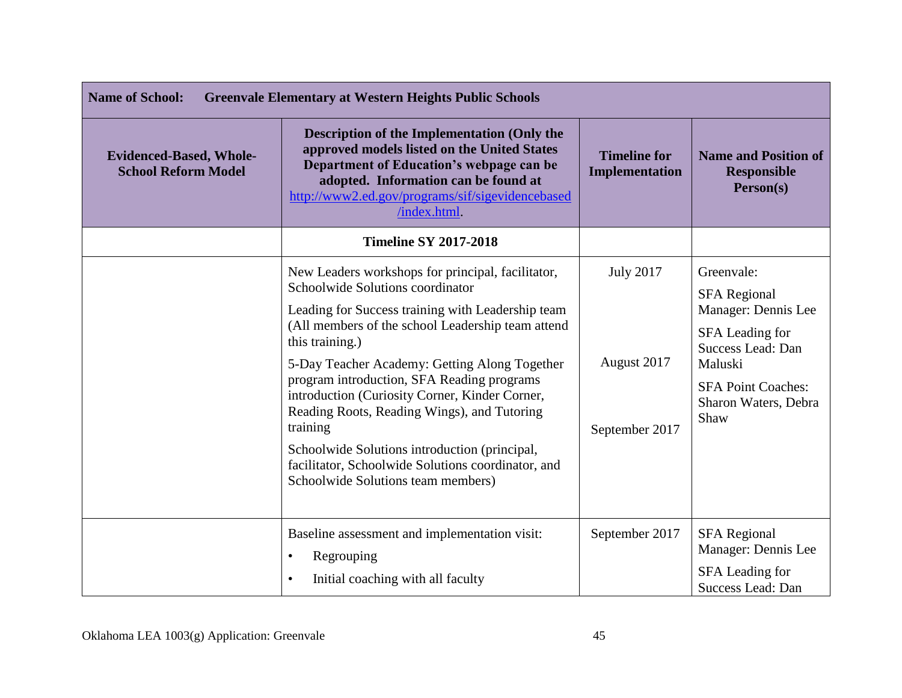| **Name of School:** **Greenvale Elementary at Western Heights Public Schools** | | | |
|---|---|---|---|
| **Evidenced-Based, Whole-School Reform Model** | **Description of the Implementation (Only the approved models listed on the United States Department of Education's webpage can be adopted. Information can be found at [http://www2.ed.gov/programs/sif/sigevidencebased/index.html](http://www2.ed.gov/programs/sif/sigevidencebased/index.html).** | **Timeline for Implementation** | **Name and Position of Responsible Person(s)** |
| | **Timeline SY 2017-2018** | | |
| | New Leaders workshops for principal, facilitator, Schoolwide Solutions coordinator<br><br>Leading for Success training with Leadership team (All members of the school Leadership team attend this training.)<br><br>5-Day Teacher Academy: Getting Along Together program introduction, SFA Reading programs introduction (Curiosity Corner, Kinder Corner, Reading Roots, Reading Wings), and Tutoring training<br><br>Schoolwide Solutions introduction (principal, facilitator, Schoolwide Solutions coordinator, and Schoolwide Solutions team members) | July 2017<br><br>August 2017<br><br>September 2017 | Greenvale:<br><br>SFA Regional Manager: Dennis Lee<br><br>SFA Leading for Success Lead: Dan Maluski<br><br>SFA Point Coaches: Sharon Waters, Debra Shaw |
| | Baseline assessment and implementation visit:<br>• Regrouping<br>• Initial coaching with all faculty | September 2017 | SFA Regional Manager: Dennis Lee<br><br>SFA Leading for Success Lead: Dan |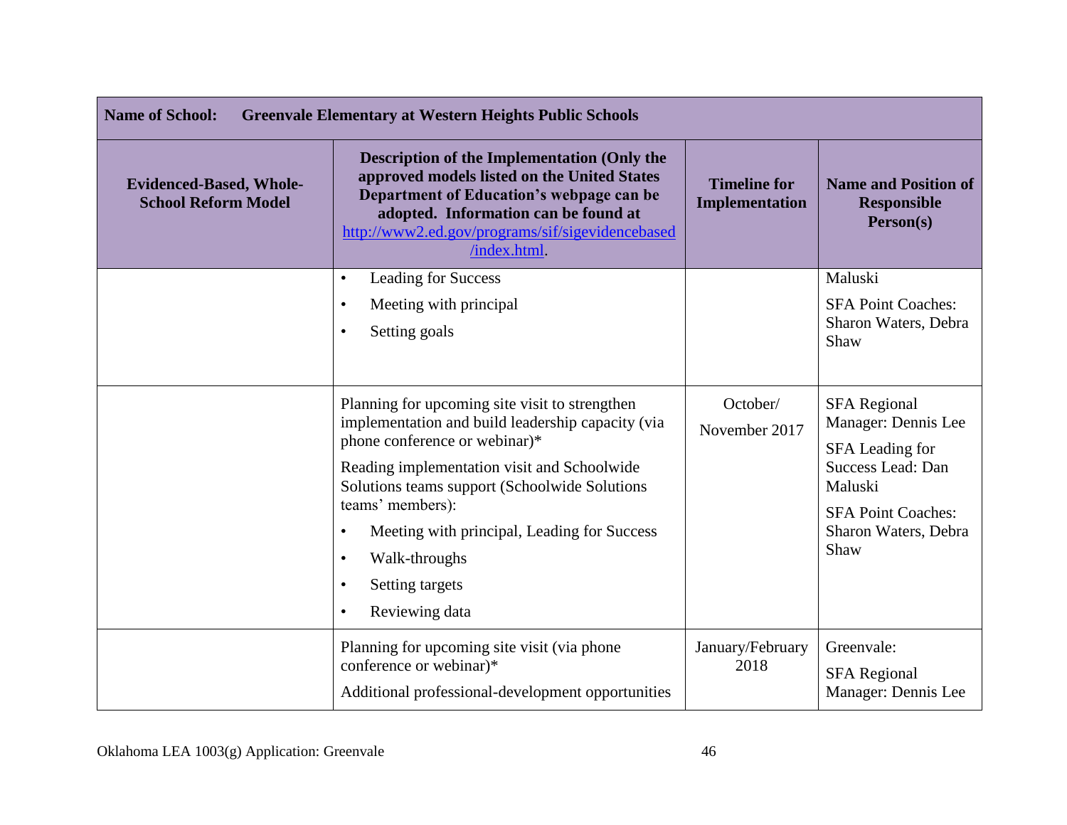| **Name of School:** **Greenvale Elementary at Western Heights Public Schools** | | | |
|---|---|---|---|
| **Evidenced-Based, Whole-School Reform Model** | **Description of the Implementation (Only the approved models listed on the United States Department of Education's webpage can be adopted. Information can be found at http://www2.ed.gov/programs/sif/sigevidencebased/index.html.** | **Timeline for Implementation** | **Name and Position of Responsible Person(s)** |
| | • Leading for Success<br>• Meeting with principal<br>• Setting goals | | Maluski<br>SFA Point Coaches: Sharon Waters, Debra Shaw |
| | Planning for upcoming site visit to strengthen implementation and build leadership capacity (via phone conference or webinar)*<br>Reading implementation visit and Schoolwide Solutions teams support (Schoolwide Solutions teams' members):<br>• Meeting with principal, Leading for Success<br>• Walk-throughs<br>• Setting targets<br>• Reviewing data | October/ November 2017 | SFA Regional Manager: Dennis Lee<br>SFA Leading for Success Lead: Dan Maluski<br>SFA Point Coaches: Sharon Waters, Debra Shaw |
| | Planning for upcoming site visit (via phone conference or webinar)*<br>Additional professional-development opportunities | January/February 2018 | Greenvale:<br>SFA Regional Manager: Dennis Lee |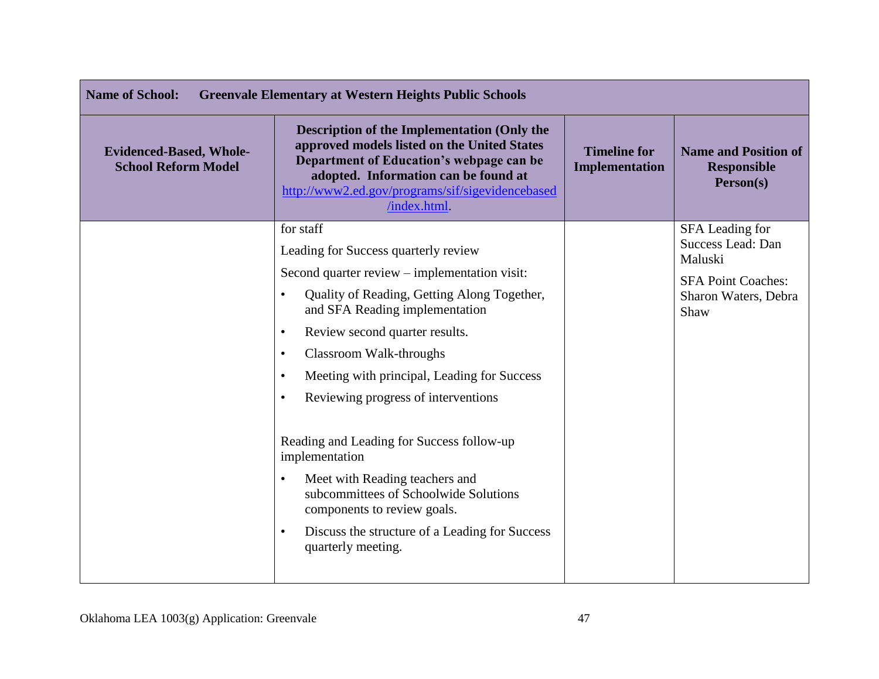| Name of School: Greenvale Elementary at Western Heights Public Schools | | | |
|---|---|---|---|
| **Evidenced-Based, Whole-School Reform Model** | **Description of the Implementation (Only the approved models listed on the United States Department of Education's webpage can be adopted. Information can be found at http://www2.ed.gov/programs/sif/sigevidencebased/index.html.** | **Timeline for Implementation** | **Name and Position of Responsible Person(s)** |
| | for staff<br><br>Leading for Success quarterly review<br><br>Second quarter review – implementation visit:<br>• Quality of Reading, Getting Along Together, and SFA Reading implementation<br>• Review second quarter results.<br>• Classroom Walk-throughs<br>• Meeting with principal, Leading for Success<br>• Reviewing progress of interventions<br><br>Reading and Leading for Success follow-up implementation<br>• Meet with Reading teachers and subcommittees of Schoolwide Solutions components to review goals.<br>• Discuss the structure of a Leading for Success quarterly meeting. | | SFA Leading for Success Lead: Dan Maluski<br><br>SFA Point Coaches: Sharon Waters, Debra Shaw |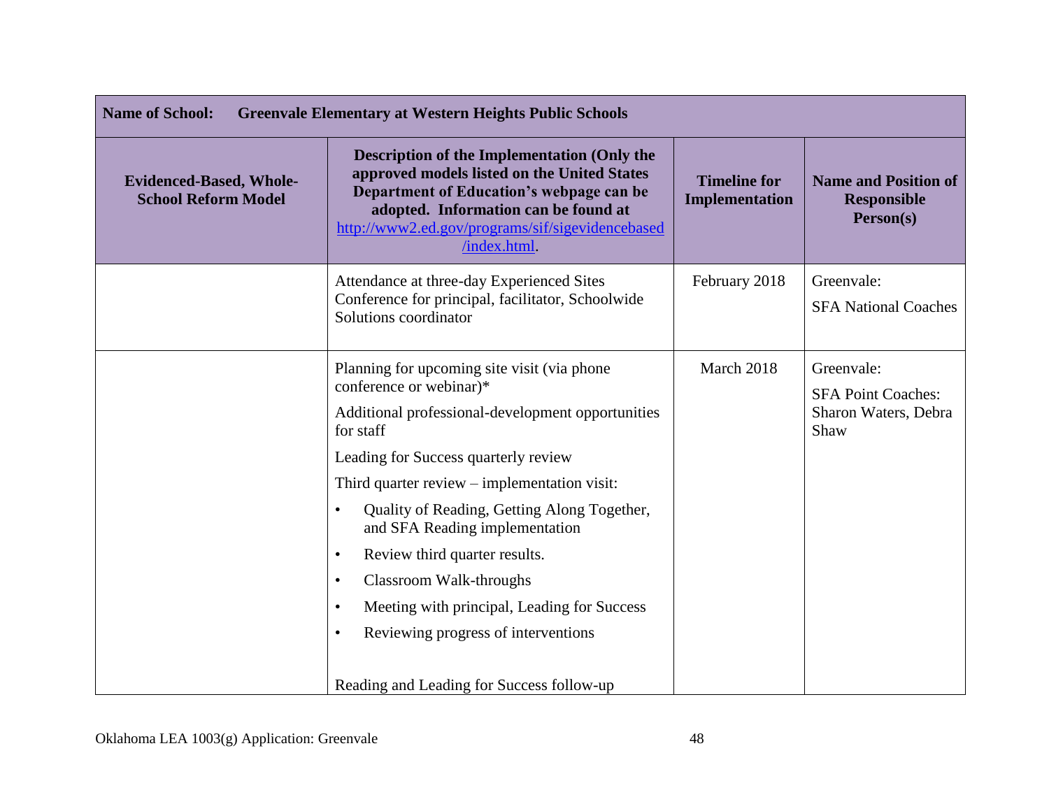| **Name of School:** **Greenvale Elementary at Western Heights Public Schools** | | | |
|---|---|---|---|
| **Evidenced-Based, Whole-School Reform Model** | **Description of the Implementation (Only the approved models listed on the United States Department of Education's webpage can be adopted. Information can be found at [http://www2.ed.gov/programs/sif/sigevidencebased/index.html](http://www2.ed.gov/programs/sif/sigevidencebased/index.html).** | **Timeline for Implementation** | **Name and Position of Responsible Person(s)** |
| | Attendance at three-day Experienced Sites Conference for principal, facilitator, Schoolwide Solutions coordinator | February 2018 | Greenvale:<br>SFA National Coaches |
| | Planning for upcoming site visit (via phone conference or webinar)*<br>Additional professional-development opportunities for staff<br>Leading for Success quarterly review<br>Third quarter review – implementation visit:<br>• Quality of Reading, Getting Along Together, and SFA Reading implementation<br>• Review third quarter results.<br>• Classroom Walk-throughs<br>• Meeting with principal, Leading for Success<br>• Reviewing progress of interventions<br><br>Reading and Leading for Success follow-up | March 2018 | Greenvale:<br>SFA Point Coaches: Sharon Waters, Debra Shaw |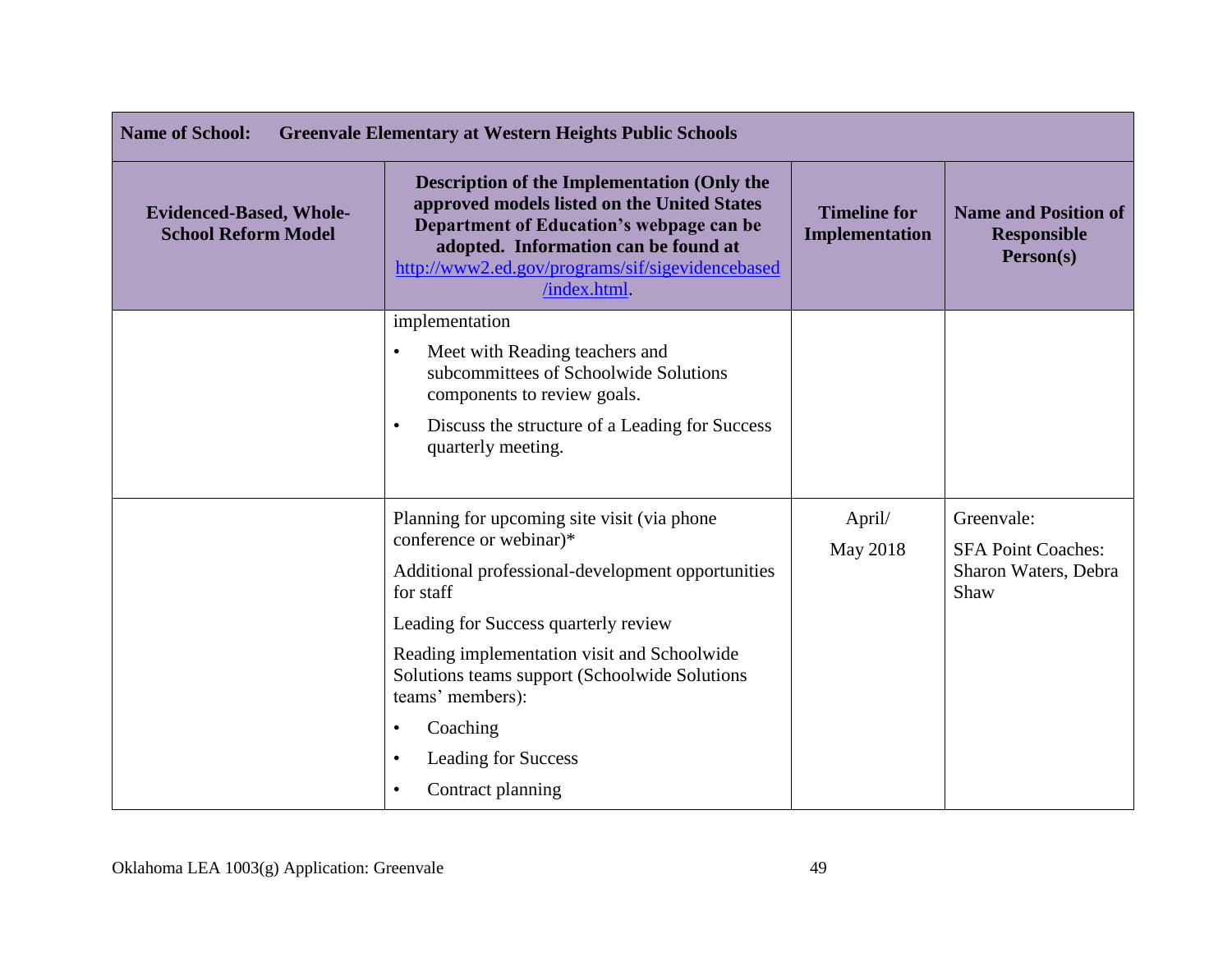| **Name of School: Greenvale Elementary at Western Heights Public Schools** | | | |
|---|---|---|---|
| **Evidenced-Based, Whole-School Reform Model** | **Description of the Implementation (Only the approved models listed on the United States Department of Education's webpage can be adopted. Information can be found at [http://www2.ed.gov/programs/sif/sigevidencebased/index.html](http://www2.ed.gov/programs/sif/sigevidencebased/index.html).** | **Timeline for Implementation** | **Name and Position of Responsible Person(s)** |
| | implementation<br>• Meet with Reading teachers and subcommittees of Schoolwide Solutions components to review goals.<br>• Discuss the structure of a Leading for Success quarterly meeting. | | |
| | Planning for upcoming site visit (via phone conference or webinar)*<br>Additional professional-development opportunities for staff<br>Leading for Success quarterly review<br>Reading implementation visit and Schoolwide Solutions teams support (Schoolwide Solutions teams' members):<br>• Coaching<br>• Leading for Success<br>• Contract planning | April/<br>May 2018 | Greenvale:<br>SFA Point Coaches: Sharon Waters, Debra Shaw |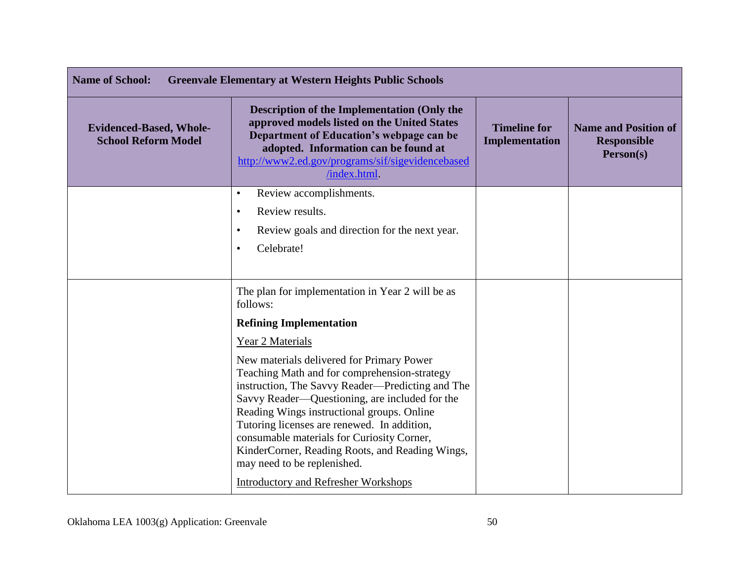| Name of School: Greenvale Elementary at Western Heights Public Schools | | | |
|---|---|---|---|
| **Evidenced-Based, Whole-School Reform Model** | **Description of the Implementation (Only the approved models listed on the United States Department of Education's webpage can be adopted. Information can be found at [http://www2.ed.gov/programs/sif/sigevidencebased/index.html](http://www2.ed.gov/programs/sif/sigevidencebased/index.html).** | **Timeline for Implementation** | **Name and Position of Responsible Person(s)** |
| | • Review accomplishments.<br>• Review results.<br>• Review goals and direction for the next year.<br>• Celebrate! | | |
| | The plan for implementation in Year 2 will be as follows:<br>**Refining Implementation**<br><u>Year 2 Materials</u><br>New materials delivered for Primary Power Teaching Math and for comprehension-strategy instruction, The Savvy Reader—Predicting and The Savvy Reader—Questioning, are included for the Reading Wings instructional groups. Online Tutoring licenses are renewed. In addition, consumable materials for Curiosity Corner, KinderCorner, Reading Roots, and Reading Wings, may need to be replenished.<br><u>Introductory and Refresher Workshops</u> | | |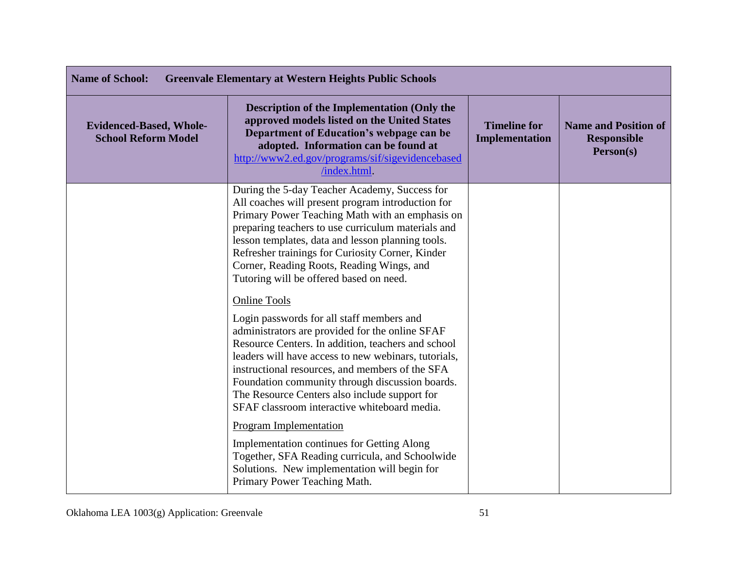| Name of School: Greenvale Elementary at Western Heights Public Schools | | | |
|---|---|---|---|
| **Evidenced-Based, Whole-School Reform Model** | **Description of the Implementation (Only the approved models listed on the United States Department of Education's webpage can be adopted. Information can be found at [http://www2.ed.gov/programs/sif/sigevidencebased/index.html](http://www2.ed.gov/programs/sif/sigevidencebased/index.html).** | **Timeline for Implementation** | **Name and Position of Responsible Person(s)** |
| | During the 5-day Teacher Academy, Success for All coaches will present program introduction for Primary Power Teaching Math with an emphasis on preparing teachers to use curriculum materials and lesson templates, data and lesson planning tools. Refresher trainings for Curiosity Corner, Kinder Corner, Reading Roots, Reading Wings, and Tutoring will be offered based on need.<br><br><u>Online Tools</u><br><br>Login passwords for all staff members and administrators are provided for the online SFAF Resource Centers. In addition, teachers and school leaders will have access to new webinars, tutorials, instructional resources, and members of the SFA Foundation community through discussion boards. The Resource Centers also include support for SFAF classroom interactive whiteboard media.<br><br><u>Program Implementation</u><br><br>Implementation continues for Getting Along Together, SFA Reading curricula, and Schoolwide Solutions. New implementation will begin for Primary Power Teaching Math. | | |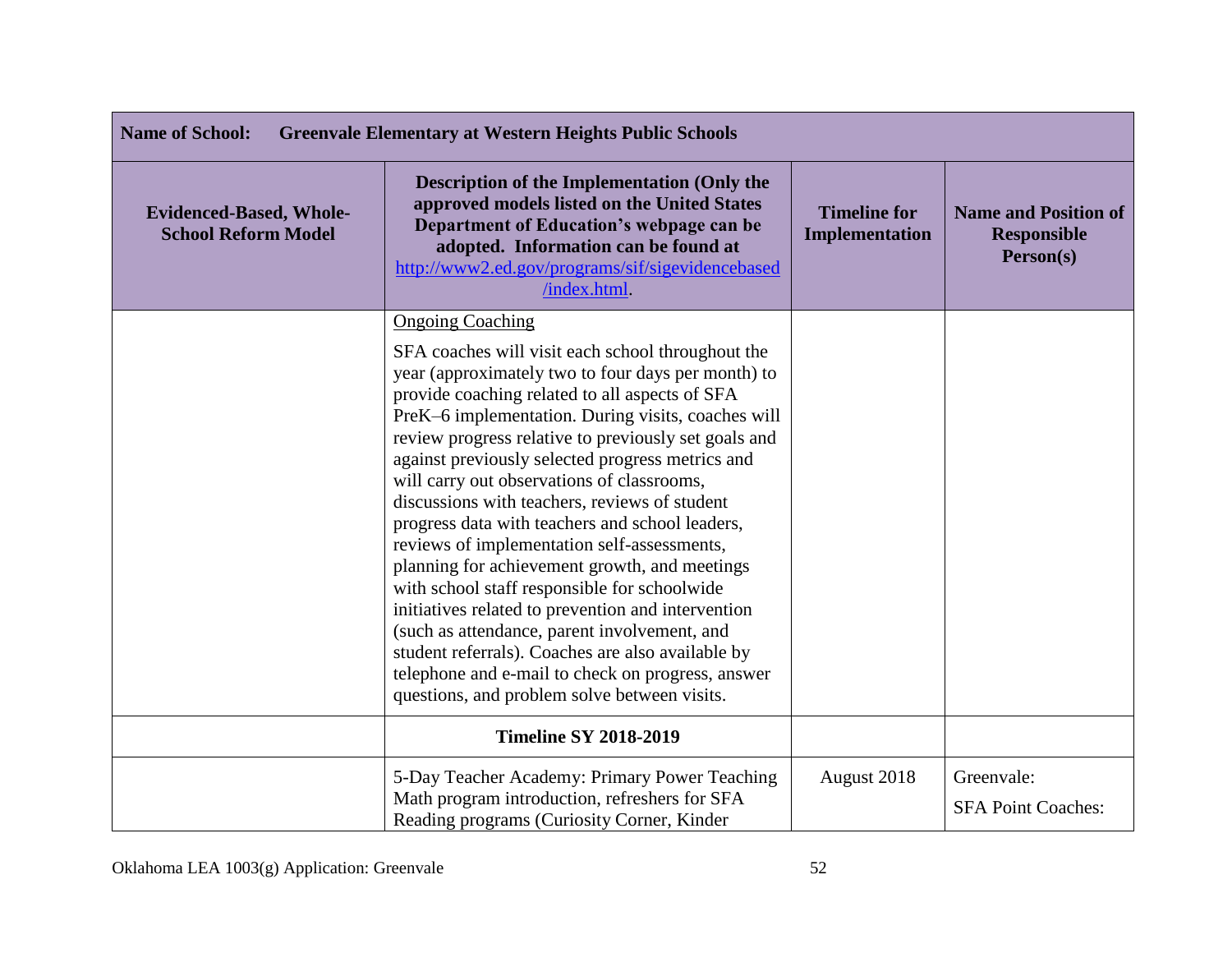| **Name of School: Greenvale Elementary at Western Heights Public Schools** | | | |
|---|---|---|---|
| **Evidenced-Based, Whole-School Reform Model** | **Description of the Implementation (Only the approved models listed on the United States Department of Education's webpage can be adopted. Information can be found at http://www2.ed.gov/programs/sif/sigevidencebased/index.html.** | **Timeline for Implementation** | **Name and Position of Responsible Person(s)** |
| | Ongoing Coaching<br><br>SFA coaches will visit each school throughout the year (approximately two to four days per month) to provide coaching related to all aspects of SFA PreK–6 implementation. During visits, coaches will review progress relative to previously set goals and against previously selected progress metrics and will carry out observations of classrooms, discussions with teachers, reviews of student progress data with teachers and school leaders, reviews of implementation self-assessments, planning for achievement growth, and meetings with school staff responsible for schoolwide initiatives related to prevention and intervention (such as attendance, parent involvement, and student referrals). Coaches are also available by telephone and e-mail to check on progress, answer questions, and problem solve between visits. | | |
| | **Timeline SY 2018-2019** | | |
| | 5-Day Teacher Academy: Primary Power Teaching Math program introduction, refreshers for SFA Reading programs (Curiosity Corner, Kinder | August 2018 | Greenvale:<br><br>SFA Point Coaches: |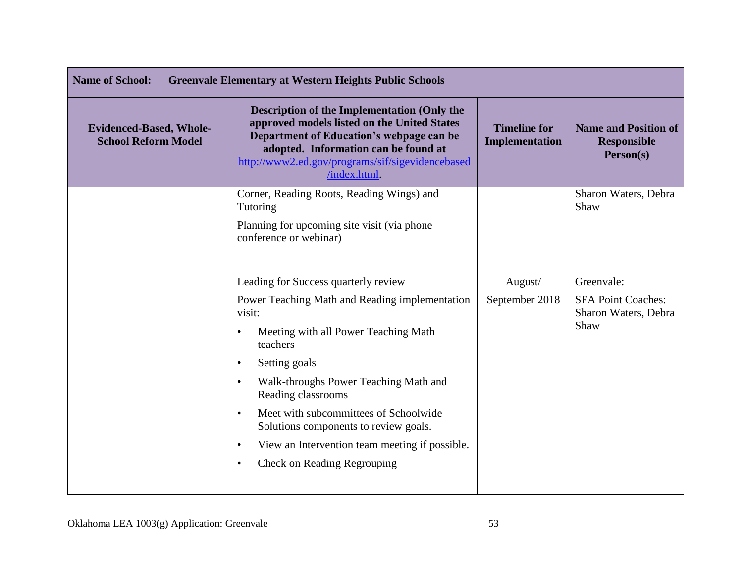| Name of School: Greenvale Elementary at Western Heights Public Schools | | | |
|---|---|---|---|
| **Evidenced-Based, Whole-School Reform Model** | **Description of the Implementation (Only the approved models listed on the United States Department of Education's webpage can be adopted. Information can be found at http://www2.ed.gov/programs/sif/sigevidencebased/index.html.** | **Timeline for Implementation** | **Name and Position of Responsible Person(s)** |
| | Corner, Reading Roots, Reading Wings) and Tutoring<br><br>Planning for upcoming site visit (via phone conference or webinar) | | Sharon Waters, Debra Shaw |
| | Leading for Success quarterly review<br><br>Power Teaching Math and Reading implementation visit:<br>• Meeting with all Power Teaching Math teachers<br>• Setting goals<br>• Walk-throughs Power Teaching Math and Reading classrooms<br>• Meet with subcommittees of Schoolwide Solutions components to review goals.<br>• View an Intervention team meeting if possible.<br>• Check on Reading Regrouping | August/ September 2018 | Greenvale:<br><br>SFA Point Coaches: Sharon Waters, Debra Shaw |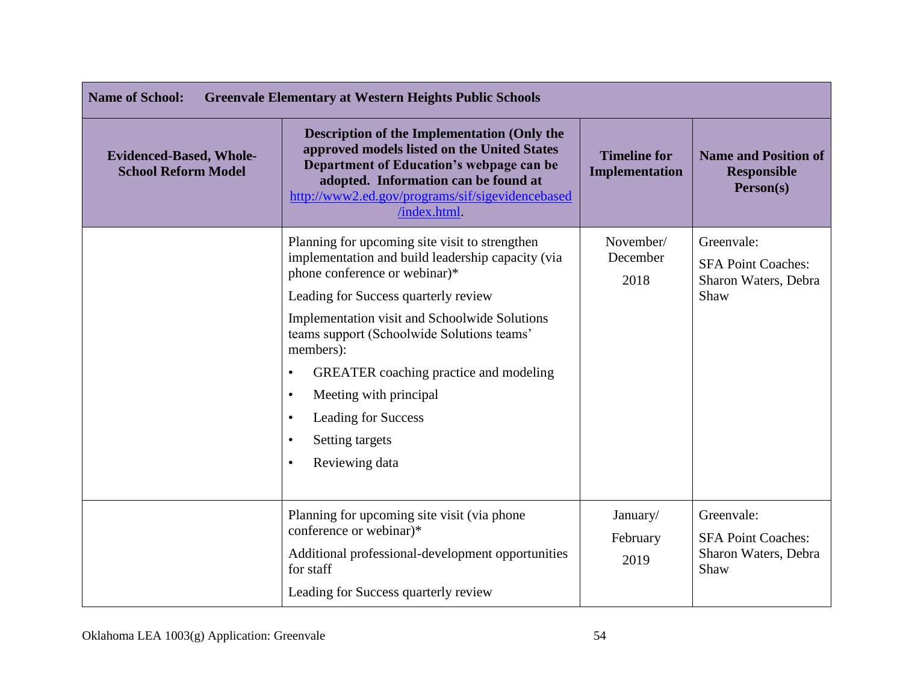| **Name of School:** **Greenvale Elementary at Western Heights Public Schools** | | | |
|---|---|---|---|
| **Evidenced-Based, Whole-School Reform Model** | **Description of the Implementation (Only the approved models listed on the United States Department of Education's webpage can be adopted. Information can be found at [http://www2.ed.gov/programs/sif/sigevidencebased/index.html](http://www2.ed.gov/programs/sif/sigevidencebased/index.html).** | **Timeline for Implementation** | **Name and Position of Responsible Person(s)** |
| | Planning for upcoming site visit to strengthen implementation and build leadership capacity (via phone conference or webinar)*<br><br>Leading for Success quarterly review<br><br>Implementation visit and Schoolwide Solutions teams support (Schoolwide Solutions teams' members):<br>• GREATER coaching practice and modeling<br>• Meeting with principal<br>• Leading for Success<br>• Setting targets<br>• Reviewing data | November/ December 2018 | Greenvale:<br>SFA Point Coaches: Sharon Waters, Debra Shaw |
| | Planning for upcoming site visit (via phone conference or webinar)*<br><br>Additional professional-development opportunities for staff<br><br>Leading for Success quarterly review | January/ February 2019 | Greenvale:<br>SFA Point Coaches: Sharon Waters, Debra Shaw |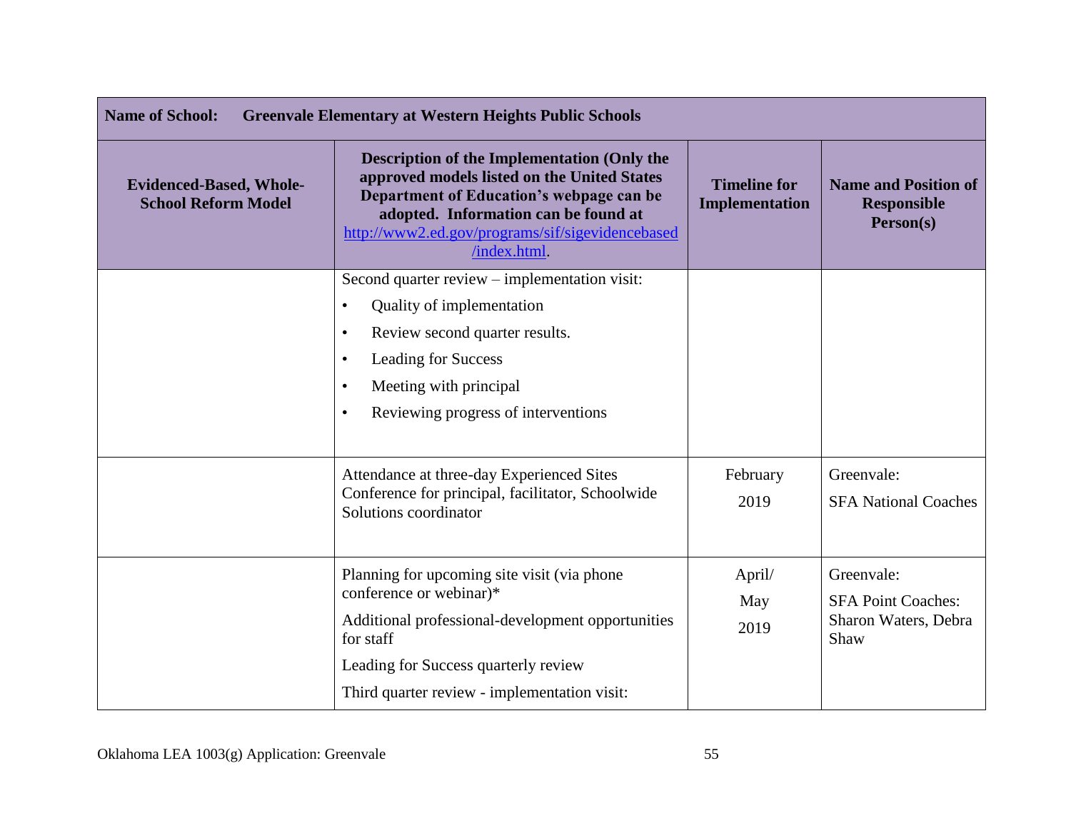| Name of School: Greenvale Elementary at Western Heights Public Schools | | | |
|---|---|---|---|
| **Evidenced-Based, Whole-School Reform Model** | **Description of the Implementation (Only the approved models listed on the United States Department of Education's webpage can be adopted. Information can be found at [http://www2.ed.gov/programs/sif/sigevidencebased/index.html](http://www2.ed.gov/programs/sif/sigevidencebased/index.html).** | **Timeline for Implementation** | **Name and Position of Responsible Person(s)** |
| | Second quarter review – implementation visit:<br>• Quality of implementation<br>• Review second quarter results.<br>• Leading for Success<br>• Meeting with principal<br>• Reviewing progress of interventions | | |
| | Attendance at three-day Experienced Sites Conference for principal, facilitator, Schoolwide Solutions coordinator | February 2019 | Greenvale:<br>SFA National Coaches |
| | Planning for upcoming site visit (via phone conference or webinar)*<br>Additional professional-development opportunities for staff<br>Leading for Success quarterly review<br>Third quarter review - implementation visit: | April/ May 2019 | Greenvale:<br>SFA Point Coaches: Sharon Waters, Debra Shaw |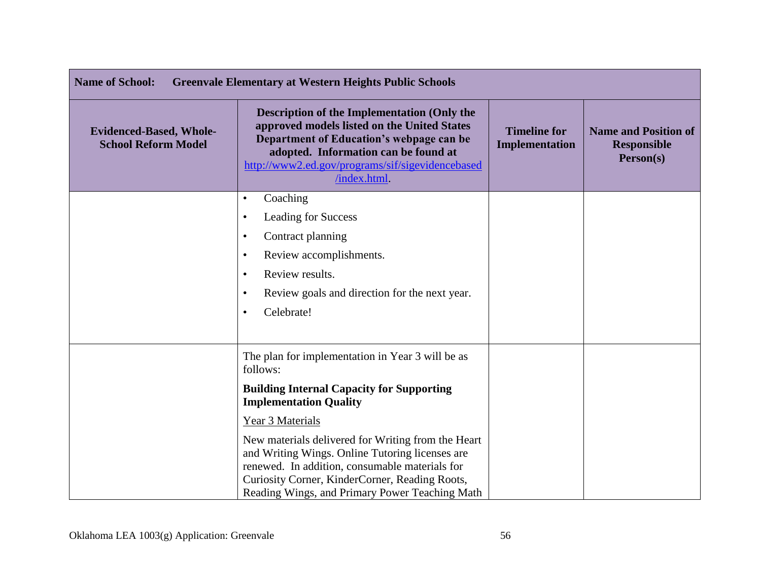| Name of School: Greenvale Elementary at Western Heights Public Schools | | | |
|---|---|---|---|
| **Evidenced-Based, Whole-School Reform Model** | **Description of the Implementation (Only the approved models listed on the United States Department of Education's webpage can be adopted. Information can be found at http://www2.ed.gov/programs/sif/sigevidencebased/index.html.** | **Timeline for Implementation** | **Name and Position of Responsible Person(s)** |
| | • Coaching<br>• Leading for Success<br>• Contract planning<br>• Review accomplishments.<br>• Review results.<br>• Review goals and direction for the next year.<br>• Celebrate! | | |
| | The plan for implementation in Year 3 will be as follows:<br>**Building Internal Capacity for Supporting Implementation Quality**<br>Year 3 Materials<br>New materials delivered for Writing from the Heart and Writing Wings. Online Tutoring licenses are renewed. In addition, consumable materials for Curiosity Corner, KinderCorner, Reading Roots, Reading Wings, and Primary Power Teaching Math | | |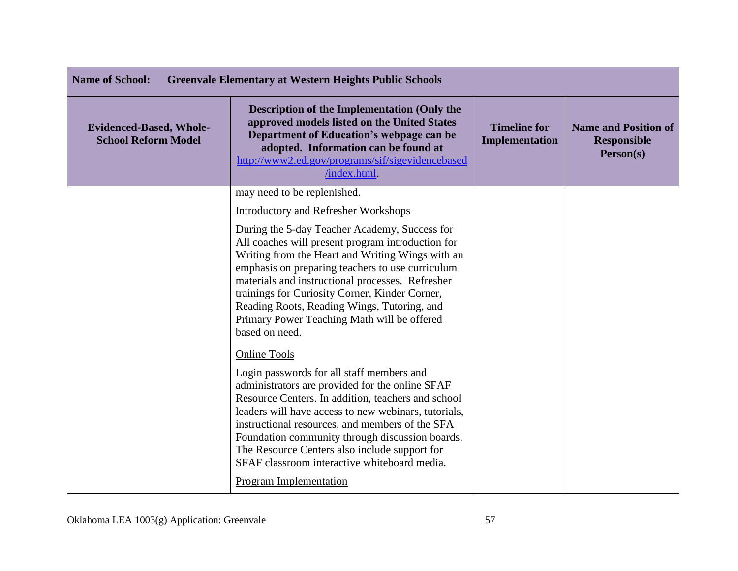| Name of School: Greenvale Elementary at Western Heights Public Schools | | | |
|---|---|---|---|
| **Evidenced-Based, Whole-School Reform Model** | **Description of the Implementation (Only the approved models listed on the United States Department of Education's webpage can be adopted. Information can be found at http://www2.ed.gov/programs/sif/sigevidencebased/index.html.** | **Timeline for Implementation** | **Name and Position of Responsible Person(s)** |
| | may need to be replenished.<br><br><u>Introductory and Refresher Workshops</u><br><br>During the 5-day Teacher Academy, Success for All coaches will present program introduction for Writing from the Heart and Writing Wings with an emphasis on preparing teachers to use curriculum materials and instructional processes. Refresher trainings for Curiosity Corner, Kinder Corner, Reading Roots, Reading Wings, Tutoring, and Primary Power Teaching Math will be offered based on need.<br><br><u>Online Tools</u><br><br>Login passwords for all staff members and administrators are provided for the online SFAF Resource Centers. In addition, teachers and school leaders will have access to new webinars, tutorials, instructional resources, and members of the SFA Foundation community through discussion boards. The Resource Centers also include support for SFAF classroom interactive whiteboard media.<br><br><u>Program Implementation</u> | | |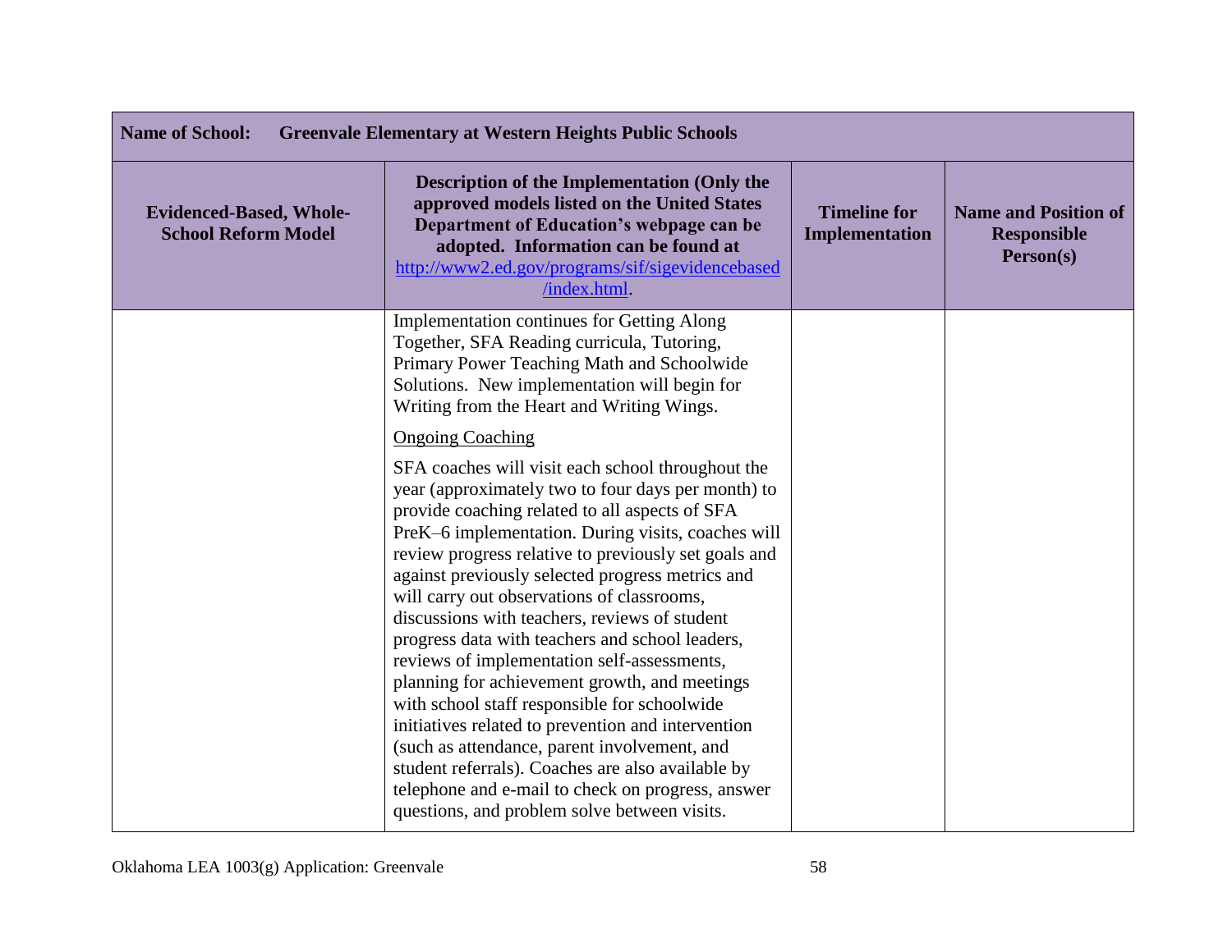| **Name of School: Greenvale Elementary at Western Heights Public Schools** | | | |
|---|---|---|---|
| **Evidenced-Based, Whole-School Reform Model** | **Description of the Implementation (Only the approved models listed on the United States Department of Education's webpage can be adopted. Information can be found at [http://www2.ed.gov/programs/sif/sigevidencebased/index.html](http://www2.ed.gov/programs/sif/sigevidencebased/index.html).** | **Timeline for Implementation** | **Name and Position of Responsible Person(s)** |
| | Implementation continues for Getting Along Together, SFA Reading curricula, Tutoring, Primary Power Teaching Math and Schoolwide Solutions. New implementation will begin for Writing from the Heart and Writing Wings.<br><br><u>Ongoing Coaching</u><br><br>SFA coaches will visit each school throughout the year (approximately two to four days per month) to provide coaching related to all aspects of SFA PreK–6 implementation. During visits, coaches will review progress relative to previously set goals and against previously selected progress metrics and will carry out observations of classrooms, discussions with teachers, reviews of student progress data with teachers and school leaders, reviews of implementation self-assessments, planning for achievement growth, and meetings with school staff responsible for schoolwide initiatives related to prevention and intervention (such as attendance, parent involvement, and student referrals). Coaches are also available by telephone and e-mail to check on progress, answer questions, and problem solve between visits. | | |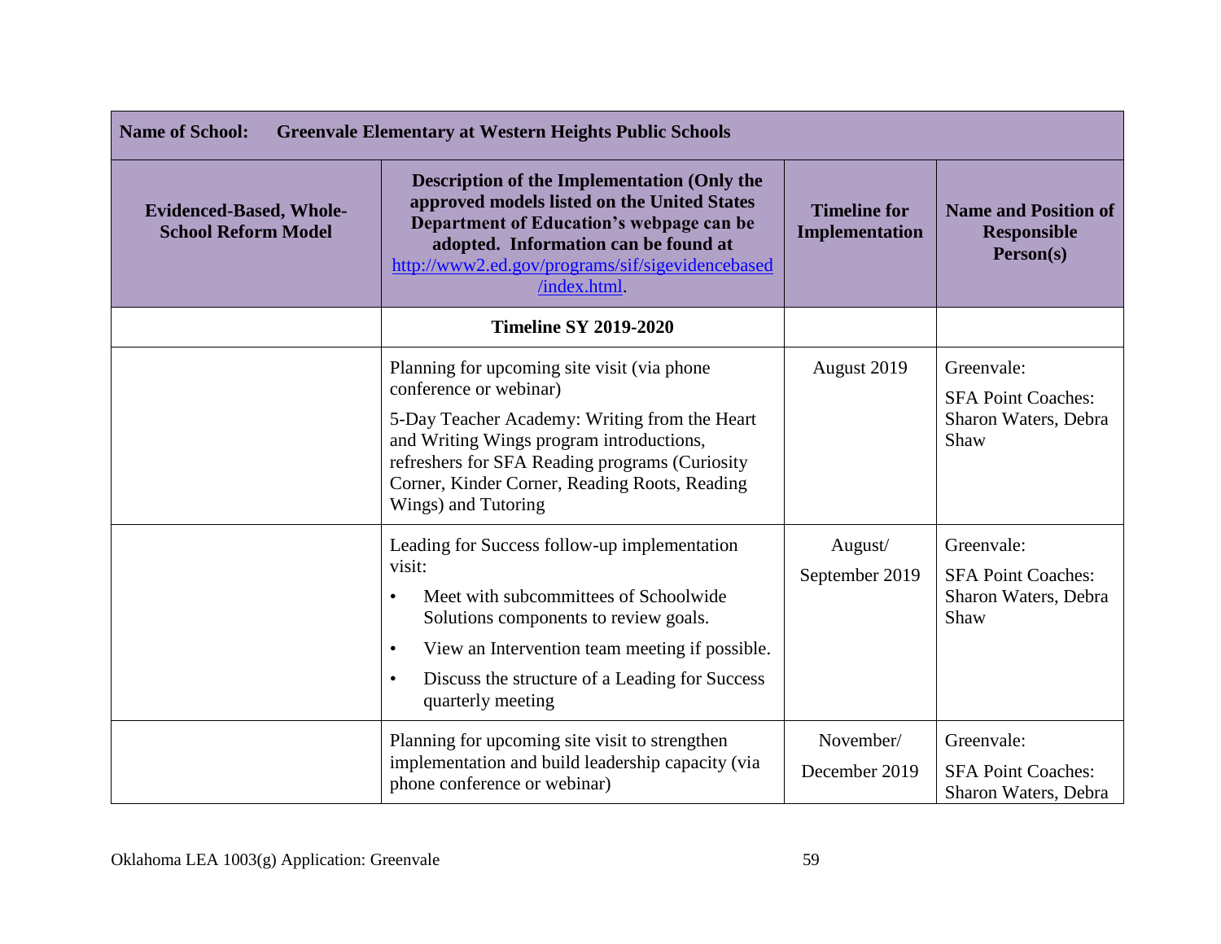| **Name of School:** | **Greenvale Elementary at Western Heights Public Schools** | | |
|---|---|---|---|
| **Evidenced-Based, Whole-School Reform Model** | **Description of the Implementation (Only the approved models listed on the United States Department of Education's webpage can be adopted. Information can be found at [http://www2.ed.gov/programs/sif/sigevidencebased/index.html](http://www2.ed.gov/programs/sif/sigevidencebased/index.html).** | **Timeline for Implementation** | **Name and Position of Responsible Person(s)** |
| | **Timeline SY 2019-2020** | | |
| | Planning for upcoming site visit (via phone conference or webinar)<br><br>5-Day Teacher Academy: Writing from the Heart and Writing Wings program introductions, refreshers for SFA Reading programs (Curiosity Corner, Kinder Corner, Reading Roots, Reading Wings) and Tutoring | August 2019 | Greenvale:<br><br>SFA Point Coaches: Sharon Waters, Debra Shaw |
| | Leading for Success follow-up implementation visit:<br>• Meet with subcommittees of Schoolwide Solutions components to review goals.<br>• View an Intervention team meeting if possible.<br>• Discuss the structure of a Leading for Success quarterly meeting | August/<br>September 2019 | Greenvale:<br><br>SFA Point Coaches: Sharon Waters, Debra Shaw |
| | Planning for upcoming site visit to strengthen implementation and build leadership capacity (via phone conference or webinar) | November/<br>December 2019 | Greenvale:<br><br>SFA Point Coaches: Sharon Waters, Debra |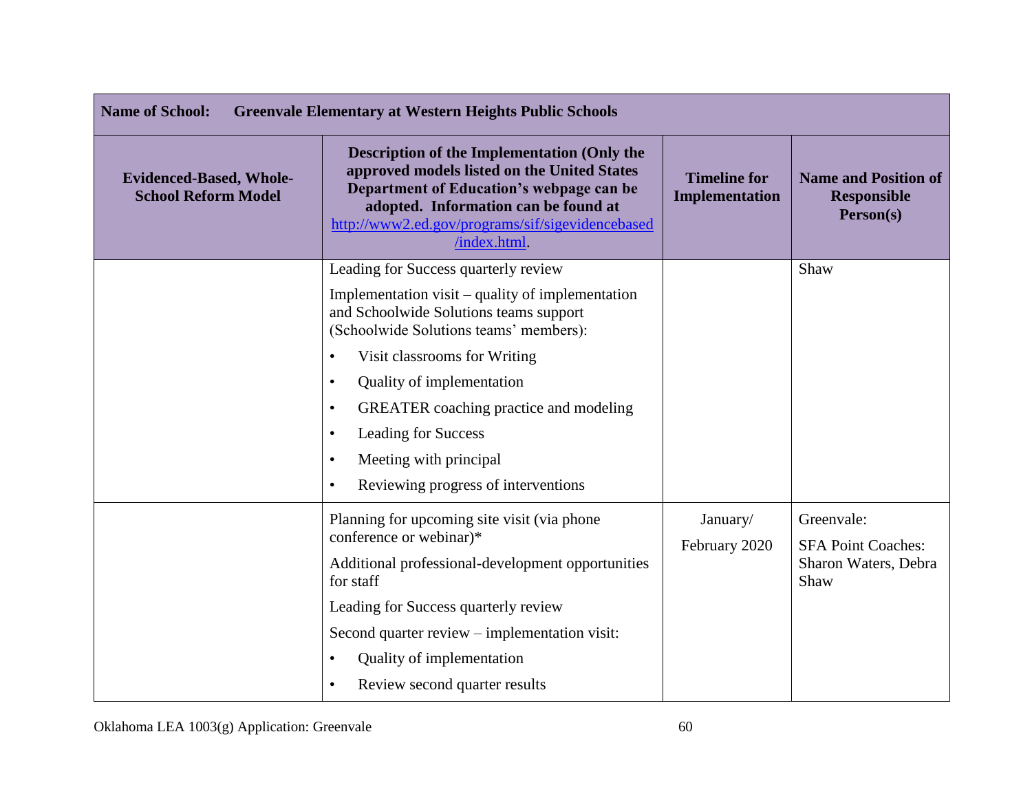| Name of School: Greenvale Elementary at Western Heights Public Schools | | | |
|---|---|---|---|
| **Evidenced-Based, Whole-School Reform Model** | **Description of the Implementation (Only the approved models listed on the United States Department of Education's webpage can be adopted. Information can be found at http://www2.ed.gov/programs/sif/sigevidencebased/index.html.** | **Timeline for Implementation** | **Name and Position of Responsible Person(s)** |
| | Leading for Success quarterly review<br>Implementation visit – quality of implementation and Schoolwide Solutions teams support (Schoolwide Solutions teams' members):<br>• Visit classrooms for Writing<br>• Quality of implementation<br>• GREATER coaching practice and modeling<br>• Leading for Success<br>• Meeting with principal<br>• Reviewing progress of interventions | | Shaw |
| | Planning for upcoming site visit (via phone conference or webinar)*<br>Additional professional-development opportunities for staff<br>Leading for Success quarterly review<br>Second quarter review – implementation visit:<br>• Quality of implementation<br>• Review second quarter results | January/ February 2020 | Greenvale:<br>SFA Point Coaches: Sharon Waters, Debra Shaw |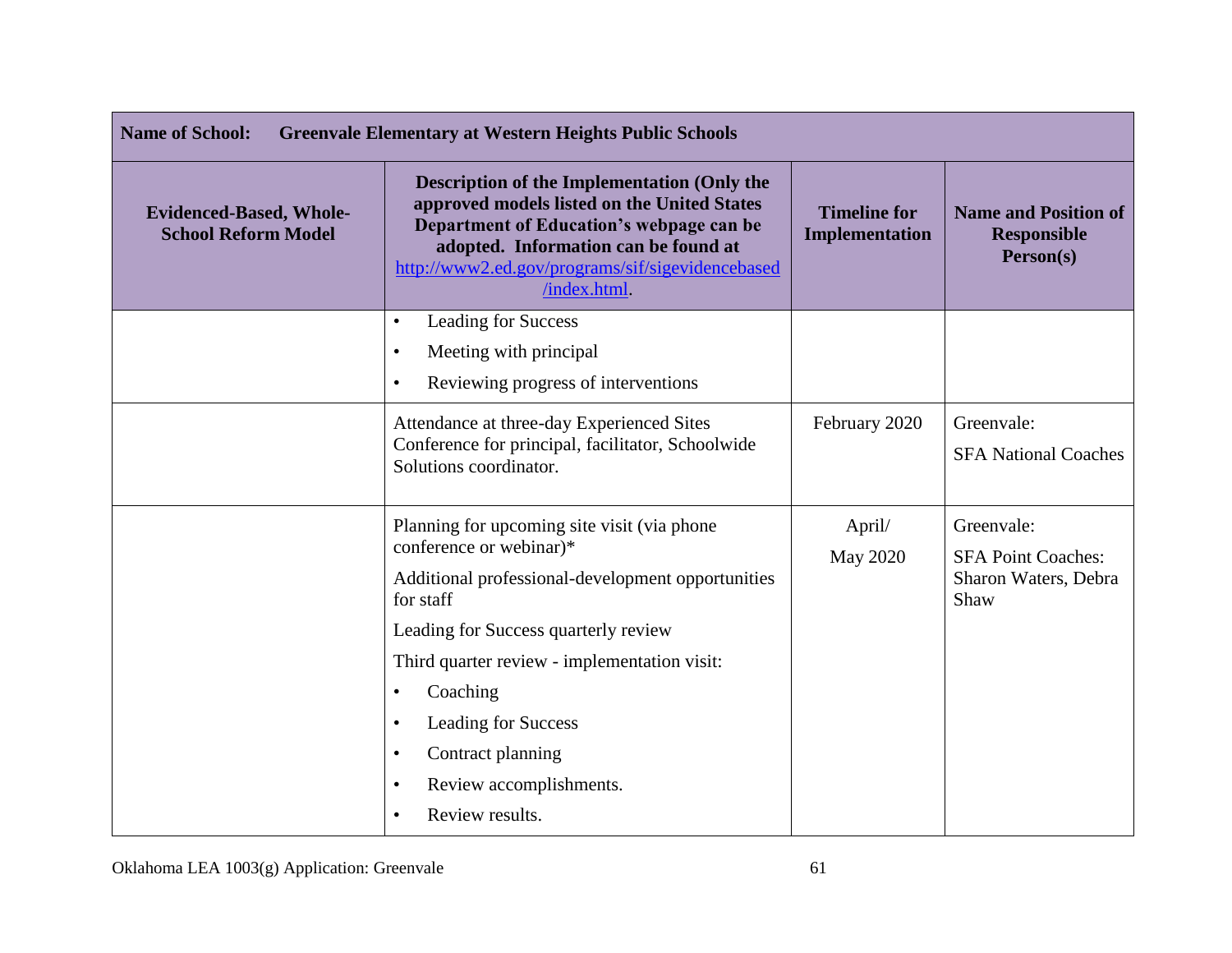| Name of School: Greenvale Elementary at Western Heights Public Schools | | | |
|---|---|---|---|
| **Evidenced-Based, Whole-School Reform Model** | **Description of the Implementation (Only the approved models listed on the United States Department of Education's webpage can be adopted. Information can be found at [http://www2.ed.gov/programs/sif/sigevidencebased/index.html](http://www2.ed.gov/programs/sif/sigevidencebased/index.html).** | **Timeline for Implementation** | **Name and Position of Responsible Person(s)** |
| | • Leading for Success<br>• Meeting with principal<br>• Reviewing progress of interventions | | |
| | Attendance at three-day Experienced Sites Conference for principal, facilitator, Schoolwide Solutions coordinator. | February 2020 | Greenvale:<br>SFA National Coaches |
| | Planning for upcoming site visit (via phone conference or webinar)*<br>Additional professional-development opportunities for staff<br>Leading for Success quarterly review<br>Third quarter review - implementation visit:<br>• Coaching<br>• Leading for Success<br>• Contract planning<br>• Review accomplishments.<br>• Review results. | April/<br>May 2020 | Greenvale:<br>SFA Point Coaches: Sharon Waters, Debra Shaw |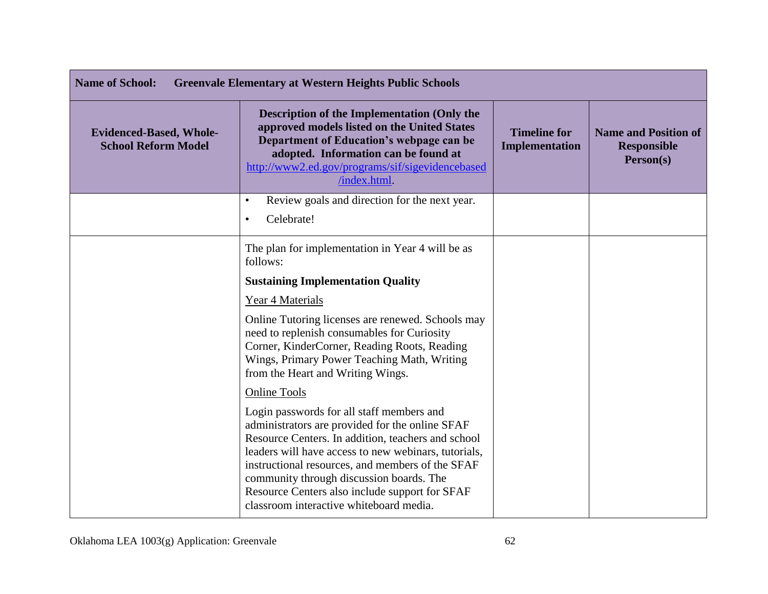| **Name of School:** **Greenvale Elementary at Western Heights Public Schools** | | | |
|---|---|---|---|
| **Evidenced-Based, Whole-School Reform Model** | **Description of the Implementation (Only the approved models listed on the United States Department of Education's webpage can be adopted. Information can be found at [http://www2.ed.gov/programs/sif/sigevidencebased/index.html](http://www2.ed.gov/programs/sif/sigevidencebased/index.html).** | **Timeline for Implementation** | **Name and Position of Responsible Person(s)** |
| | • Review goals and direction for the next year.<br>• Celebrate! | | |
| | The plan for implementation in Year 4 will be as follows:<br><br>**Sustaining Implementation Quality**<br><br><u>Year 4 Materials</u><br><br>Online Tutoring licenses are renewed. Schools may need to replenish consumables for Curiosity Corner, KinderCorner, Reading Roots, Reading Wings, Primary Power Teaching Math, Writing from the Heart and Writing Wings.<br><br><u>Online Tools</u><br><br>Login passwords for all staff members and administrators are provided for the online SFAF Resource Centers. In addition, teachers and school leaders will have access to new webinars, tutorials, instructional resources, and members of the SFAF community through discussion boards. The Resource Centers also include support for SFAF classroom interactive whiteboard media. | | |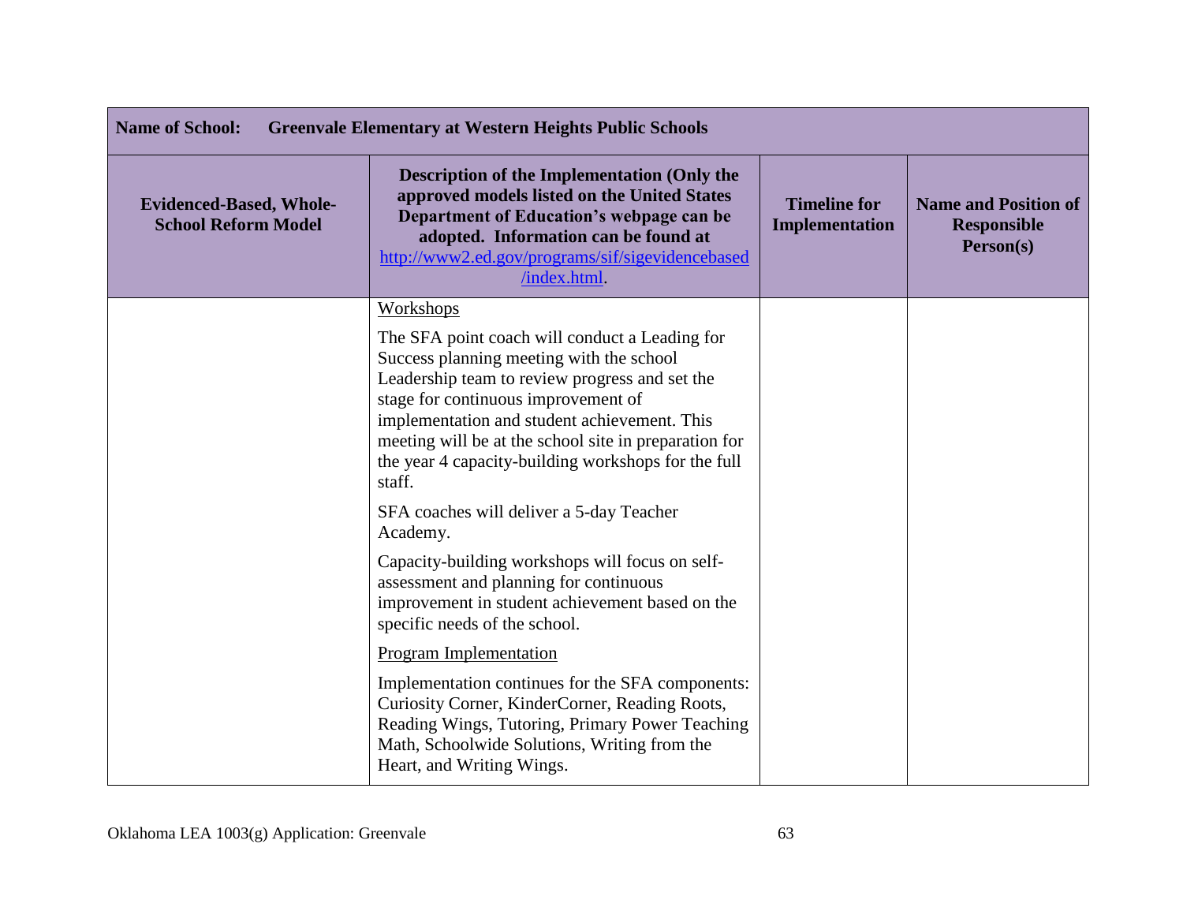| **Name of School:** **Greenvale Elementary at Western Heights Public Schools** | | | |
|---|---|---|---|
| **Evidenced-Based, Whole-School Reform Model** | **Description of the Implementation (Only the approved models listed on the United States Department of Education's webpage can be adopted. Information can be found at [http://www2.ed.gov/programs/sif/sigevidencebased/index.html](http://www2.ed.gov/programs/sif/sigevidencebased/index.html).** | **Timeline for Implementation** | **Name and Position of Responsible Person(s)** |
| | <u>Workshops</u><br><br>The SFA point coach will conduct a Leading for Success planning meeting with the school Leadership team to review progress and set the stage for continuous improvement of implementation and student achievement. This meeting will be at the school site in preparation for the year 4 capacity-building workshops for the full staff.<br><br>SFA coaches will deliver a 5-day Teacher Academy.<br><br>Capacity-building workshops will focus on self-assessment and planning for continuous improvement in student achievement based on the specific needs of the school.<br><br><u>Program Implementation</u><br><br>Implementation continues for the SFA components: Curiosity Corner, KinderCorner, Reading Roots, Reading Wings, Tutoring, Primary Power Teaching Math, Schoolwide Solutions, Writing from the Heart, and Writing Wings. | | |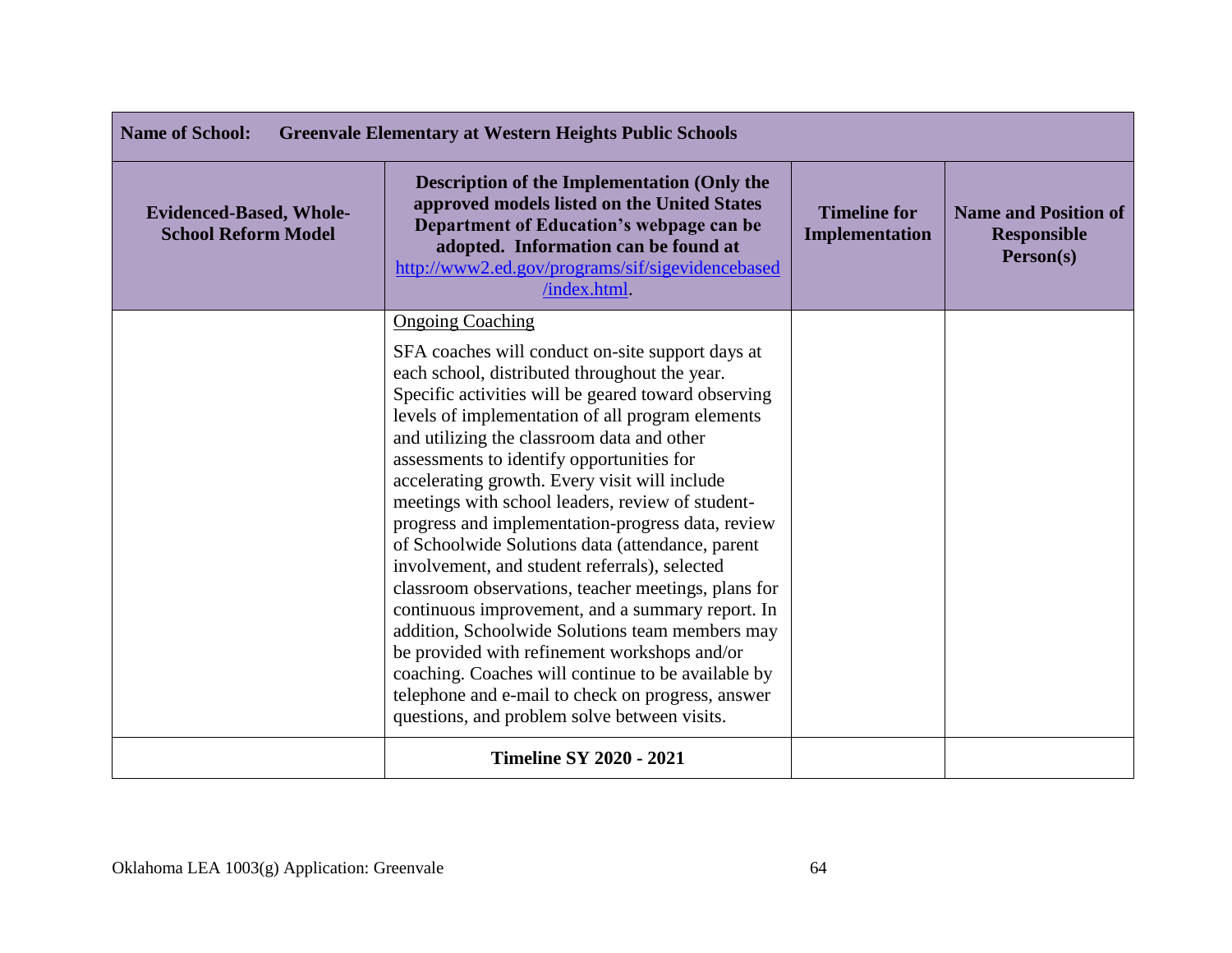| **Name of School:** **Greenvale Elementary at Western Heights Public Schools** | | | |
|---|---|---|---|
| **Evidenced-Based, Whole-School Reform Model** | **Description of the Implementation (Only the approved models listed on the United States Department of Education's webpage can be adopted. Information can be found at** [http://www2.ed.gov/programs/sif/sigevidencebased/index.html](http://www2.ed.gov/programs/sif/sigevidencebased/index.html). | **Timeline for Implementation** | **Name and Position of Responsible Person(s)** |
| | <u>Ongoing Coaching</u><br><br>SFA coaches will conduct on-site support days at each school, distributed throughout the year. Specific activities will be geared toward observing levels of implementation of all program elements and utilizing the classroom data and other assessments to identify opportunities for accelerating growth. Every visit will include meetings with school leaders, review of student-progress and implementation-progress data, review of Schoolwide Solutions data (attendance, parent involvement, and student referrals), selected classroom observations, teacher meetings, plans for continuous improvement, and a summary report. In addition, Schoolwide Solutions team members may be provided with refinement workshops and/or coaching. Coaches will continue to be available by telephone and e-mail to check on progress, answer questions, and problem solve between visits. | | |
| | **Timeline SY 2020 - 2021** | | |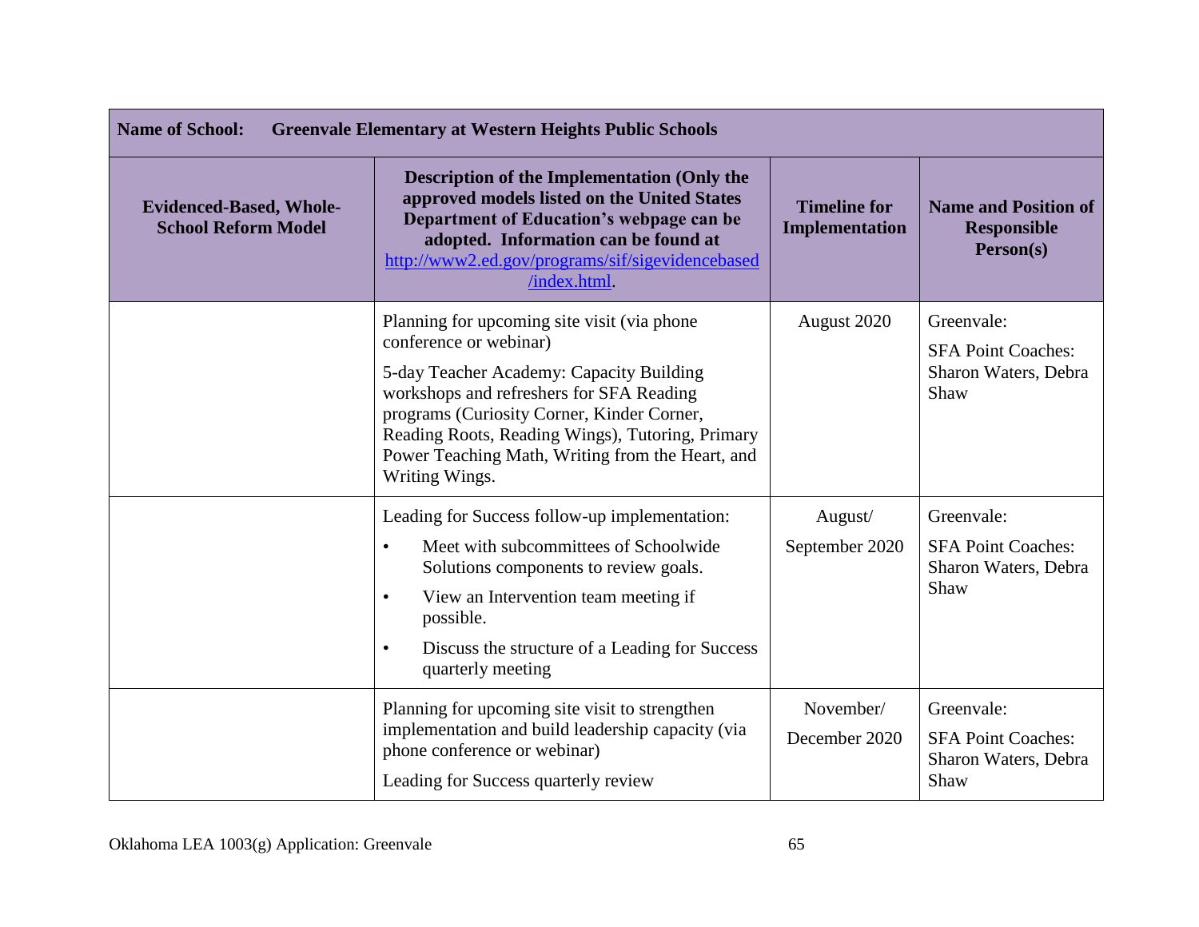| Name of School: Greenvale Elementary at Western Heights Public Schools | | | |
|---|---|---|---|
| **Evidenced-Based, Whole-School Reform Model** | **Description of the Implementation (Only the approved models listed on the United States Department of Education's webpage can be adopted. Information can be found at [http://www2.ed.gov/programs/sif/sigevidencebased/index.html](http://www2.ed.gov/programs/sif/sigevidencebased/index.html).** | **Timeline for Implementation** | **Name and Position of Responsible Person(s)** |
| | Planning for upcoming site visit (via phone conference or webinar)<br><br>5-day Teacher Academy: Capacity Building workshops and refreshers for SFA Reading programs (Curiosity Corner, Kinder Corner, Reading Roots, Reading Wings), Tutoring, Primary Power Teaching Math, Writing from the Heart, and Writing Wings. | August 2020 | Greenvale:<br><br>SFA Point Coaches: Sharon Waters, Debra Shaw |
| | Leading for Success follow-up implementation:<br>• Meet with subcommittees of Schoolwide Solutions components to review goals.<br>• View an Intervention team meeting if possible.<br>• Discuss the structure of a Leading for Success quarterly meeting | August/<br>September 2020 | Greenvale:<br><br>SFA Point Coaches: Sharon Waters, Debra Shaw |
| | Planning for upcoming site visit to strengthen implementation and build leadership capacity (via phone conference or webinar)<br><br>Leading for Success quarterly review | November/<br>December 2020 | Greenvale:<br><br>SFA Point Coaches: Sharon Waters, Debra Shaw |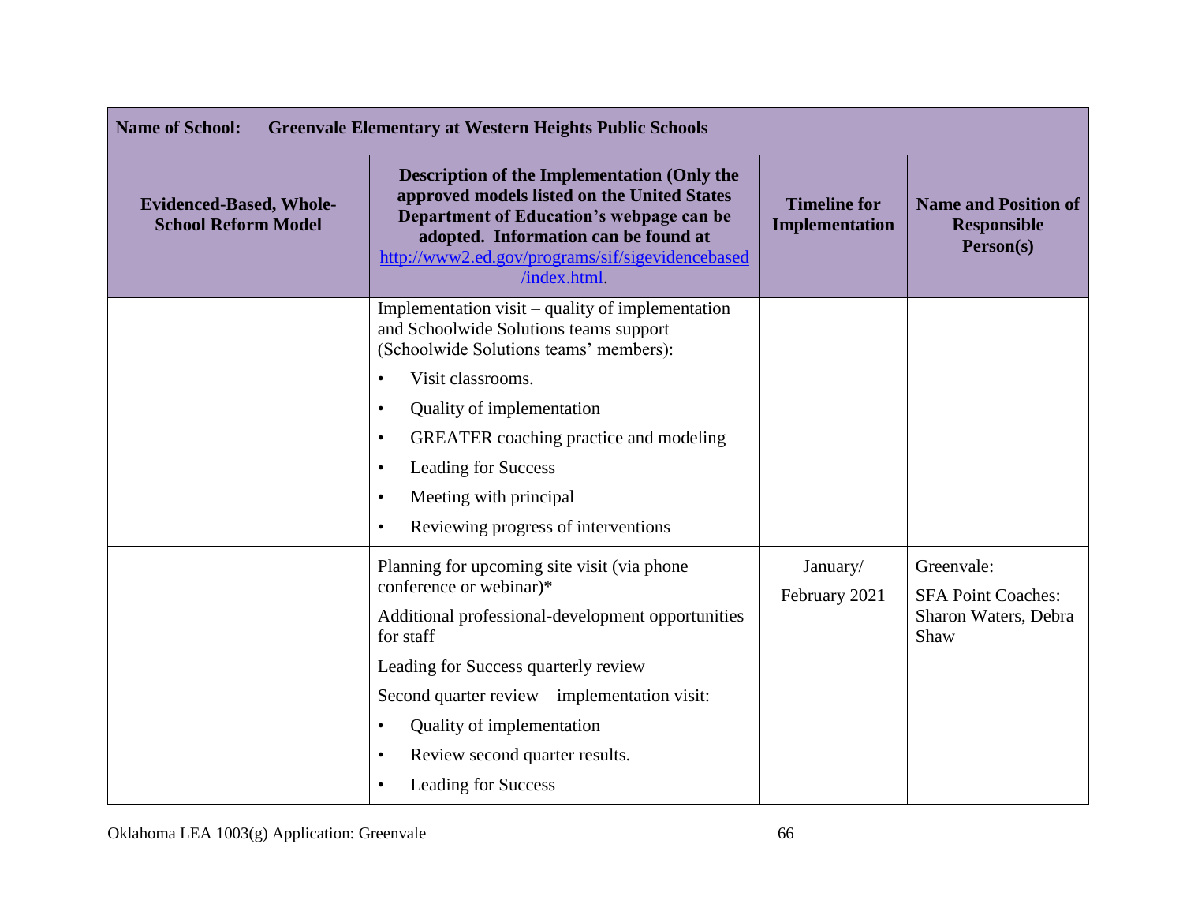| Name of School: Greenvale Elementary at Western Heights Public Schools | | | |
|---|---|---|---|
| **Evidenced-Based, Whole-School Reform Model** | **Description of the Implementation (Only the approved models listed on the United States Department of Education's webpage can be adopted. Information can be found at [http://www2.ed.gov/programs/sif/sigevidencebased/index.html](http://www2.ed.gov/programs/sif/sigevidencebased/index.html).** | **Timeline for Implementation** | **Name and Position of Responsible Person(s)** |
| | Implementation visit – quality of implementation and Schoolwide Solutions teams support (Schoolwide Solutions teams' members): <br>• Visit classrooms. <br>• Quality of implementation <br>• GREATER coaching practice and modeling <br>• Leading for Success <br>• Meeting with principal <br>• Reviewing progress of interventions | | |
| | Planning for upcoming site visit (via phone conference or webinar)* <br>Additional professional-development opportunities for staff <br>Leading for Success quarterly review <br>Second quarter review – implementation visit: <br>• Quality of implementation <br>• Review second quarter results. <br>• Leading for Success | January/ February 2021 | Greenvale: <br>SFA Point Coaches: Sharon Waters, Debra Shaw |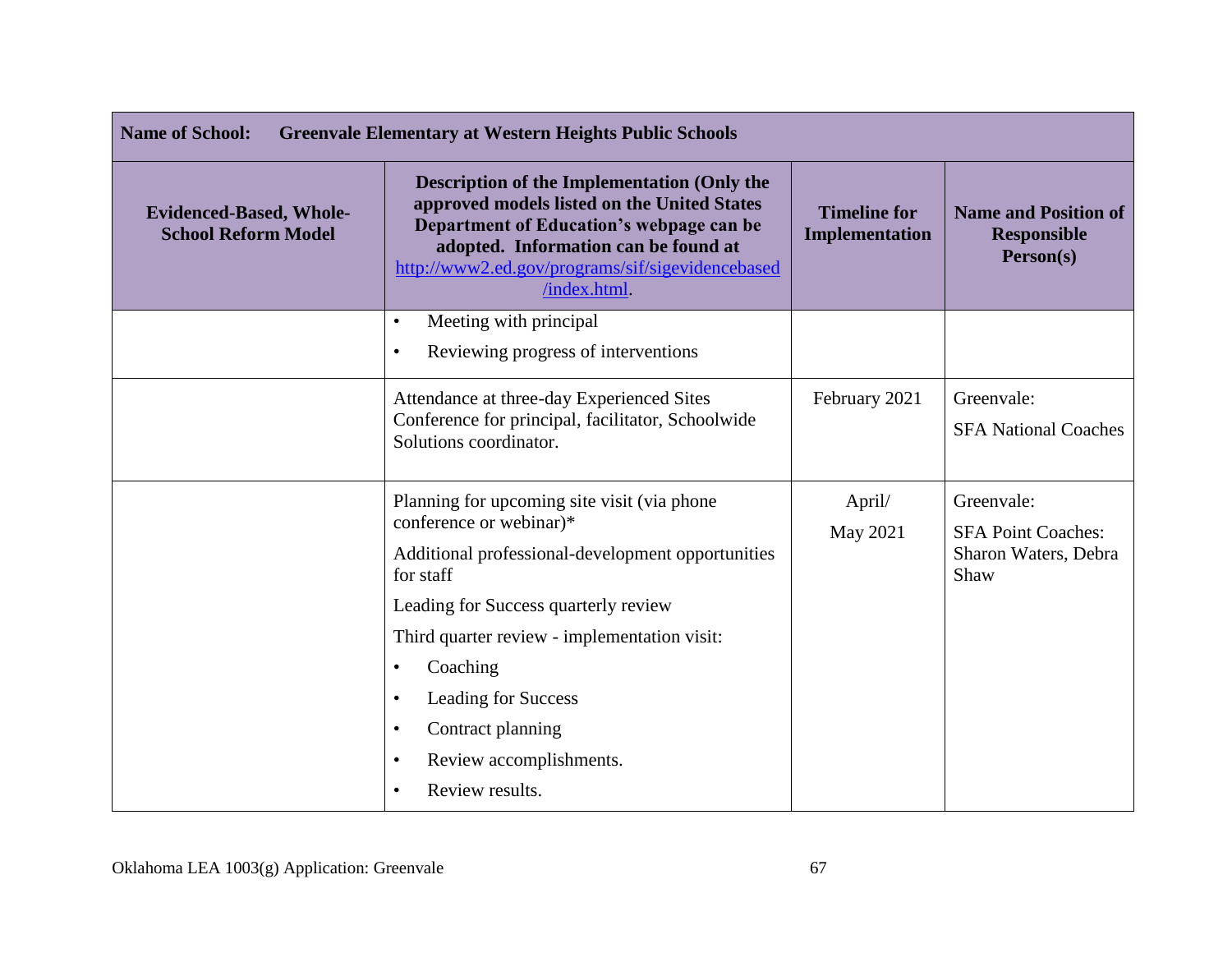| Name of School: Greenvale Elementary at Western Heights Public Schools | | | |
|---|---|---|---|
| **Evidenced-Based, Whole-School Reform Model** | **Description of the Implementation (Only the approved models listed on the United States Department of Education's webpage can be adopted. Information can be found at http://www2.ed.gov/programs/sif/sigevidencebased/index.html.** | **Timeline for Implementation** | **Name and Position of Responsible Person(s)** |
| | • Meeting with principal<br>• Reviewing progress of interventions | | |
| | Attendance at three-day Experienced Sites Conference for principal, facilitator, Schoolwide Solutions coordinator. | February 2021 | Greenvale:<br>SFA National Coaches |
| | Planning for upcoming site visit (via phone conference or webinar)*<br>Additional professional-development opportunities for staff<br>Leading for Success quarterly review<br>Third quarter review - implementation visit:<br>• Coaching<br>• Leading for Success<br>• Contract planning<br>• Review accomplishments.<br>• Review results. | April/<br>May 2021 | Greenvale:<br>SFA Point Coaches: Sharon Waters, Debra Shaw |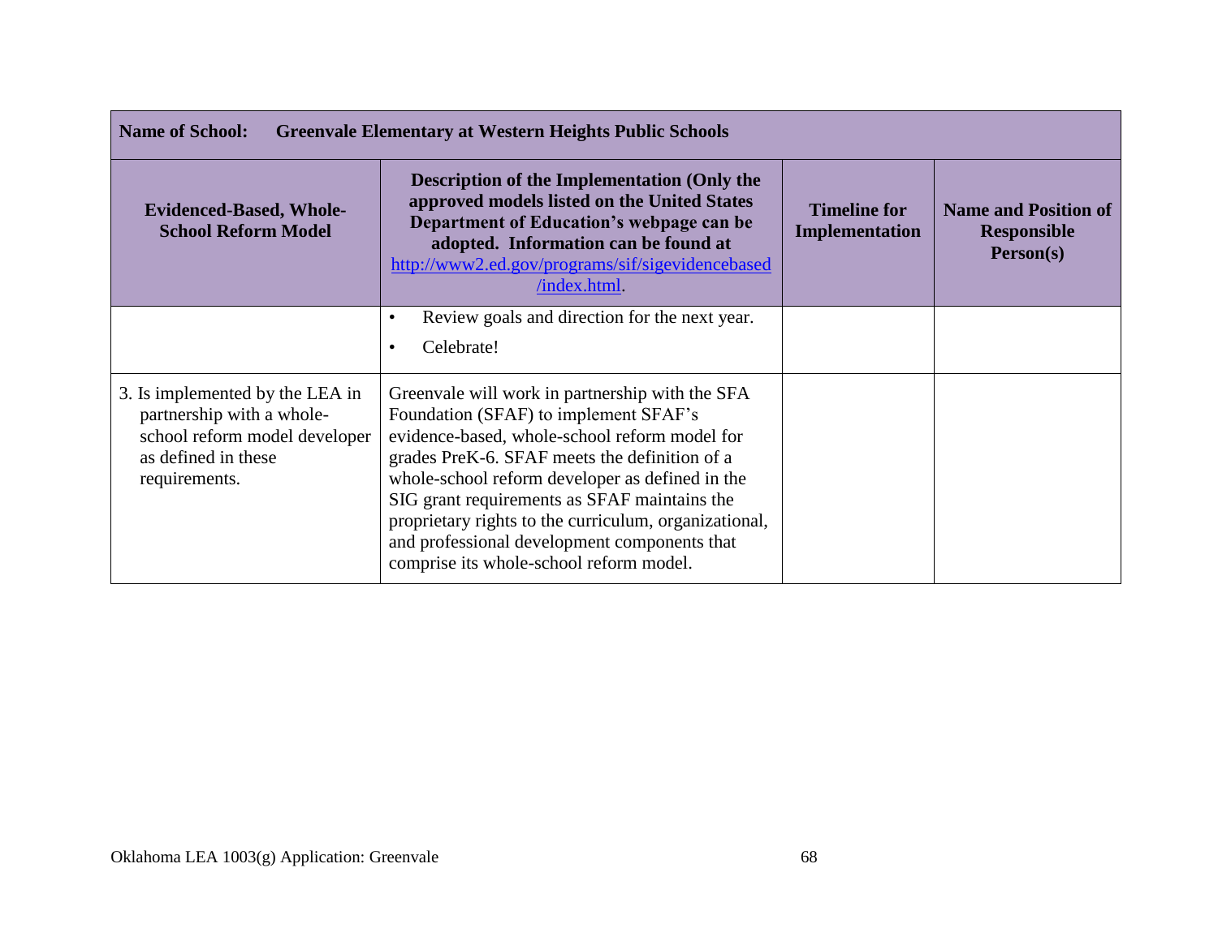| **Name of School: Greenvale Elementary at Western Heights Public Schools** | | | |
|---|---|---|---|
| **Evidenced-Based, Whole-School Reform Model** | **Description of the Implementation (Only the approved models listed on the United States Department of Education's webpage can be adopted. Information can be found at [http://www2.ed.gov/programs/sif/sigevidencebased/index.html](http://www2.ed.gov/programs/sif/sigevidencebased/index.html).** | **Timeline for Implementation** | **Name and Position of Responsible Person(s)** |
| | • Review goals and direction for the next year.<br>• Celebrate! | | |
| 3. Is implemented by the LEA in partnership with a whole-school reform model developer as defined in these requirements. | Greenvale will work in partnership with the SFA Foundation (SFAF) to implement SFAF's evidence-based, whole-school reform model for grades PreK-6. SFAF meets the definition of a whole-school reform developer as defined in the SIG grant requirements as SFAF maintains the proprietary rights to the curriculum, organizational, and professional development components that comprise its whole-school reform model. | | |